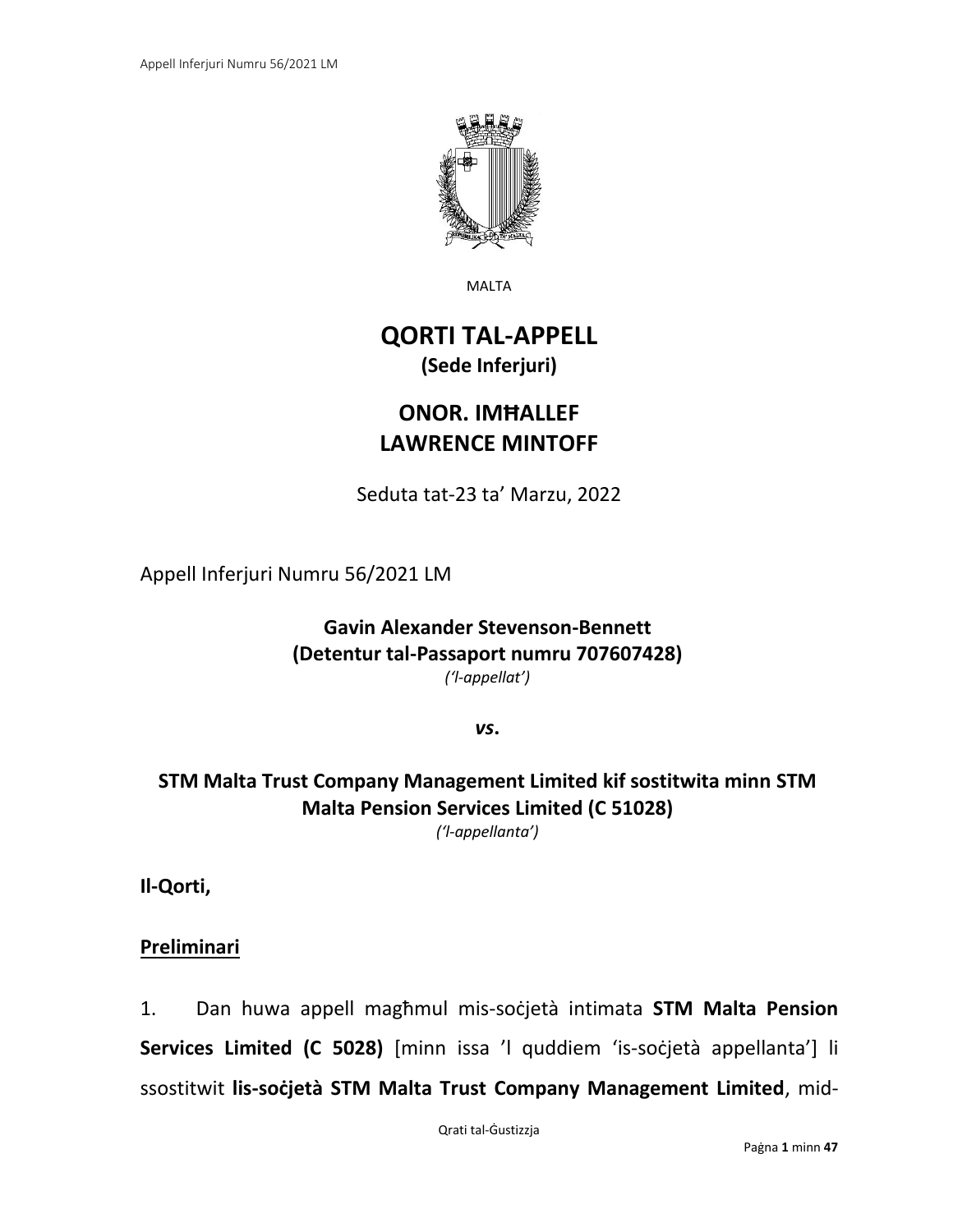MALTA

# QORTI TAL-APPELL
**(Sede Inferjuri)**

## ONOR. IMĦALLEF
## LAWRENCE MINTOFF

Seduta tat-23 ta' Marzu, 2022

Appell Inferjuri Numru 56/2021 LM

**Gavin Alexander Stevenson-Bennett**
**(Detentur tal-Passaport numru 707607428)**
*('l-appellat')*

***vs*.**

**STM Malta Trust Company Management Limited kif sostitwita minn STM Malta Pension Services Limited (C 51028)**
*('l-appellanta')*

**Il-Qorti,**

**Preliminari**

1. Dan huwa appell magħmul mis-soċjetà intimata **STM Malta Pension Services Limited (C 5028)** [minn issa 'l quddiem 'is-soċjetà appellanta'] li ssostitwit **lis-soċjetà STM Malta Trust Company Management Limited**, mid-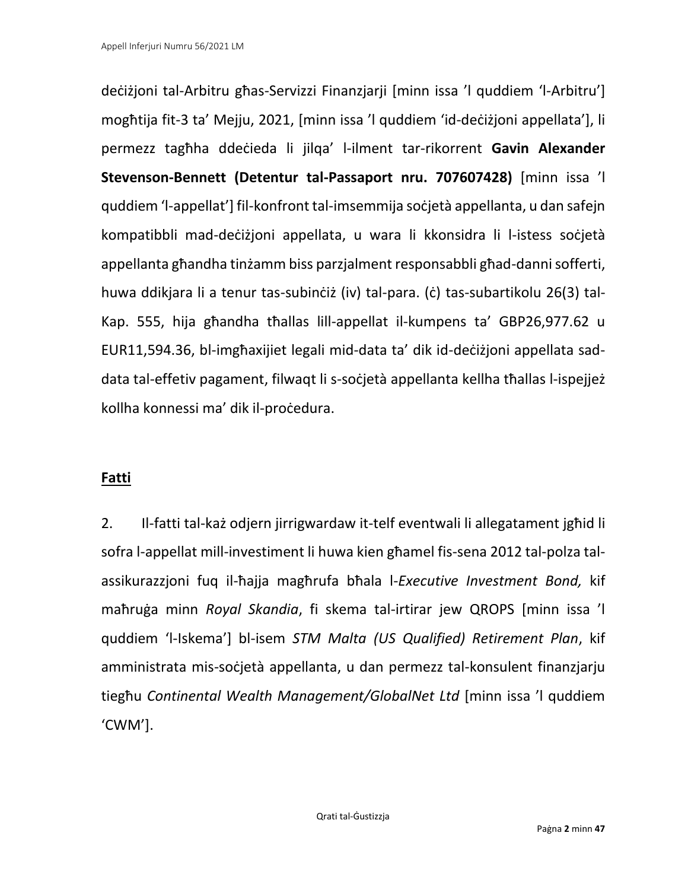deċiżjoni tal-Arbitru għas-Servizzi Finanzjarji [minn issa 'l quddiem 'l-Arbitru'] mogħtija fit-3 ta' Mejju, 2021, [minn issa 'l quddiem 'id-deċiżjoni appellata'], li permezz tagħha ddeċieda li jilqa' l-ilment tar-rikorrent **Gavin Alexander Stevenson-Bennett (Detentur tal-Passaport nru. 707607428)** [minn issa 'l quddiem 'l-appellat'] fil-konfront tal-imsemmija soċjetà appellanta, u dan safejn kompatibbli mad-deċiżjoni appellata, u wara li kkonsidra li l-istess soċjetà appellanta għandha tinżamm biss parzjalment responsabbli għad-danni sofferti, huwa ddikjara li a tenur tas-subinċiż (iv) tal-para. (ċ) tas-subartikolu 26(3) tal-Kap. 555, hija għandha tħallas lill-appellat il-kumpens ta' GBP26,977.62 u EUR11,594.36, bl-imgħaxijiet legali mid-data ta' dik id-deċiżjoni appellata sad-data tal-effetiv pagament, filwaqt li s-soċjetà appellanta kellha tħallas l-ispejjeż kollha konnessi ma' dik il-proċedura.

## Fatti

2. Il-fatti tal-każ odjern jirrigwardaw it-telf eventwali li allegatament jgħid li sofra l-appellat mill-investiment li huwa kien għamel fis-sena 2012 tal-polza tal-assikurazzjoni fuq il-ħajja magħrufa bħala l-*Executive Investment Bond,* kif maħruġa minn *Royal Skandia*, fi skema tal-irtirar jew QROPS [minn issa 'l quddiem 'l-Iskema'] bl-isem *STM Malta (US Qualified) Retirement Plan*, kif amministrata mis-soċjetà appellanta, u dan permezz tal-konsulent finanzjarju tiegħu *Continental Wealth Management/GlobalNet Ltd* [minn issa 'l quddiem 'CWM'].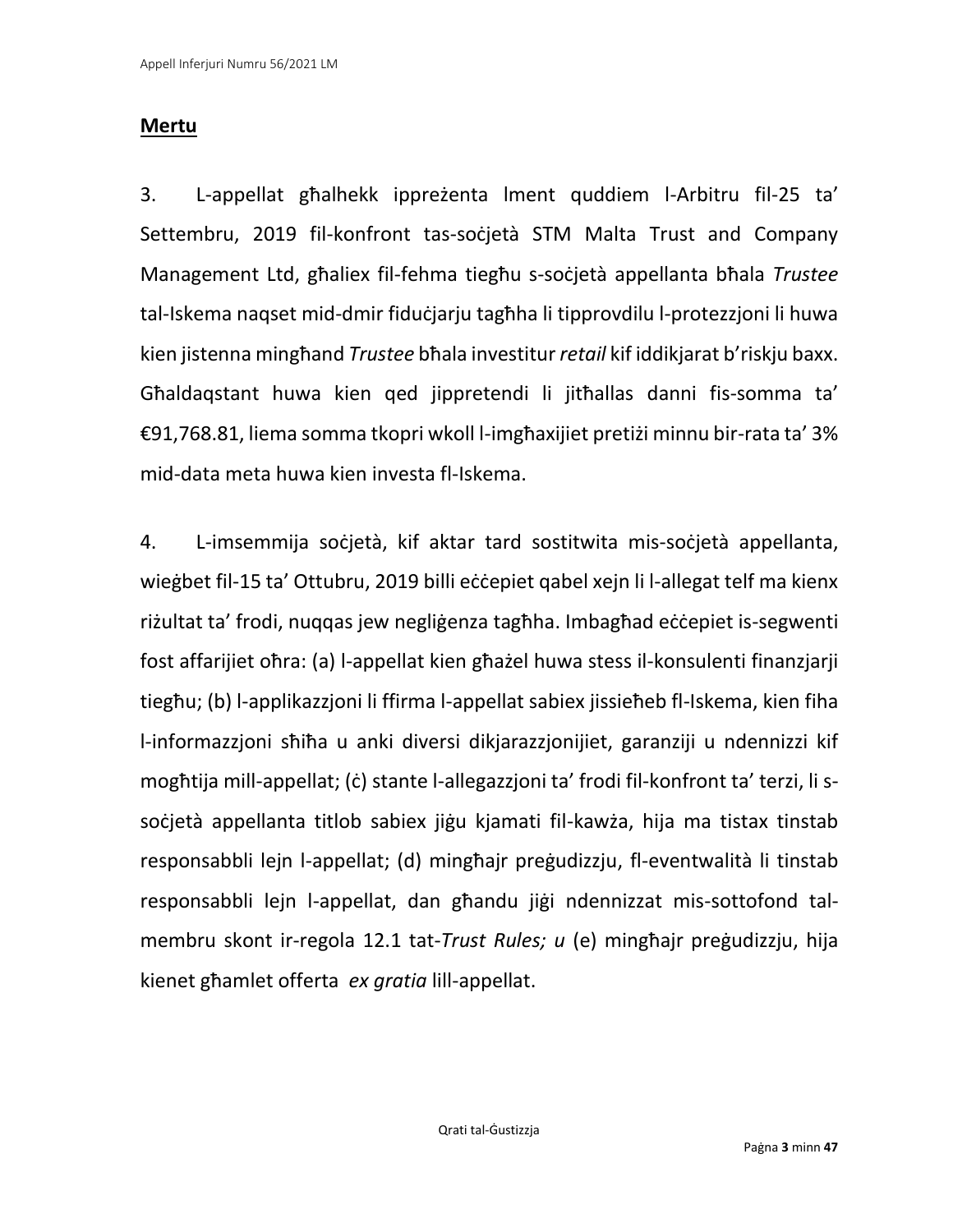## **Mertu**

3. L-appellat għalhekk ippreżenta lment quddiem l-Arbitru fil-25 ta' Settembru, 2019 fil-konfront tas-soċjetà STM Malta Trust and Company Management Ltd, għaliex fil-fehma tiegħu s-soċjetà appellanta bħala *Trustee* tal-Iskema naqset mid-dmir fiduċjarju tagħha li tipprovdilu l-protezzjoni li huwa kien jistenna mingħand *Trustee* bħala investitur *retail* kif iddikjarat b'riskju baxx. Għaldaqstant huwa kien qed jippretendi li jitħallas danni fis-somma ta' €91,768.81, liema somma tkopri wkoll l-imgħaxijiet pretiżi minnu bir-rata ta' 3% mid-data meta huwa kien investa fl-Iskema.

4. L-imsemmija soċjetà, kif aktar tard sostitwita mis-soċjetà appellanta, wieġbet fil-15 ta' Ottubru, 2019 billi eċċepiet qabel xejn li l-allegat telf ma kienx riżultat ta' frodi, nuqqas jew negliġenza tagħha. Imbagħad eċċepiet is-segwenti fost affarijiet oħra: (a) l-appellat kien għażel huwa stess il-konsulenti finanzjarji tiegħu; (b) l-applikazzjoni li ffirma l-appellat sabiex jissieħeb fl-Iskema, kien fiha l-informazzjoni sħiħa u anki diversi dikjarazzjonijiet, garanziji u ndennizzi kif mogħtija mill-appellat; (ċ) stante l-allegazzjoni ta' frodi fil-konfront ta' terzi, li s-soċjetà appellanta titlob sabiex jiġu kjamati fil-kawża, hija ma tistax tinstab responsabbli lejn l-appellat; (d) mingħajr preġudizzju, fl-eventwalità li tinstab responsabbli lejn l-appellat, dan għandu jiġi ndennizzat mis-sottofond tal-membru skont ir-regola 12.1 tat-*Trust Rules;* u (e) mingħajr preġudizzju, hija kienet għamlet offerta *ex gratia* lill-appellat.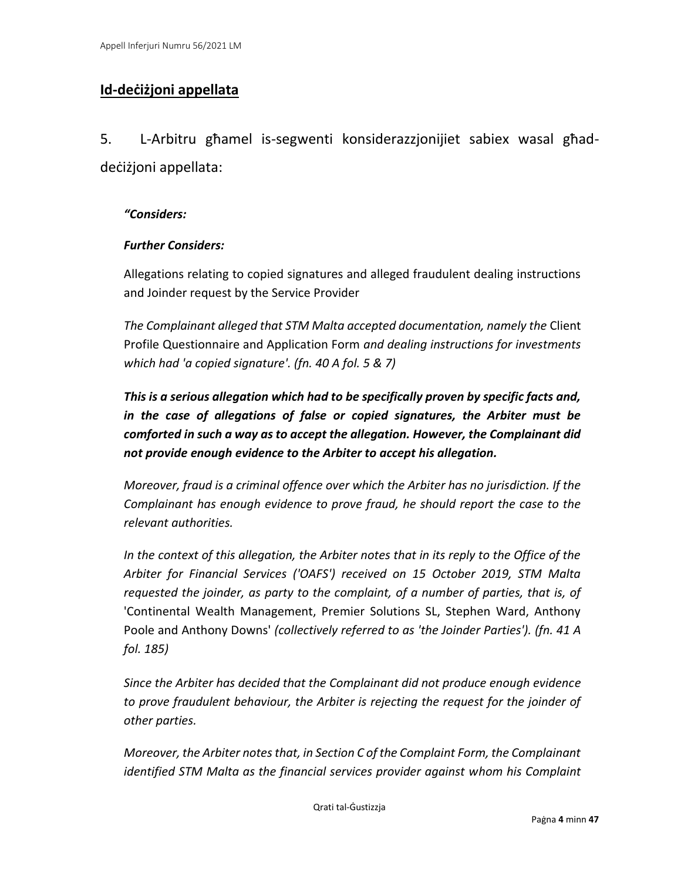## Id-deċiżjoni appellata

5. L-Arbitru għamel is-segwenti konsiderazzjonijiet sabiex wasal għad-deċiżjoni appellata:

> ***"Considers:***
>
> ***Further Considers:***
>
> Allegations relating to copied signatures and alleged fraudulent dealing instructions and Joinder request by the Service Provider
>
> *The Complainant alleged that STM Malta accepted documentation, namely the* Client Profile Questionnaire and Application Form *and dealing instructions for investments which had 'a copied signature'. (fn. 40 A fol. 5 & 7)*
>
> ***This is a serious allegation which had to be specifically proven by specific facts and, in the case of allegations of false or copied signatures, the Arbiter must be comforted in such a way as to accept the allegation. However, the Complainant did not provide enough evidence to the Arbiter to accept his allegation.***
>
> *Moreover, fraud is a criminal offence over which the Arbiter has no jurisdiction. If the Complainant has enough evidence to prove fraud, he should report the case to the relevant authorities.*
>
> *In the context of this allegation, the Arbiter notes that in its reply to the Office of the Arbiter for Financial Services ('OAFS') received on 15 October 2019, STM Malta requested the joinder, as party to the complaint, of a number of parties, that is, of* 'Continental Wealth Management, Premier Solutions SL, Stephen Ward, Anthony Poole and Anthony Downs' *(collectively referred to as 'the Joinder Parties'). (fn. 41 A fol. 185)*
>
> *Since the Arbiter has decided that the Complainant did not produce enough evidence to prove fraudulent behaviour, the Arbiter is rejecting the request for the joinder of other parties.*
>
> *Moreover, the Arbiter notes that, in Section C of the Complaint Form, the Complainant identified STM Malta as the financial services provider against whom his Complaint*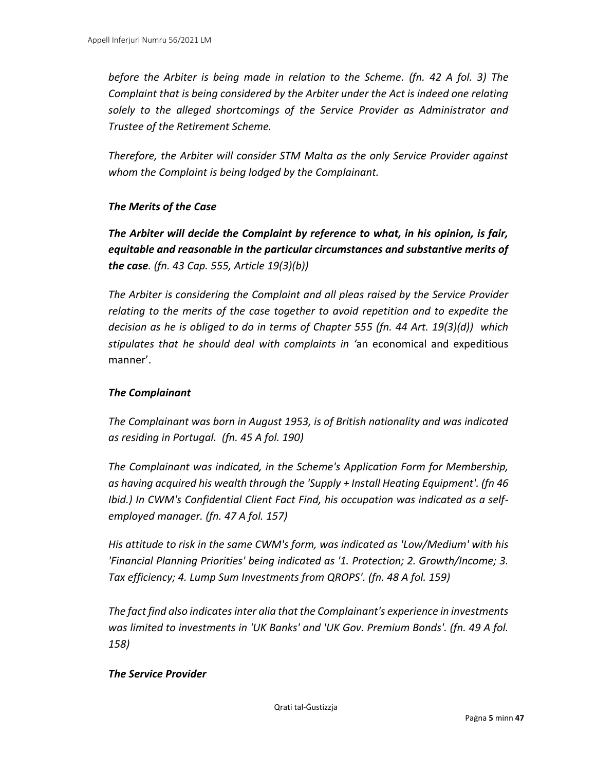*before the Arbiter is being made in relation to the Scheme. (fn. 42 A fol. 3) The Complaint that is being considered by the Arbiter under the Act is indeed one relating solely to the alleged shortcomings of the Service Provider as Administrator and Trustee of the Retirement Scheme.*

*Therefore, the Arbiter will consider STM Malta as the only Service Provider against whom the Complaint is being lodged by the Complainant.*

***The Merits of the Case***

***The Arbiter will decide the Complaint by reference to what, in his opinion, is fair, equitable and reasonable in the particular circumstances and substantive merits of the case**. (fn. 43 Cap. 555, Article 19(3)(b))*

*The Arbiter is considering the Complaint and all pleas raised by the Service Provider relating to the merits of the case together to avoid repetition and to expedite the decision as he is obliged to do in terms of Chapter 555 (fn. 44 Art. 19(3)(d)) which stipulates that he should deal with complaints in '*an economical and expeditious manner'.

***The Complainant***

*The Complainant was born in August 1953, is of British nationality and was indicated as residing in Portugal. (fn. 45 A fol. 190)*

*The Complainant was indicated, in the Scheme's Application Form for Membership, as having acquired his wealth through the 'Supply + Install Heating Equipment'. (fn 46 Ibid.) In CWM's Confidential Client Fact Find, his occupation was indicated as a self-employed manager. (fn. 47 A fol. 157)*

*His attitude to risk in the same CWM's form, was indicated as 'Low/Medium' with his 'Financial Planning Priorities' being indicated as '1. Protection; 2. Growth/Income; 3. Tax efficiency; 4. Lump Sum Investments from QROPS'. (fn. 48 A fol. 159)*

*The fact find also indicates inter alia that the Complainant's experience in investments was limited to investments in 'UK Banks' and 'UK Gov. Premium Bonds'. (fn. 49 A fol. 158)*

***The Service Provider***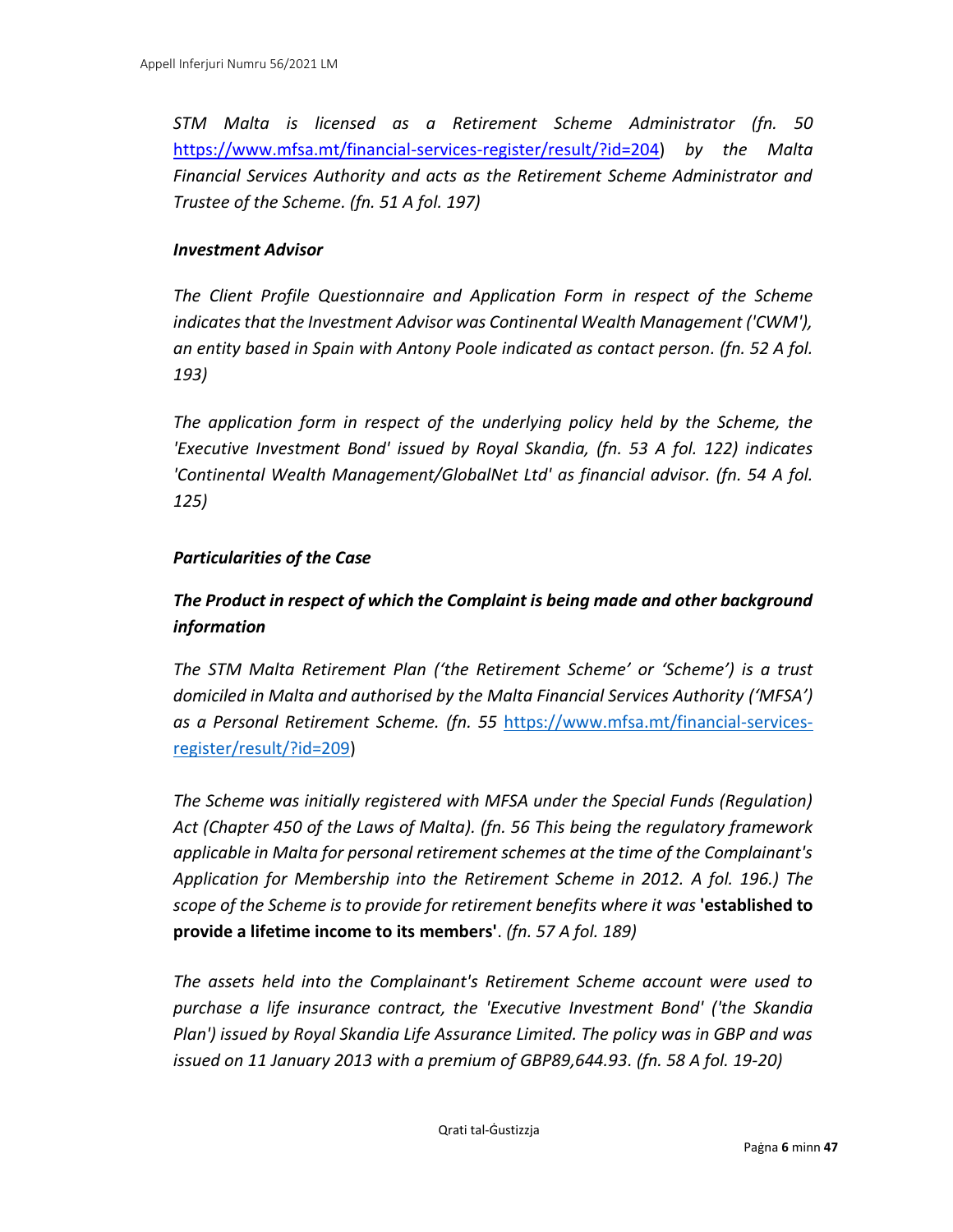*STM Malta is licensed as a Retirement Scheme Administrator (fn. 50 https://www.mfsa.mt/financial-services-register/result/?id=204) by the Malta Financial Services Authority and acts as the Retirement Scheme Administrator and Trustee of the Scheme. (fn. 51 A fol. 197)*

***Investment Advisor***

*The Client Profile Questionnaire and Application Form in respect of the Scheme indicates that the Investment Advisor was Continental Wealth Management ('CWM'), an entity based in Spain with Antony Poole indicated as contact person. (fn. 52 A fol. 193)*

*The application form in respect of the underlying policy held by the Scheme, the 'Executive Investment Bond' issued by Royal Skandia, (fn. 53 A fol. 122) indicates 'Continental Wealth Management/GlobalNet Ltd' as financial advisor. (fn. 54 A fol. 125)*

***Particularities of the Case***

***The Product in respect of which the Complaint is being made and other background information***

*The STM Malta Retirement Plan ('the Retirement Scheme' or 'Scheme') is a trust domiciled in Malta and authorised by the Malta Financial Services Authority ('MFSA') as a Personal Retirement Scheme. (fn. 55 https://www.mfsa.mt/financial-services-register/result/?id=209)*

*The Scheme was initially registered with MFSA under the Special Funds (Regulation) Act (Chapter 450 of the Laws of Malta). (fn. 56 This being the regulatory framework applicable in Malta for personal retirement schemes at the time of the Complainant's Application for Membership into the Retirement Scheme in 2012. A fol. 196.) The scope of the Scheme is to provide for retirement benefits where it was* ***'established to provide a lifetime income to its members'****. (fn. 57 A fol. 189)*

*The assets held into the Complainant's Retirement Scheme account were used to purchase a life insurance contract, the 'Executive Investment Bond' ('the Skandia Plan') issued by Royal Skandia Life Assurance Limited. The policy was in GBP and was issued on 11 January 2013 with a premium of GBP89,644.93. (fn. 58 A fol. 19-20)*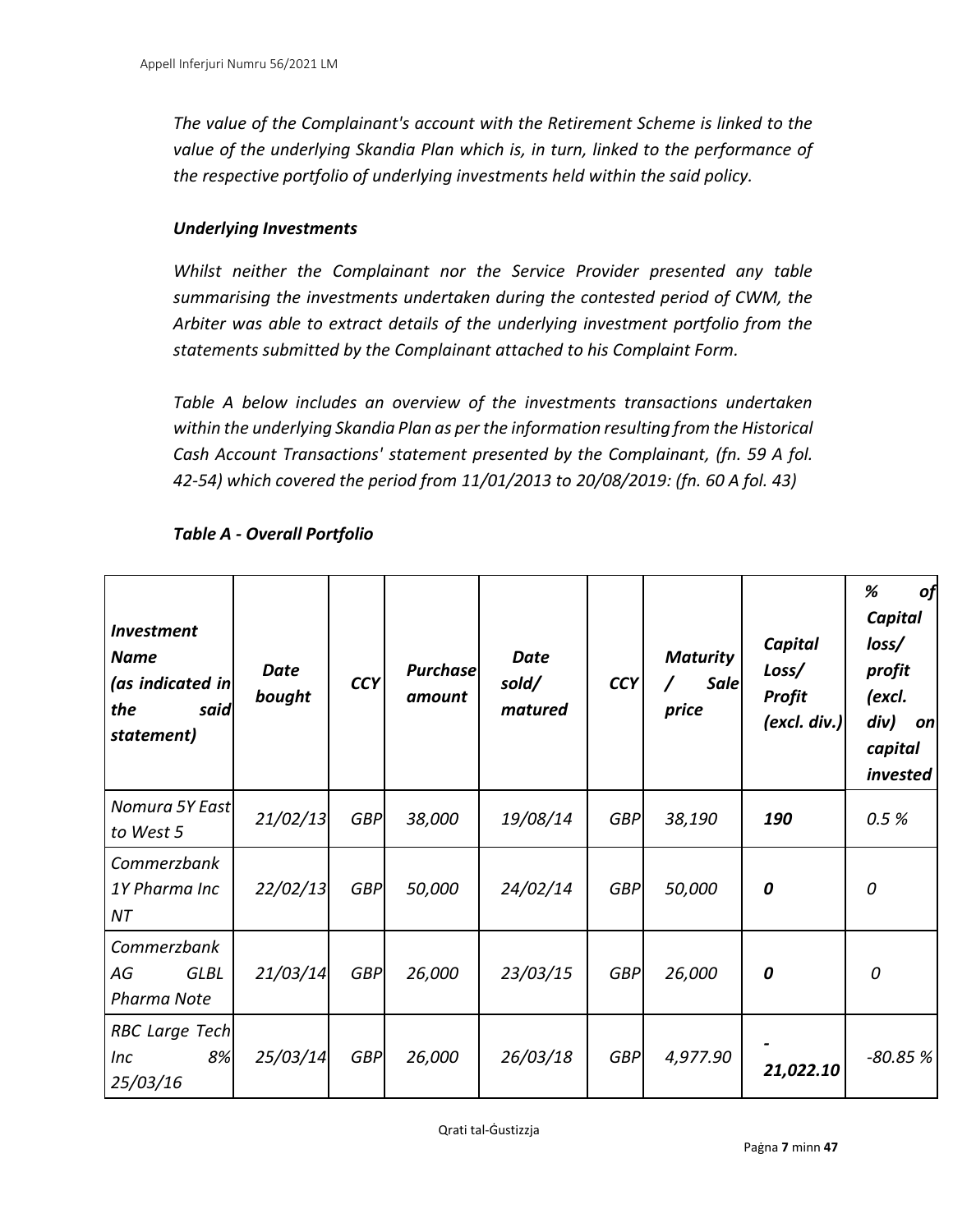*The value of the Complainant's account with the Retirement Scheme is linked to the value of the underlying Skandia Plan which is, in turn, linked to the performance of the respective portfolio of underlying investments held within the said policy.*

***Underlying Investments***

*Whilst neither the Complainant nor the Service Provider presented any table summarising the investments undertaken during the contested period of CWM, the Arbiter was able to extract details of the underlying investment portfolio from the statements submitted by the Complainant attached to his Complaint Form.*

*Table A below includes an overview of the investments transactions undertaken within the underlying Skandia Plan as per the information resulting from the Historical Cash Account Transactions' statement presented by the Complainant, (fn. 59 A fol. 42-54) which covered the period from 11/01/2013 to 20/08/2019: (fn. 60 A fol. 43)*

***Table A - Overall Portfolio***

| ***Investment Name (as indicated in the said statement)*** | ***Date bought*** | ***CCY*** | ***Purchase amount*** | ***Date sold/ matured*** | ***CCY*** | ***Maturity / Sale price*** | ***Capital Loss/ Profit (excl. div.)*** | ***% of Capital loss/ profit (excl. div) on capital invested*** |
|---|---|---|---|---|---|---|---|---|
| *Nomura 5Y East to West 5* | *21/02/13* | *GBP* | *38,000* | *19/08/14* | *GBP* | *38,190* | ***190*** | *0.5 %* |
| *Commerzbank 1Y Pharma Inc NT* | *22/02/13* | *GBP* | *50,000* | *24/02/14* | *GBP* | *50,000* | ***0*** | *0* |
| *Commerzbank AG GLBL Pharma Note* | *21/03/14* | *GBP* | *26,000* | *23/03/15* | *GBP* | *26,000* | ***0*** | *0* |
| *RBC Large Tech Inc 8% 25/03/16* | *25/03/14* | *GBP* | *26,000* | *26/03/18* | *GBP* | *4,977.90* | ***-21,022.10*** | *-80.85 %* |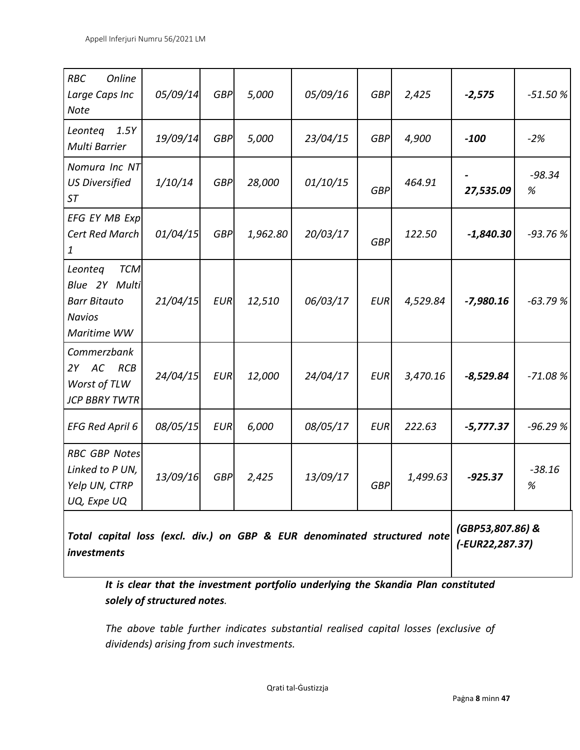| | | | | | | | | |
|---|---|---|---|---|---|---|---|---|
| *RBC Online Large Caps Inc Note* | *05/09/14* | *GBP* | *5,000* | *05/09/16* | *GBP* | *2,425* | ***-2,575*** | *-51.50 %* |
| *Leonteq 1.5Y Multi Barrier* | *19/09/14* | *GBP* | *5,000* | *23/04/15* | *GBP* | *4,900* | ***-100*** | *-2%* |
| *Nomura Inc NT US Diversified ST* | *1/10/14* | *GBP* | *28,000* | *01/10/15* | *GBP* | *464.91* | ***-27,535.09*** | *-98.34 %* |
| *EFG EY MB Exp Cert Red March 1* | *01/04/15* | *GBP* | *1,962.80* | *20/03/17* | *GBP* | *122.50* | ***-1,840.30*** | *-93.76 %* |
| *Leonteq TCM Blue 2Y Multi Barr Bitauto Navios Maritime WW* | *21/04/15* | *EUR* | *12,510* | *06/03/17* | *EUR* | *4,529.84* | ***-7,980.16*** | *-63.79 %* |
| *Commerzbank 2Y AC RCB Worst of TLW JCP BBRY TWTR* | *24/04/15* | *EUR* | *12,000* | *24/04/17* | *EUR* | *3,470.16* | ***-8,529.84*** | *-71.08 %* |
| *EFG Red April 6* | *08/05/15* | *EUR* | *6,000* | *08/05/17* | *EUR* | *222.63* | ***-5,777.37*** | *-96.29 %* |
| *RBC GBP Notes Linked to P UN, Yelp UN, CTRP UQ, Expe UQ* | *13/09/16* | *GBP* | *2,425* | *13/09/17* | *GBP* | *1,499.63* | ***-925.37*** | *-38.16 %* |
| ***Total capital loss (excl. div.) on GBP & EUR denominated structured note investments*** | | | | | | | ***(GBP53,807.86) & (-EUR22,287.37)*** | |

***It is clear that the investment portfolio underlying the Skandia Plan constituted solely of structured notes.***

*The above table further indicates substantial realised capital losses (exclusive of dividends) arising from such investments.*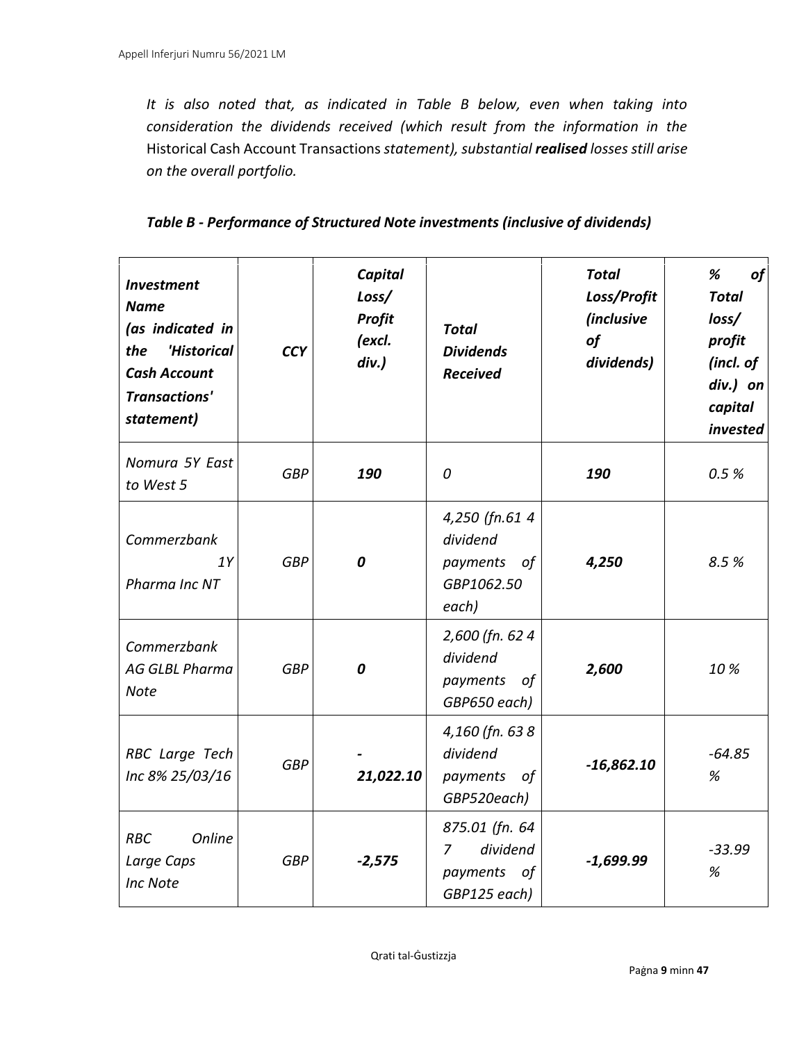*It is also noted that, as indicated in Table B below, even when taking into consideration the dividends received (which result from the information in the* Historical Cash Account Transactions *statement), substantial **realised** losses still arise on the overall portfolio.*

***Table B - Performance of Structured Note investments (inclusive of dividends)***

| ***Investment Name (as indicated in the 'Historical Cash Account Transactions' statement)*** | ***CCY*** | ***Capital Loss/ Profit (excl. div.)*** | ***Total Dividends Received*** | ***Total Loss/Profit (inclusive of dividends)*** | ***% of Total loss/ profit (incl. of div.) on capital invested*** |
|---|---|---|---|---|---|
| *Nomura 5Y East to West 5* | *GBP* | ***190*** | *0* | ***190*** | *0.5 %* |
| *Commerzbank 1Y Pharma Inc NT* | *GBP* | ***0*** | *4,250 (fn.61 4 dividend payments of GBP1062.50 each)* | ***4,250*** | *8.5 %* |
| *Commerzbank AG GLBL Pharma Note* | *GBP* | ***0*** | *2,600 (fn. 62 4 dividend payments of GBP650 each)* | ***2,600*** | *10 %* |
| *RBC Large Tech Inc 8% 25/03/16* | *GBP* | ***-21,022.10*** | *4,160 (fn. 63 8 dividend payments of GBP520each)* | ***-16,862.10*** | *-64.85 %* |
| *RBC Online Large Caps Inc Note* | *GBP* | ***-2,575*** | *875.01 (fn. 64 7 dividend payments of GBP125 each)* | ***-1,699.99*** | *-33.99 %* |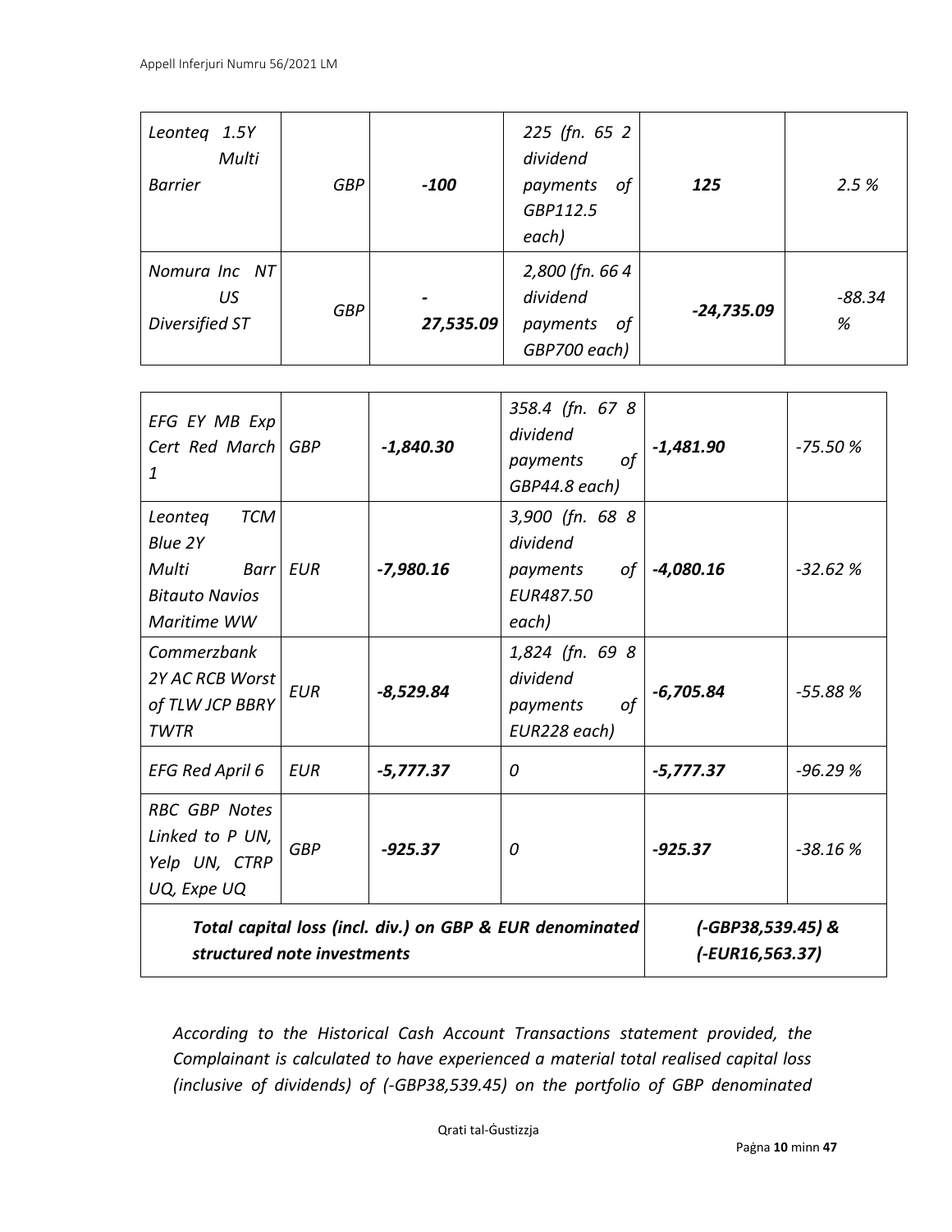| | | | | | |
|---|---|---|---|---|---|
| *Leonteq 1.5Y Multi Barrier* | *GBP* | ***-100*** | *225 (fn. 65 2 dividend payments of GBP112.5 each)* | ***125*** | *2.5 %* |
| *Nomura Inc NT US Diversified ST* | *GBP* | ***-27,535.09*** | *2,800 (fn. 66 4 dividend payments of GBP700 each)* | ***-24,735.09*** | *-88.34 %* |
| *EFG EY MB Exp Cert Red March 1* | *GBP* | ***-1,840.30*** | *358.4 (fn. 67 8 dividend payments of GBP44.8 each)* | ***-1,481.90*** | *-75.50 %* |
| *Leonteq TCM Blue 2Y Multi Barr Bitauto Navios Maritime WW* | *EUR* | ***-7,980.16*** | *3,900 (fn. 68 8 dividend payments of EUR487.50 each)* | ***-4,080.16*** | *-32.62 %* |
| *Commerzbank 2Y AC RCB Worst of TLW JCP BBRY TWTR* | *EUR* | ***-8,529.84*** | *1,824 (fn. 69 8 dividend payments of EUR228 each)* | ***-6,705.84*** | *-55.88 %* |
| *EFG Red April 6* | *EUR* | ***-5,777.37*** | *0* | ***-5,777.37*** | *-96.29 %* |
| *RBC GBP Notes Linked to P UN, Yelp UN, CTRP UQ, Expe UQ* | *GBP* | ***-925.37*** | *0* | ***-925.37*** | *-38.16 %* |
| ***Total capital loss (incl. div.) on GBP & EUR denominated structured note investments*** | | | | ***(-GBP38,539.45) & (-EUR16,563.37)*** | |

*According to the Historical Cash Account Transactions statement provided, the Complainant is calculated to have experienced a material total realised capital loss (inclusive of dividends) of (-GBP38,539.45) on the portfolio of GBP denominated*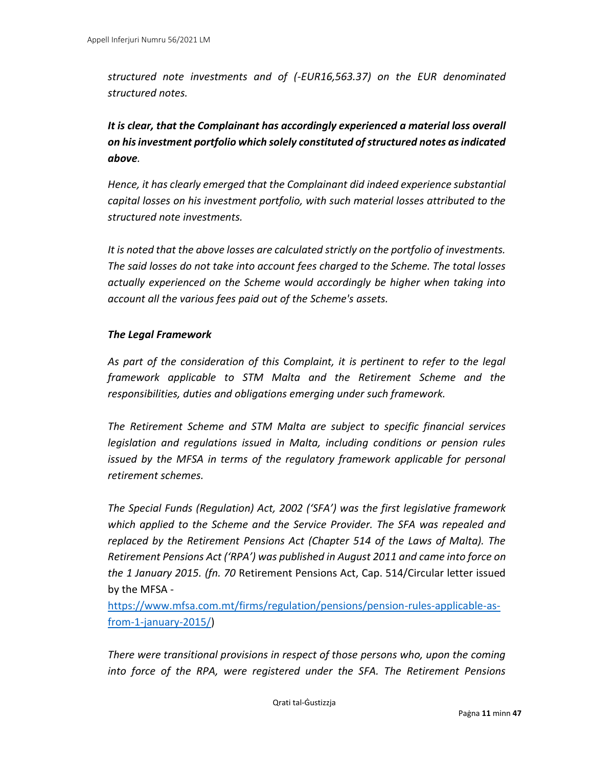*structured note investments and of (-EUR16,563.37) on the EUR denominated structured notes.*

***It is clear, that the Complainant has accordingly experienced a material loss overall on his investment portfolio which solely constituted of structured notes as indicated above*.**

*Hence, it has clearly emerged that the Complainant did indeed experience substantial capital losses on his investment portfolio, with such material losses attributed to the structured note investments.*

*It is noted that the above losses are calculated strictly on the portfolio of investments. The said losses do not take into account fees charged to the Scheme. The total losses actually experienced on the Scheme would accordingly be higher when taking into account all the various fees paid out of the Scheme's assets.*

***The Legal Framework***

*As part of the consideration of this Complaint, it is pertinent to refer to the legal framework applicable to STM Malta and the Retirement Scheme and the responsibilities, duties and obligations emerging under such framework.*

*The Retirement Scheme and STM Malta are subject to specific financial services legislation and regulations issued in Malta, including conditions or pension rules issued by the MFSA in terms of the regulatory framework applicable for personal retirement schemes.*

*The Special Funds (Regulation) Act, 2002 ('SFA') was the first legislative framework which applied to the Scheme and the Service Provider. The SFA was repealed and replaced by the Retirement Pensions Act (Chapter 514 of the Laws of Malta). The Retirement Pensions Act ('RPA') was published in August 2011 and came into force on the 1 January 2015. (fn. 70* Retirement Pensions Act, Cap. 514/Circular letter issued by the MFSA - [https://www.mfsa.com.mt/firms/regulation/pensions/pension-rules-applicable-as-from-1-january-2015/](https://www.mfsa.com.mt/firms/regulation/pensions/pension-rules-applicable-as-from-1-january-2015/))

*There were transitional provisions in respect of those persons who, upon the coming into force of the RPA, were registered under the SFA. The Retirement Pensions*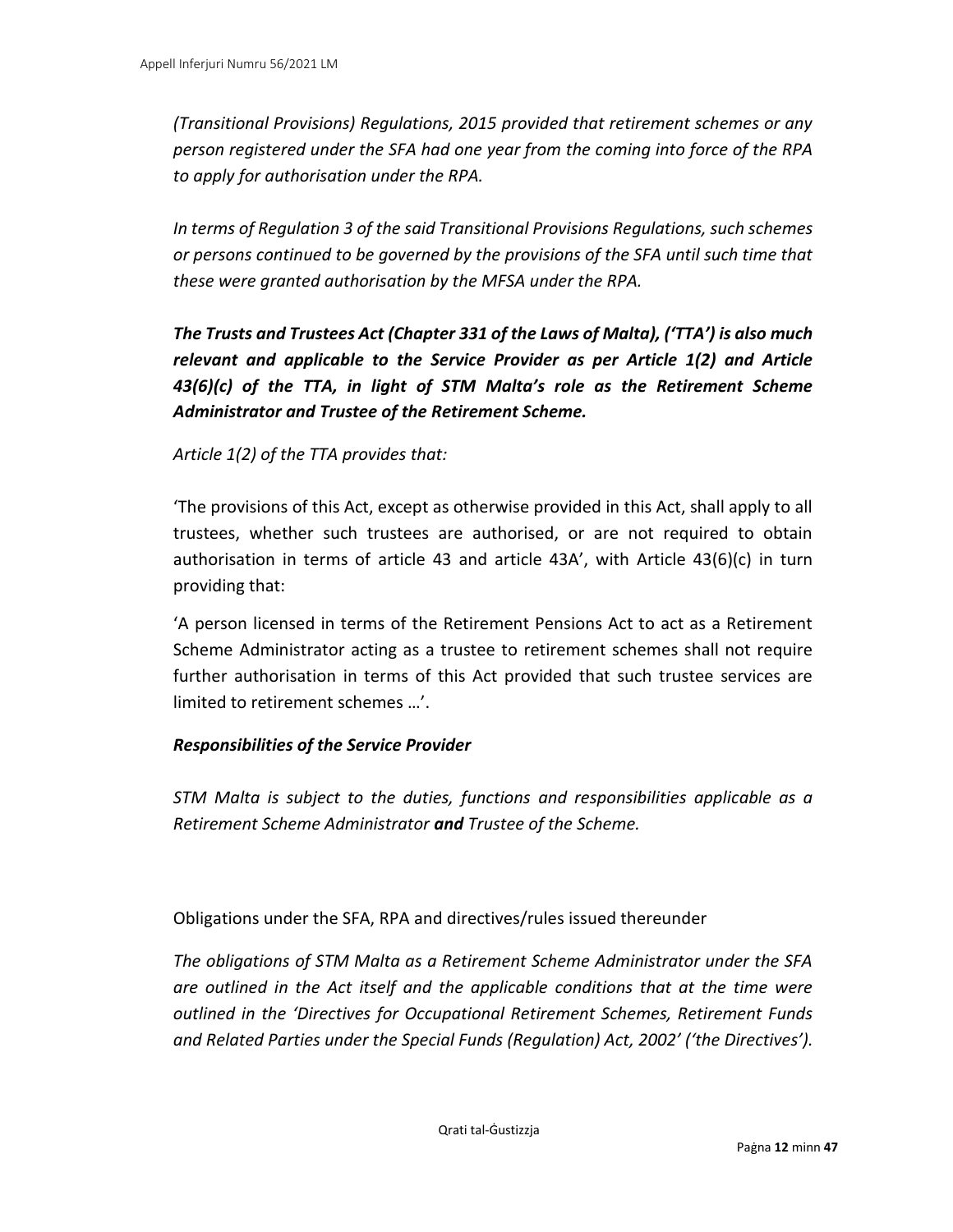*(Transitional Provisions) Regulations, 2015 provided that retirement schemes or any person registered under the SFA had one year from the coming into force of the RPA to apply for authorisation under the RPA.*

*In terms of Regulation 3 of the said Transitional Provisions Regulations, such schemes or persons continued to be governed by the provisions of the SFA until such time that these were granted authorisation by the MFSA under the RPA.*

***The Trusts and Trustees Act (Chapter 331 of the Laws of Malta), ('TTA') is also much relevant and applicable to the Service Provider as per Article 1(2) and Article 43(6)(c) of the TTA, in light of STM Malta's role as the Retirement Scheme Administrator and Trustee of the Retirement Scheme.***

*Article 1(2) of the TTA provides that:*

'The provisions of this Act, except as otherwise provided in this Act, shall apply to all trustees, whether such trustees are authorised, or are not required to obtain authorisation in terms of article 43 and article 43A', with Article 43(6)(c) in turn providing that:

'A person licensed in terms of the Retirement Pensions Act to act as a Retirement Scheme Administrator acting as a trustee to retirement schemes shall not require further authorisation in terms of this Act provided that such trustee services are limited to retirement schemes …'.

***Responsibilities of the Service Provider***

*STM Malta is subject to the duties, functions and responsibilities applicable as a Retirement Scheme Administrator **and** Trustee of the Scheme.*

Obligations under the SFA, RPA and directives/rules issued thereunder

*The obligations of STM Malta as a Retirement Scheme Administrator under the SFA are outlined in the Act itself and the applicable conditions that at the time were outlined in the 'Directives for Occupational Retirement Schemes, Retirement Funds and Related Parties under the Special Funds (Regulation) Act, 2002' ('the Directives').*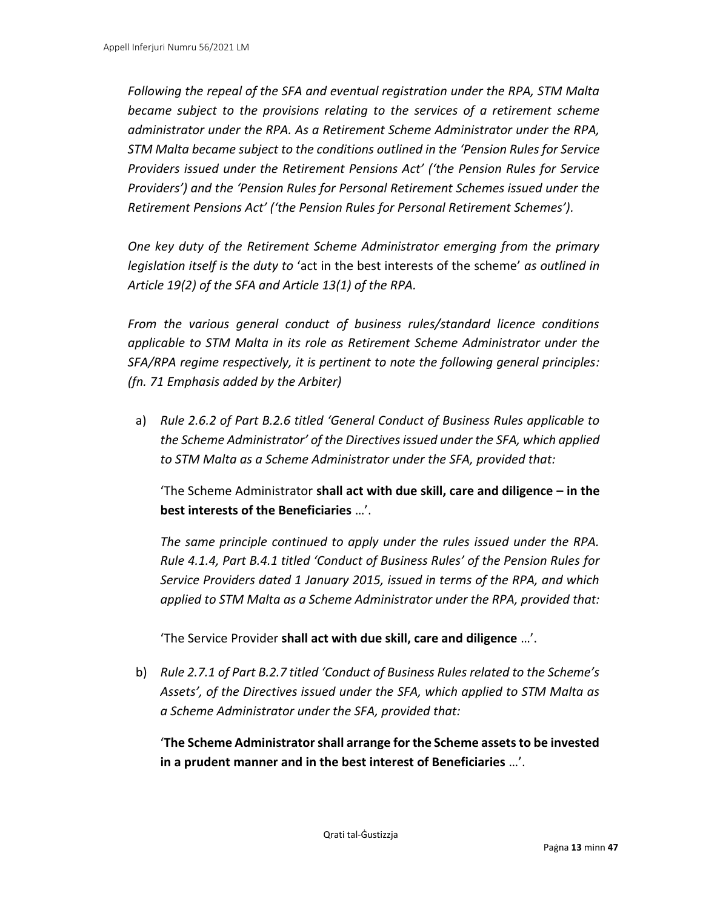*Following the repeal of the SFA and eventual registration under the RPA, STM Malta became subject to the provisions relating to the services of a retirement scheme administrator under the RPA. As a Retirement Scheme Administrator under the RPA, STM Malta became subject to the conditions outlined in the 'Pension Rules for Service Providers issued under the Retirement Pensions Act' ('the Pension Rules for Service Providers') and the 'Pension Rules for Personal Retirement Schemes issued under the Retirement Pensions Act' ('the Pension Rules for Personal Retirement Schemes').*

*One key duty of the Retirement Scheme Administrator emerging from the primary legislation itself is the duty to* 'act in the best interests of the scheme' *as outlined in Article 19(2) of the SFA and Article 13(1) of the RPA.*

*From the various general conduct of business rules/standard licence conditions applicable to STM Malta in its role as Retirement Scheme Administrator under the SFA/RPA regime respectively, it is pertinent to note the following general principles: (fn. 71 Emphasis added by the Arbiter)*

a) *Rule 2.6.2 of Part B.2.6 titled 'General Conduct of Business Rules applicable to the Scheme Administrator' of the Directives issued under the SFA, which applied to STM Malta as a Scheme Administrator under the SFA, provided that:*

   'The Scheme Administrator **shall act with due skill, care and diligence – in the best interests of the Beneficiaries** …'.

   *The same principle continued to apply under the rules issued under the RPA. Rule 4.1.4, Part B.4.1 titled 'Conduct of Business Rules' of the Pension Rules for Service Providers dated 1 January 2015, issued in terms of the RPA, and which applied to STM Malta as a Scheme Administrator under the RPA, provided that:*

   'The Service Provider **shall act with due skill, care and diligence** …'.

b) *Rule 2.7.1 of Part B.2.7 titled 'Conduct of Business Rules related to the Scheme's Assets', of the Directives issued under the SFA, which applied to STM Malta as a Scheme Administrator under the SFA, provided that:*

   '**The Scheme Administrator shall arrange for the Scheme assets to be invested in a prudent manner and in the best interest of Beneficiaries** …'.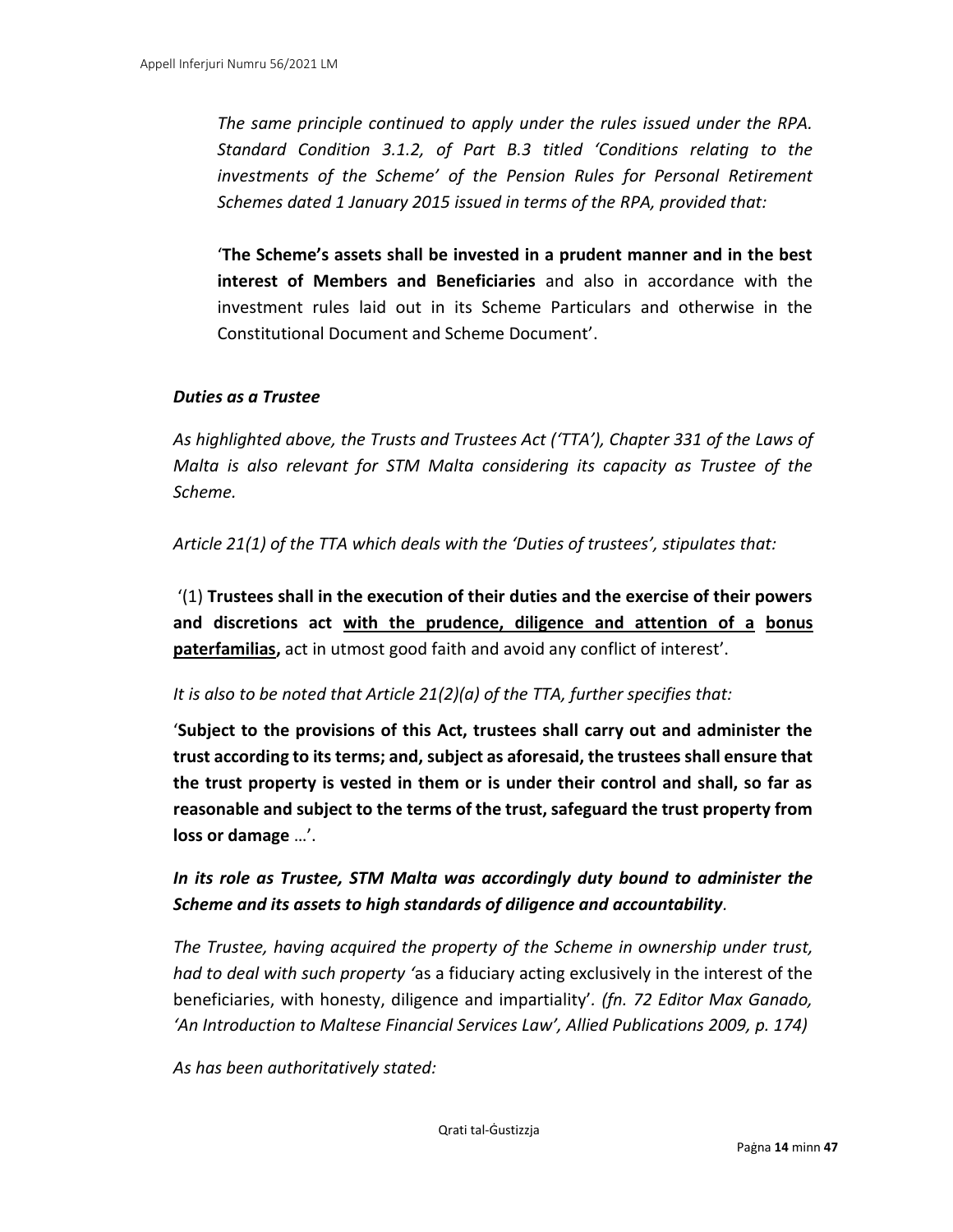*The same principle continued to apply under the rules issued under the RPA. Standard Condition 3.1.2, of Part B.3 titled 'Conditions relating to the investments of the Scheme' of the Pension Rules for Personal Retirement Schemes dated 1 January 2015 issued in terms of the RPA, provided that:*

'**The Scheme's assets shall be invested in a prudent manner and in the best interest of Members and Beneficiaries** and also in accordance with the investment rules laid out in its Scheme Particulars and otherwise in the Constitutional Document and Scheme Document'.

***Duties as a Trustee***

*As highlighted above, the Trusts and Trustees Act ('TTA'), Chapter 331 of the Laws of Malta is also relevant for STM Malta considering its capacity as Trustee of the Scheme.*

*Article 21(1) of the TTA which deals with the 'Duties of trustees', stipulates that:*

'(1) **Trustees shall in the execution of their duties and the exercise of their powers and discretions act <u>with the prudence, diligence and attention of a</u> <u>bonus paterfamilias</u>,** act in utmost good faith and avoid any conflict of interest'.

*It is also to be noted that Article 21(2)(a) of the TTA, further specifies that:*

'**Subject to the provisions of this Act, trustees shall carry out and administer the trust according to its terms; and, subject as aforesaid, the trustees shall ensure that the trust property is vested in them or is under their control and shall, so far as reasonable and subject to the terms of the trust, safeguard the trust property from loss or damage** …'.

***In its role as Trustee, STM Malta was accordingly duty bound to administer the Scheme and its assets to high standards of diligence and accountability.***

*The Trustee, having acquired the property of the Scheme in ownership under trust, had to deal with such property '*as a fiduciary acting exclusively in the interest of the beneficiaries, with honesty, diligence and impartiality'. *(fn. 72 Editor Max Ganado, 'An Introduction to Maltese Financial Services Law', Allied Publications 2009, p. 174)*

*As has been authoritatively stated:*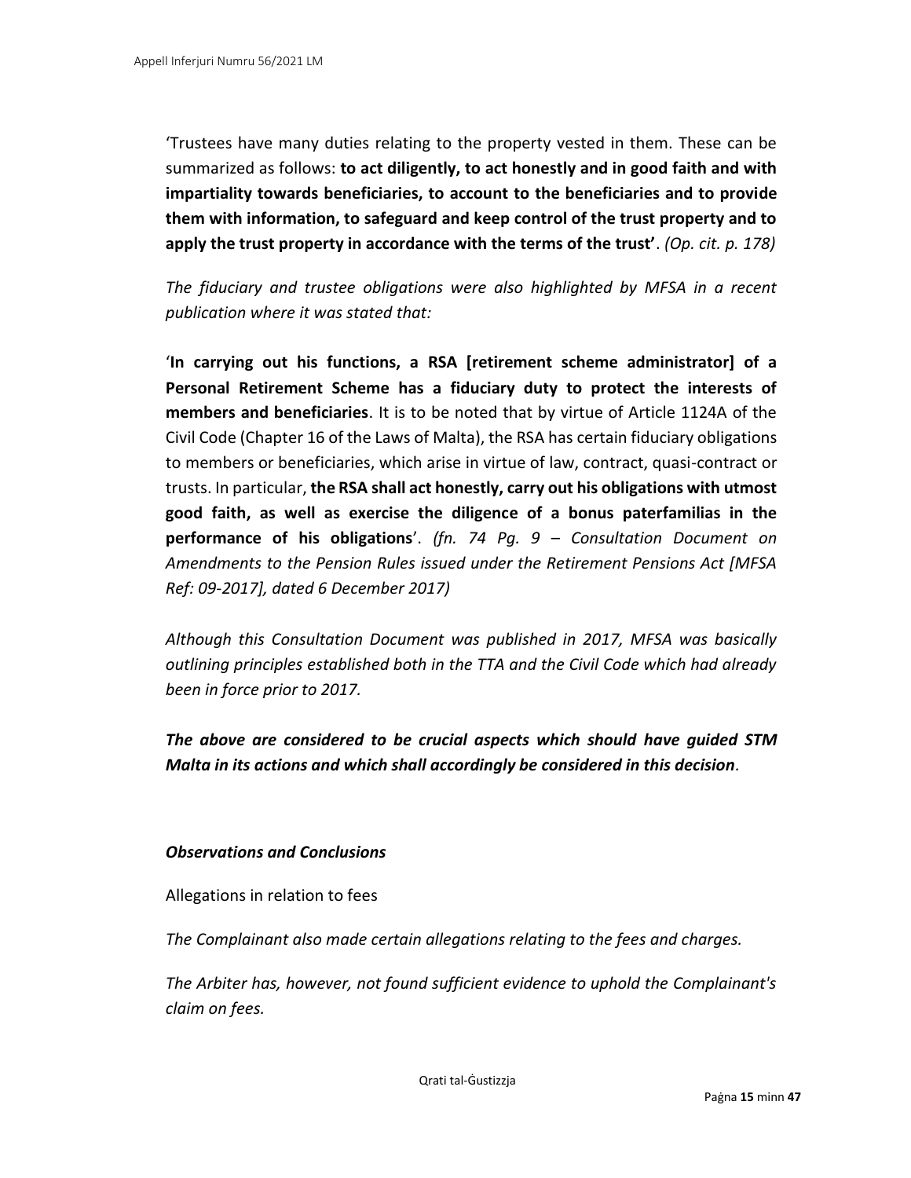'Trustees have many duties relating to the property vested in them. These can be summarized as follows: **to act diligently, to act honestly and in good faith and with impartiality towards beneficiaries, to account to the beneficiaries and to provide them with information, to safeguard and keep control of the trust property and to apply the trust property in accordance with the terms of the trust'**. *(Op. cit. p. 178)*

*The fiduciary and trustee obligations were also highlighted by MFSA in a recent publication where it was stated that:*

'**In carrying out his functions, a RSA [retirement scheme administrator] of a Personal Retirement Scheme has a fiduciary duty to protect the interests of members and beneficiaries**. It is to be noted that by virtue of Article 1124A of the Civil Code (Chapter 16 of the Laws of Malta), the RSA has certain fiduciary obligations to members or beneficiaries, which arise in virtue of law, contract, quasi-contract or trusts. In particular, **the RSA shall act honestly, carry out his obligations with utmost good faith, as well as exercise the diligence of a bonus paterfamilias in the performance of his obligations**'. *(fn. 74 Pg. 9 – Consultation Document on Amendments to the Pension Rules issued under the Retirement Pensions Act [MFSA Ref: 09-2017], dated 6 December 2017)*

*Although this Consultation Document was published in 2017, MFSA was basically outlining principles established both in the TTA and the Civil Code which had already been in force prior to 2017.*

***The above are considered to be crucial aspects which should have guided STM Malta in its actions and which shall accordingly be considered in this decision****.*

***Observations and Conclusions***

Allegations in relation to fees

*The Complainant also made certain allegations relating to the fees and charges.*

*The Arbiter has, however, not found sufficient evidence to uphold the Complainant's claim on fees.*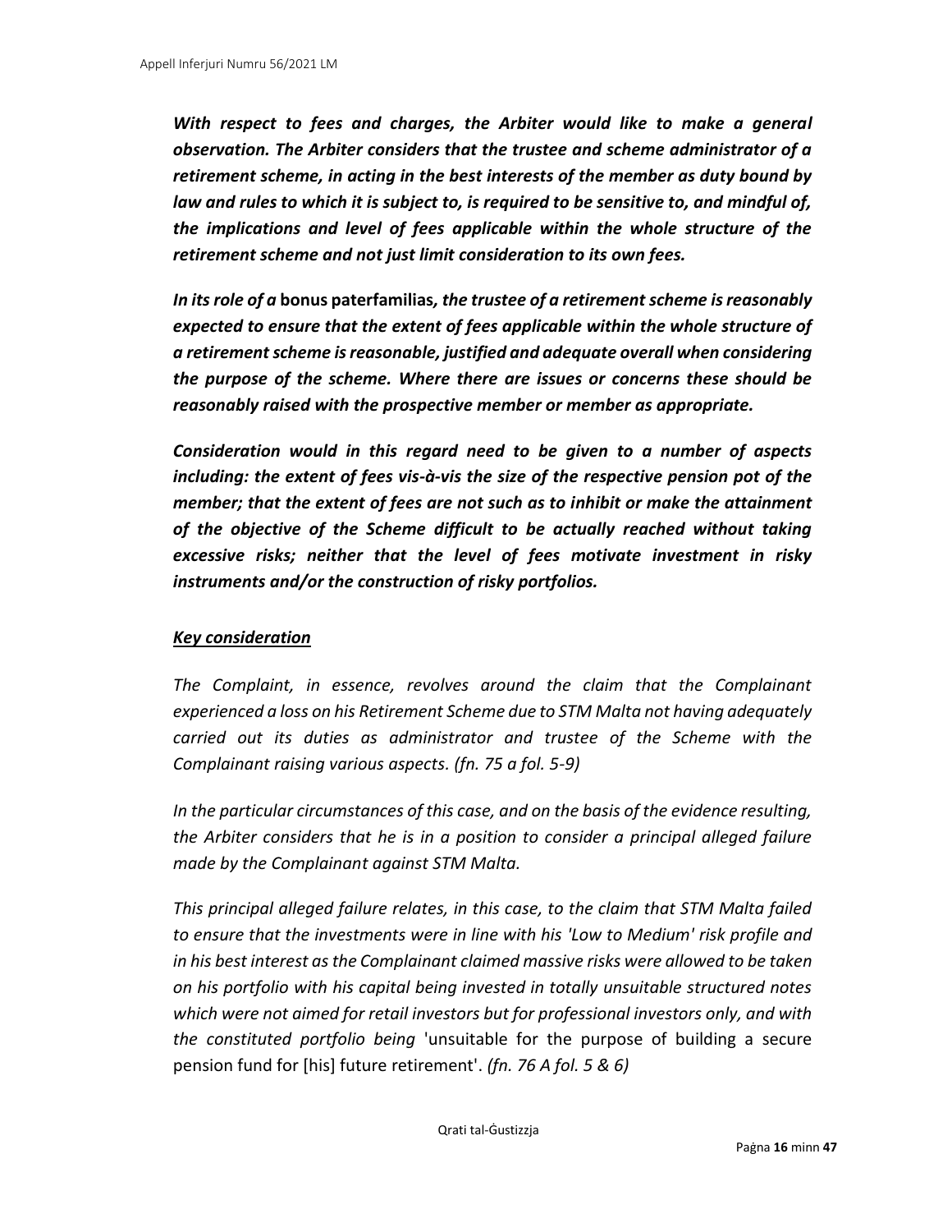***With respect to fees and charges, the Arbiter would like to make a general observation. The Arbiter considers that the trustee and scheme administrator of a retirement scheme, in acting in the best interests of the member as duty bound by law and rules to which it is subject to, is required to be sensitive to, and mindful of, the implications and level of fees applicable within the whole structure of the retirement scheme and not just limit consideration to its own fees.***

***In its role of a* bonus paterfamilias*, the trustee of a retirement scheme is reasonably expected to ensure that the extent of fees applicable within the whole structure of a retirement scheme is reasonable, justified and adequate overall when considering the purpose of the scheme. Where there are issues or concerns these should be reasonably raised with the prospective member or member as appropriate.***

***Consideration would in this regard need to be given to a number of aspects including: the extent of fees vis-à-vis the size of the respective pension pot of the member; that the extent of fees are not such as to inhibit or make the attainment of the objective of the Scheme difficult to be actually reached without taking excessive risks; neither that the level of fees motivate investment in risky instruments and/or the construction of risky portfolios.***

***<u>Key consideration</u>***

*The Complaint, in essence, revolves around the claim that the Complainant experienced a loss on his Retirement Scheme due to STM Malta not having adequately carried out its duties as administrator and trustee of the Scheme with the Complainant raising various aspects. (fn. 75 a fol. 5-9)*

*In the particular circumstances of this case, and on the basis of the evidence resulting, the Arbiter considers that he is in a position to consider a principal alleged failure made by the Complainant against STM Malta.*

*This principal alleged failure relates, in this case, to the claim that STM Malta failed to ensure that the investments were in line with his 'Low to Medium' risk profile and in his best interest as the Complainant claimed massive risks were allowed to be taken on his portfolio with his capital being invested in totally unsuitable structured notes which were not aimed for retail investors but for professional investors only, and with the constituted portfolio being* 'unsuitable for the purpose of building a secure pension fund for [his] future retirement'. *(fn. 76 A fol. 5 & 6)*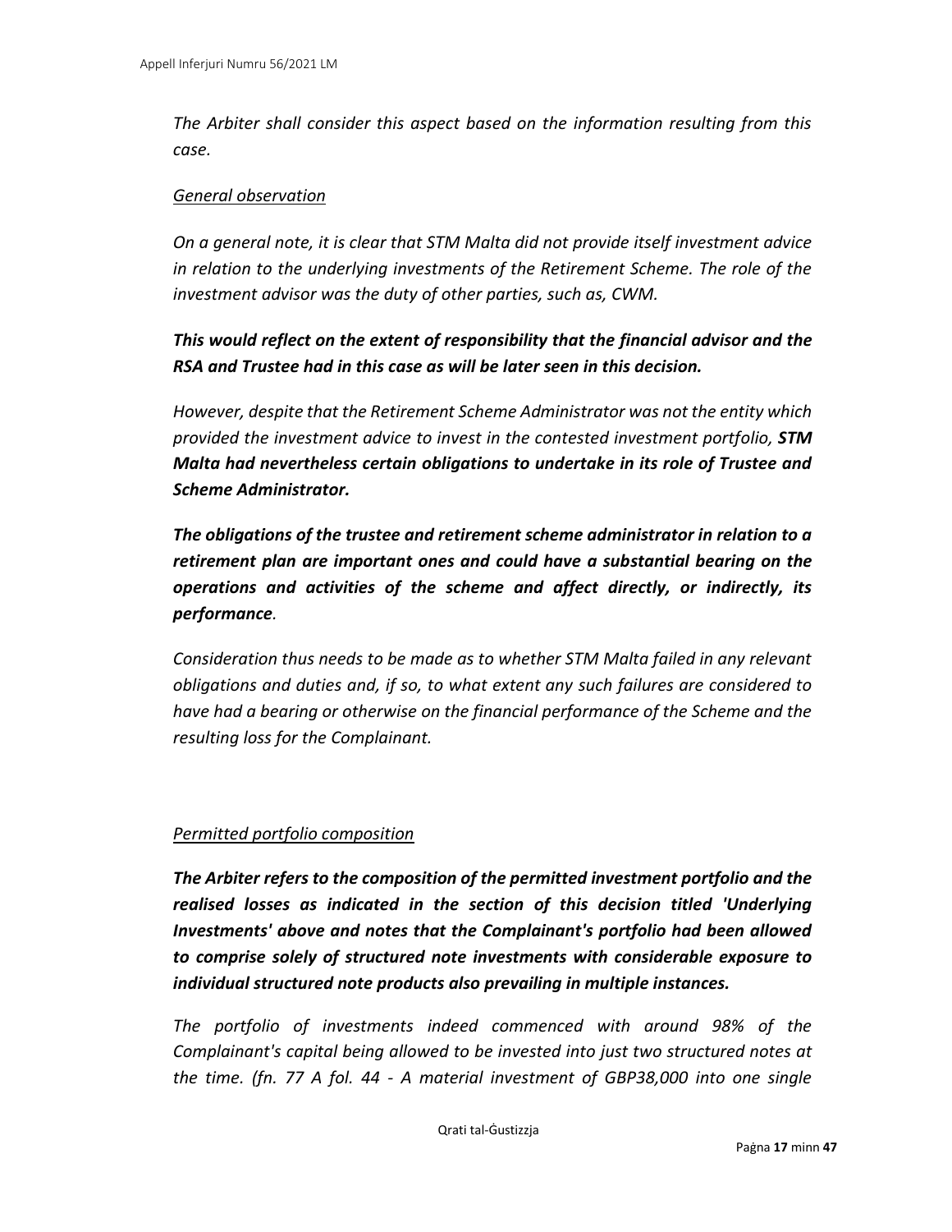*The Arbiter shall consider this aspect based on the information resulting from this case.*

*General observation*

*On a general note, it is clear that STM Malta did not provide itself investment advice in relation to the underlying investments of the Retirement Scheme. The role of the investment advisor was the duty of other parties, such as, CWM.*

***This would reflect on the extent of responsibility that the financial advisor and the RSA and Trustee had in this case as will be later seen in this decision.***

*However, despite that the Retirement Scheme Administrator was not the entity which provided the investment advice to invest in the contested investment portfolio,* ***STM Malta had nevertheless certain obligations to undertake in its role of Trustee and Scheme Administrator.***

***The obligations of the trustee and retirement scheme administrator in relation to a retirement plan are important ones and could have a substantial bearing on the operations and activities of the scheme and affect directly, or indirectly, its performance****.*

*Consideration thus needs to be made as to whether STM Malta failed in any relevant obligations and duties and, if so, to what extent any such failures are considered to have had a bearing or otherwise on the financial performance of the Scheme and the resulting loss for the Complainant.*

*Permitted portfolio composition*

***The Arbiter refers to the composition of the permitted investment portfolio and the realised losses as indicated in the section of this decision titled 'Underlying Investments' above and notes that the Complainant's portfolio had been allowed to comprise solely of structured note investments with considerable exposure to individual structured note products also prevailing in multiple instances.***

*The portfolio of investments indeed commenced with around 98% of the Complainant's capital being allowed to be invested into just two structured notes at the time. (fn. 77 A fol. 44 - A material investment of GBP38,000 into one single*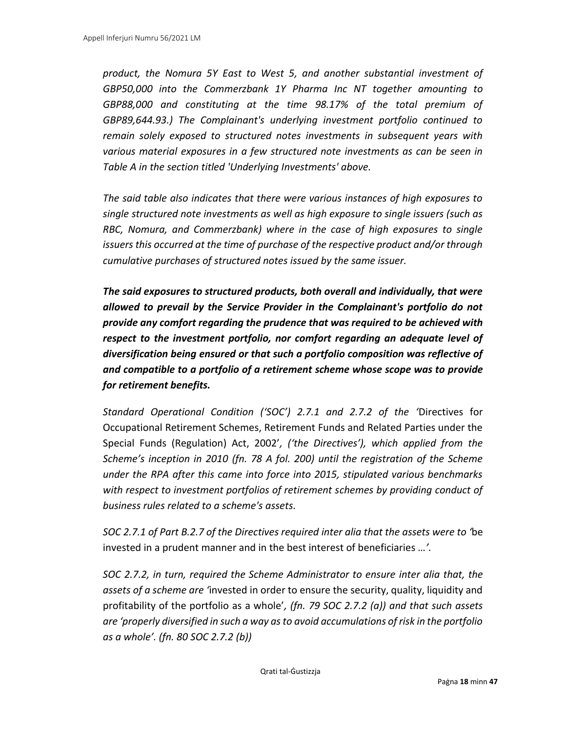*product, the Nomura 5Y East to West 5, and another substantial investment of GBP50,000 into the Commerzbank 1Y Pharma Inc NT together amounting to GBP88,000 and constituting at the time 98.17% of the total premium of GBP89,644.93.) The Complainant's underlying investment portfolio continued to remain solely exposed to structured notes investments in subsequent years with various material exposures in a few structured note investments as can be seen in Table A in the section titled 'Underlying Investments' above.*

*The said table also indicates that there were various instances of high exposures to single structured note investments as well as high exposure to single issuers (such as RBC, Nomura, and Commerzbank) where in the case of high exposures to single issuers this occurred at the time of purchase of the respective product and/or through cumulative purchases of structured notes issued by the same issuer.*

***The said exposures to structured products, both overall and individually, that were allowed to prevail by the Service Provider in the Complainant's portfolio do not provide any comfort regarding the prudence that was required to be achieved with respect to the investment portfolio, nor comfort regarding an adequate level of diversification being ensured or that such a portfolio composition was reflective of and compatible to a portfolio of a retirement scheme whose scope was to provide for retirement benefits.***

*Standard Operational Condition ('SOC') 2.7.1 and 2.7.2 of the '*Directives for Occupational Retirement Schemes, Retirement Funds and Related Parties under the Special Funds (Regulation) Act, 2002'*, ('the Directives'), which applied from the Scheme's inception in 2010 (fn. 78 A fol. 200) until the registration of the Scheme under the RPA after this came into force into 2015, stipulated various benchmarks with respect to investment portfolios of retirement schemes by providing conduct of business rules related to a scheme's assets.*

*SOC 2.7.1 of Part B.2.7 of the Directives required inter alia that the assets were to '*be invested in a prudent manner and in the best interest of beneficiaries …*'.*

*SOC 2.7.2, in turn, required the Scheme Administrator to ensure inter alia that, the assets of a scheme are '*invested in order to ensure the security, quality, liquidity and profitability of the portfolio as a whole'*, (fn. 79 SOC 2.7.2 (a)) and that such assets are 'properly diversified in such a way as to avoid accumulations of risk in the portfolio as a whole'. (fn. 80 SOC 2.7.2 (b))*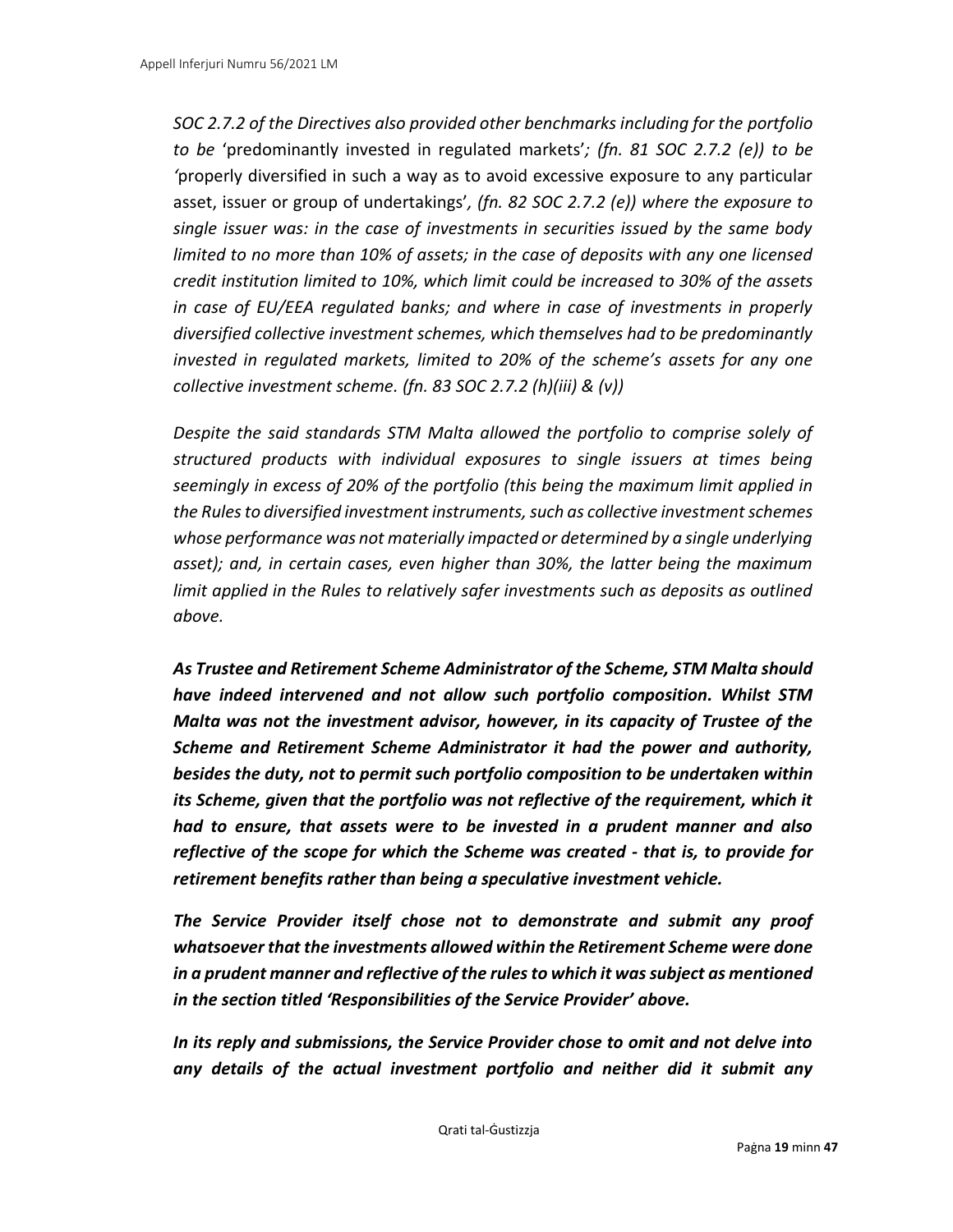*SOC 2.7.2 of the Directives also provided other benchmarks including for the portfolio to be* 'predominantly invested in regulated markets'*; (fn. 81 SOC 2.7.2 (e)) to be '*properly diversified in such a way as to avoid excessive exposure to any particular asset, issuer or group of undertakings'*, (fn. 82 SOC 2.7.2 (e)) where the exposure to single issuer was: in the case of investments in securities issued by the same body limited to no more than 10% of assets; in the case of deposits with any one licensed credit institution limited to 10%, which limit could be increased to 30% of the assets in case of EU/EEA regulated banks; and where in case of investments in properly diversified collective investment schemes, which themselves had to be predominantly invested in regulated markets, limited to 20% of the scheme's assets for any one collective investment scheme. (fn. 83 SOC 2.7.2 (h)(iii) & (v))*

*Despite the said standards STM Malta allowed the portfolio to comprise solely of structured products with individual exposures to single issuers at times being seemingly in excess of 20% of the portfolio (this being the maximum limit applied in the Rules to diversified investment instruments, such as collective investment schemes whose performance was not materially impacted or determined by a single underlying asset); and, in certain cases, even higher than 30%, the latter being the maximum limit applied in the Rules to relatively safer investments such as deposits as outlined above.*

***As Trustee and Retirement Scheme Administrator of the Scheme, STM Malta should have indeed intervened and not allow such portfolio composition. Whilst STM Malta was not the investment advisor, however, in its capacity of Trustee of the Scheme and Retirement Scheme Administrator it had the power and authority, besides the duty, not to permit such portfolio composition to be undertaken within its Scheme, given that the portfolio was not reflective of the requirement, which it had to ensure, that assets were to be invested in a prudent manner and also reflective of the scope for which the Scheme was created - that is, to provide for retirement benefits rather than being a speculative investment vehicle.***

***The Service Provider itself chose not to demonstrate and submit any proof whatsoever that the investments allowed within the Retirement Scheme were done in a prudent manner and reflective of the rules to which it was subject as mentioned in the section titled 'Responsibilities of the Service Provider' above.***

***In its reply and submissions, the Service Provider chose to omit and not delve into any details of the actual investment portfolio and neither did it submit any***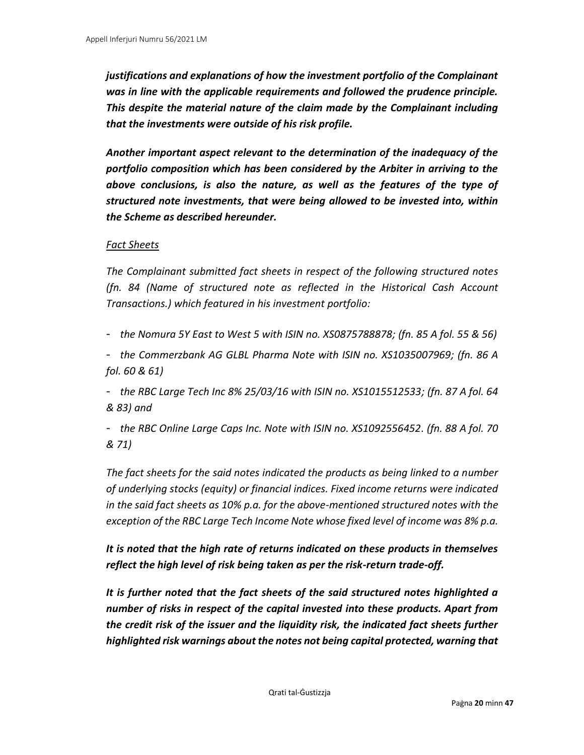***justifications and explanations of how the investment portfolio of the Complainant was in line with the applicable requirements and followed the prudence principle. This despite the material nature of the claim made by the Complainant including that the investments were outside of his risk profile.***

***Another important aspect relevant to the determination of the inadequacy of the portfolio composition which has been considered by the Arbiter in arriving to the above conclusions, is also the nature, as well as the features of the type of structured note investments, that were being allowed to be invested into, within the Scheme as described hereunder.***

*<u>Fact Sheets</u>*

*The Complainant submitted fact sheets in respect of the following structured notes (fn. 84 (Name of structured note as reflected in the Historical Cash Account Transactions.) which featured in his investment portfolio:*

- *the Nomura 5Y East to West 5 with ISIN no. XS0875788878; (fn. 85 A fol. 55 & 56)*
- *the Commerzbank AG GLBL Pharma Note with ISIN no. XS1035007969; (fn. 86 A fol. 60 & 61)*
- *the RBC Large Tech Inc 8% 25/03/16 with ISIN no. XS1015512533; (fn. 87 A fol. 64 & 83) and*
- *the RBC Online Large Caps Inc. Note with ISIN no. XS1092556452. (fn. 88 A fol. 70 & 71)*

*The fact sheets for the said notes indicated the products as being linked to a number of underlying stocks (equity) or financial indices. Fixed income returns were indicated in the said fact sheets as 10% p.a. for the above-mentioned structured notes with the exception of the RBC Large Tech Income Note whose fixed level of income was 8% p.a.*

***It is noted that the high rate of returns indicated on these products in themselves reflect the high level of risk being taken as per the risk-return trade-off.***

***It is further noted that the fact sheets of the said structured notes highlighted a number of risks in respect of the capital invested into these products. Apart from the credit risk of the issuer and the liquidity risk, the indicated fact sheets further highlighted risk warnings about the notes not being capital protected, warning that***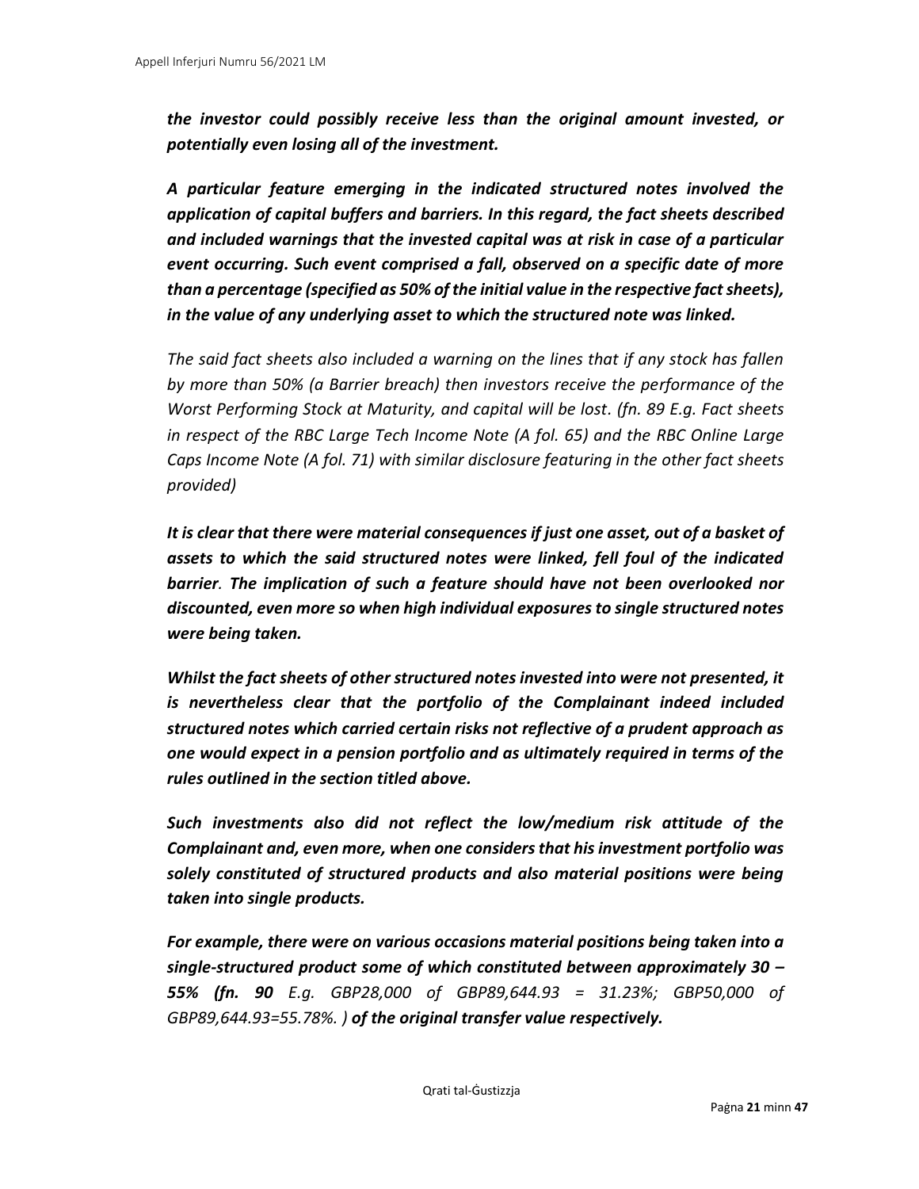***the investor could possibly receive less than the original amount invested, or potentially even losing all of the investment.***

***A particular feature emerging in the indicated structured notes involved the application of capital buffers and barriers. In this regard, the fact sheets described and included warnings that the invested capital was at risk in case of a particular event occurring. Such event comprised a fall, observed on a specific date of more than a percentage (specified as 50% of the initial value in the respective fact sheets), in the value of any underlying asset to which the structured note was linked.***

*The said fact sheets also included a warning on the lines that if any stock has fallen by more than 50% (a Barrier breach) then investors receive the performance of the Worst Performing Stock at Maturity, and capital will be lost. (fn. 89 E.g. Fact sheets in respect of the RBC Large Tech Income Note (A fol. 65) and the RBC Online Large Caps Income Note (A fol. 71) with similar disclosure featuring in the other fact sheets provided)*

***It is clear that there were material consequences if just one asset, out of a basket of assets to which the said structured notes were linked, fell foul of the indicated barrier. The implication of such a feature should have not been overlooked nor discounted, even more so when high individual exposures to single structured notes were being taken.***

***Whilst the fact sheets of other structured notes invested into were not presented, it is nevertheless clear that the portfolio of the Complainant indeed included structured notes which carried certain risks not reflective of a prudent approach as one would expect in a pension portfolio and as ultimately required in terms of the rules outlined in the section titled above.***

***Such investments also did not reflect the low/medium risk attitude of the Complainant and, even more, when one considers that his investment portfolio was solely constituted of structured products and also material positions were being taken into single products.***

***For example, there were on various occasions material positions being taken into a single-structured product some of which constituted between approximately 30 – 55% (fn. 90*** *E.g. GBP28,000 of GBP89,644.93 = 31.23%; GBP50,000 of GBP89,644.93=55.78%. )* ***of the original transfer value respectively.***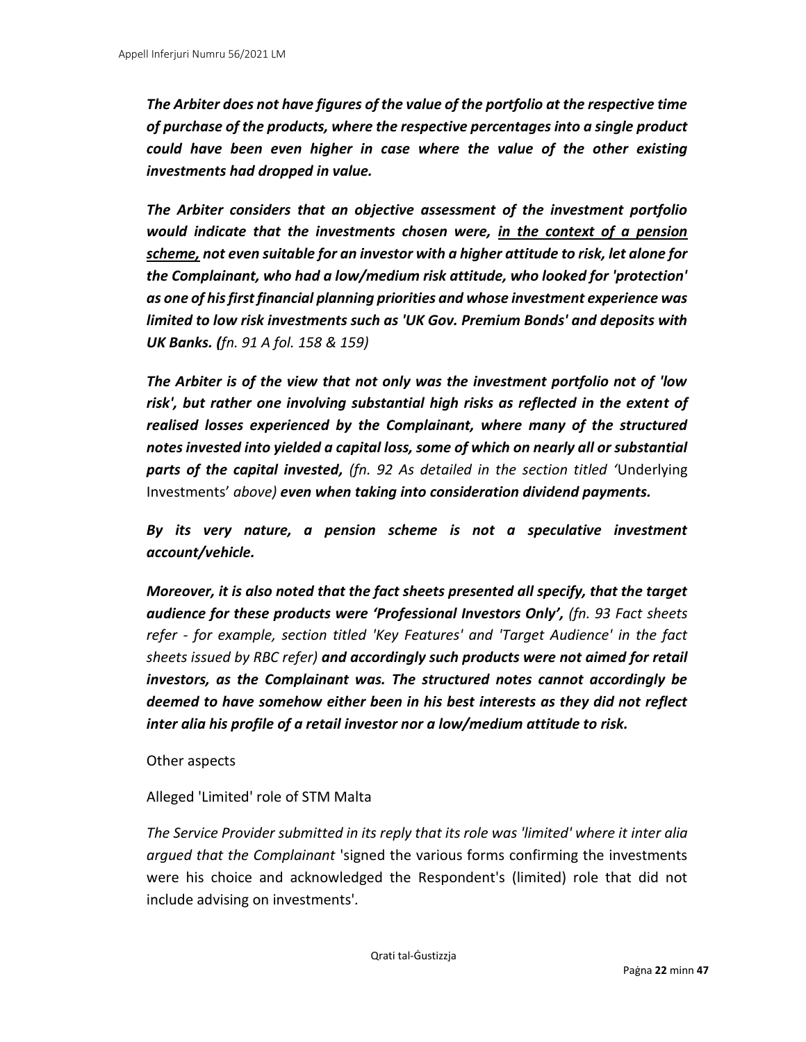***The Arbiter does not have figures of the value of the portfolio at the respective time of purchase of the products, where the respective percentages into a single product could have been even higher in case where the value of the other existing investments had dropped in value.***

***The Arbiter considers that an objective assessment of the investment portfolio would indicate that the investments chosen were, <u>in the context of a pension scheme,</u> not even suitable for an investor with a higher attitude to risk, let alone for the Complainant, who had a low/medium risk attitude, who looked for 'protection' as one of his first financial planning priorities and whose investment experience was limited to low risk investments such as 'UK Gov. Premium Bonds' and deposits with UK Banks. (****fn. 91 A fol. 158 & 159)*

***The Arbiter is of the view that not only was the investment portfolio not of 'low risk', but rather one involving substantial high risks as reflected in the extent of realised losses experienced by the Complainant, where many of the structured notes invested into yielded a capital loss, some of which on nearly all or substantial parts of the capital invested,*** *(fn. 92 As detailed in the section titled '*Underlying Investments' *above)* ***even when taking into consideration dividend payments.***

***By its very nature, a pension scheme is not a speculative investment account/vehicle.***

***Moreover, it is also noted that the fact sheets presented all specify, that the target audience for these products were 'Professional Investors Only',*** *(fn. 93 Fact sheets refer - for example, section titled 'Key Features' and 'Target Audience' in the fact sheets issued by RBC refer)* ***and accordingly such products were not aimed for retail investors, as the Complainant was. The structured notes cannot accordingly be deemed to have somehow either been in his best interests as they did not reflect inter alia his profile of a retail investor nor a low/medium attitude to risk.***

Other aspects

Alleged 'Limited' role of STM Malta

*The Service Provider submitted in its reply that its role was 'limited' where it inter alia argued that the Complainant* 'signed the various forms confirming the investments were his choice and acknowledged the Respondent's (limited) role that did not include advising on investments'.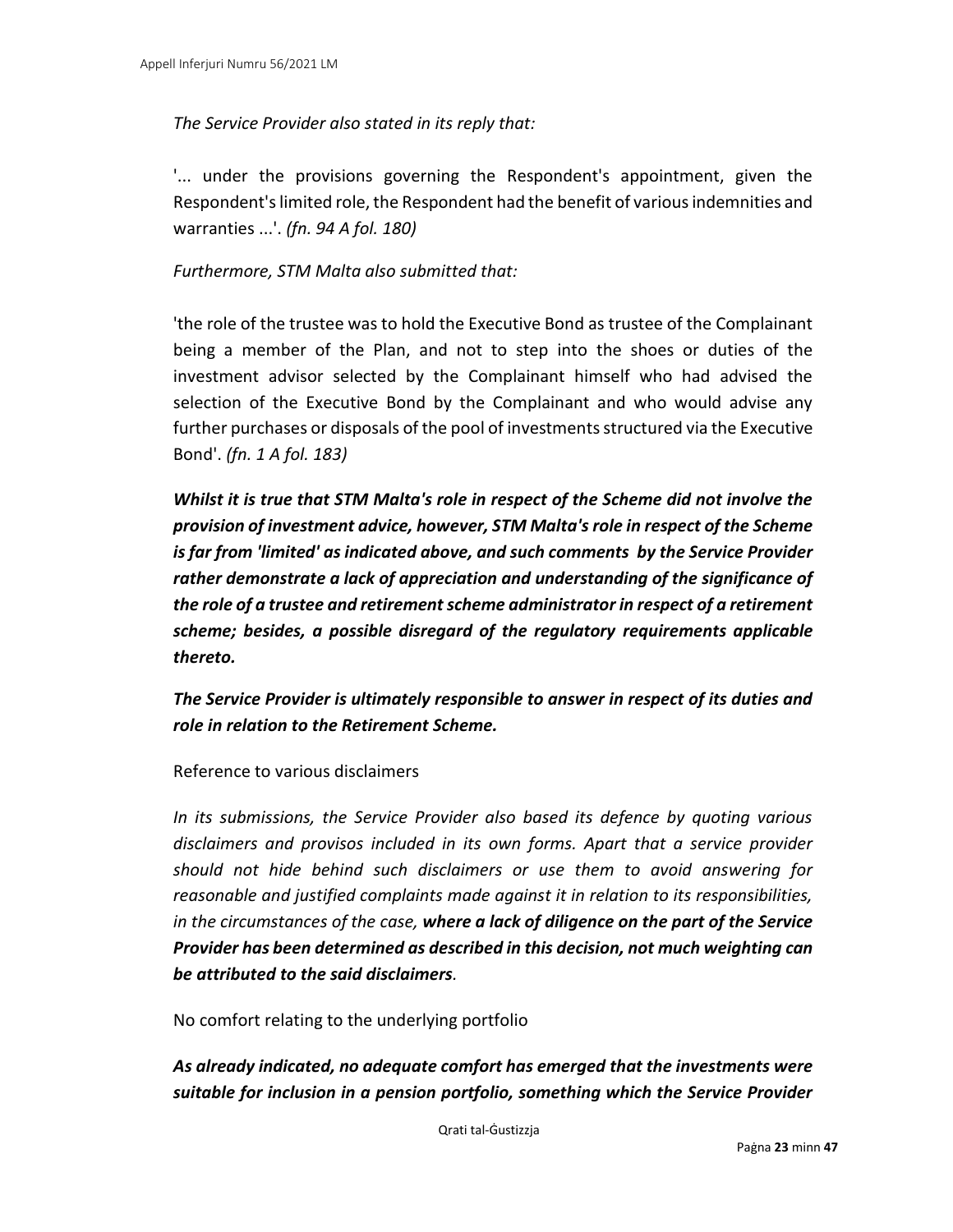*The Service Provider also stated in its reply that:*

'... under the provisions governing the Respondent's appointment, given the Respondent's limited role, the Respondent had the benefit of various indemnities and warranties ...'. *(fn. 94 A fol. 180)*

*Furthermore, STM Malta also submitted that:*

'the role of the trustee was to hold the Executive Bond as trustee of the Complainant being a member of the Plan, and not to step into the shoes or duties of the investment advisor selected by the Complainant himself who had advised the selection of the Executive Bond by the Complainant and who would advise any further purchases or disposals of the pool of investments structured via the Executive Bond'. *(fn. 1 A fol. 183)*

***Whilst it is true that STM Malta's role in respect of the Scheme did not involve the provision of investment advice, however, STM Malta's role in respect of the Scheme is far from 'limited' as indicated above, and such comments by the Service Provider rather demonstrate a lack of appreciation and understanding of the significance of the role of a trustee and retirement scheme administrator in respect of a retirement scheme; besides, a possible disregard of the regulatory requirements applicable thereto.***

***The Service Provider is ultimately responsible to answer in respect of its duties and role in relation to the Retirement Scheme.***

Reference to various disclaimers

*In its submissions, the Service Provider also based its defence by quoting various disclaimers and provisos included in its own forms. Apart that a service provider should not hide behind such disclaimers or use them to avoid answering for reasonable and justified complaints made against it in relation to its responsibilities, in the circumstances of the case,* ***where a lack of diligence on the part of the Service Provider has been determined as described in this decision, not much weighting can be attributed to the said disclaimers****.*

No comfort relating to the underlying portfolio

***As already indicated, no adequate comfort has emerged that the investments were suitable for inclusion in a pension portfolio, something which the Service Provider***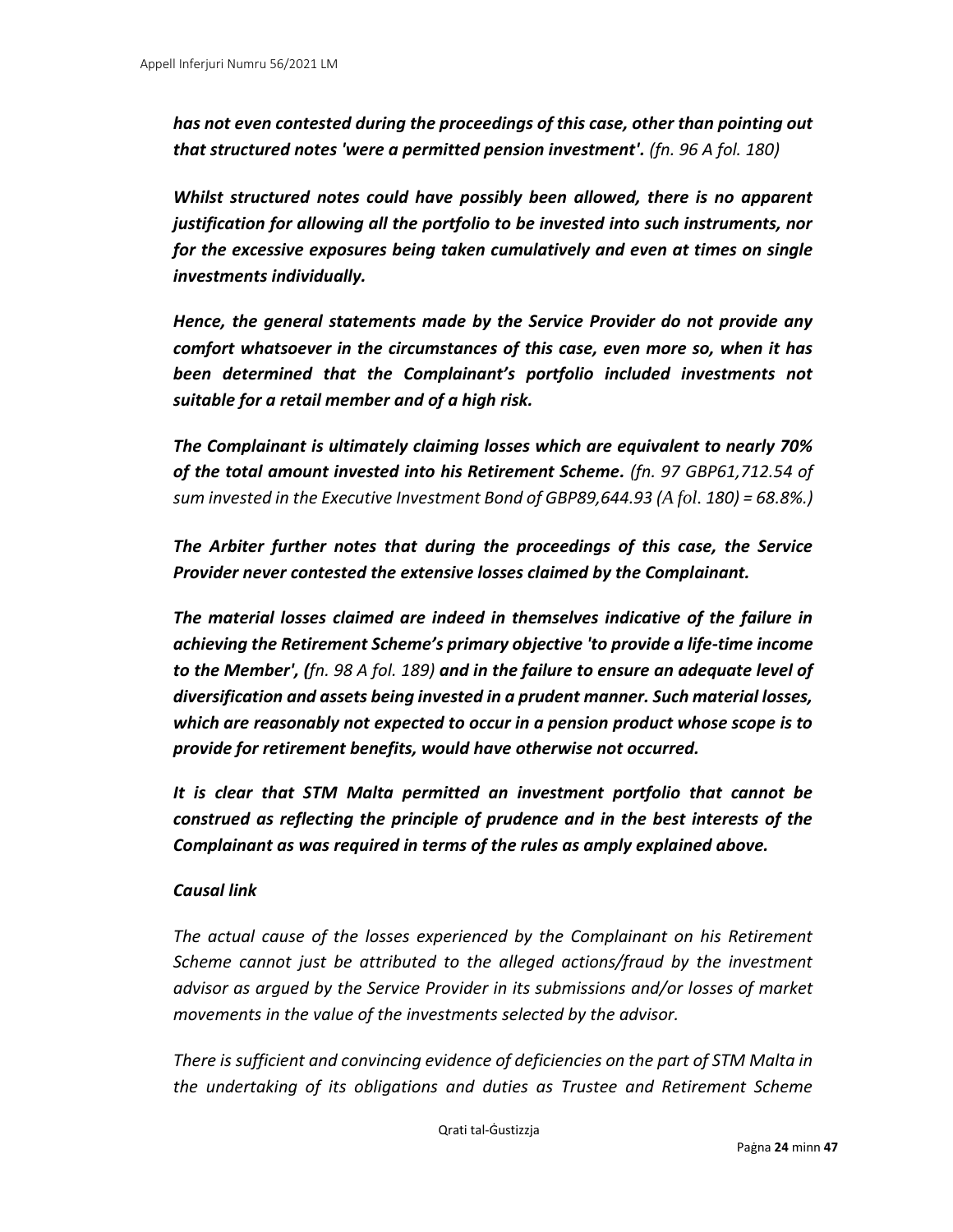***has not even contested during the proceedings of this case, other than pointing out that structured notes 'were a permitted pension investment'.*** *(fn. 96 A fol. 180)*

***Whilst structured notes could have possibly been allowed, there is no apparent justification for allowing all the portfolio to be invested into such instruments, nor for the excessive exposures being taken cumulatively and even at times on single investments individually.***

***Hence, the general statements made by the Service Provider do not provide any comfort whatsoever in the circumstances of this case, even more so, when it has been determined that the Complainant's portfolio included investments not suitable for a retail member and of a high risk.***

***The Complainant is ultimately claiming losses which are equivalent to nearly 70% of the total amount invested into his Retirement Scheme.*** *(fn. 97 GBP61,712.54 of sum invested in the Executive Investment Bond of GBP89,644.93 (A fol. 180) = 68.8%.)*

***The Arbiter further notes that during the proceedings of this case, the Service Provider never contested the extensive losses claimed by the Complainant.***

***The material losses claimed are indeed in themselves indicative of the failure in achieving the Retirement Scheme's primary objective 'to provide a life-time income to the Member', (****fn. 98 A fol. 189)* ***and in the failure to ensure an adequate level of diversification and assets being invested in a prudent manner. Such material losses, which are reasonably not expected to occur in a pension product whose scope is to provide for retirement benefits, would have otherwise not occurred.***

***It is clear that STM Malta permitted an investment portfolio that cannot be construed as reflecting the principle of prudence and in the best interests of the Complainant as was required in terms of the rules as amply explained above.***

***Causal link***

*The actual cause of the losses experienced by the Complainant on his Retirement Scheme cannot just be attributed to the alleged actions/fraud by the investment advisor as argued by the Service Provider in its submissions and/or losses of market movements in the value of the investments selected by the advisor.*

*There is sufficient and convincing evidence of deficiencies on the part of STM Malta in the undertaking of its obligations and duties as Trustee and Retirement Scheme*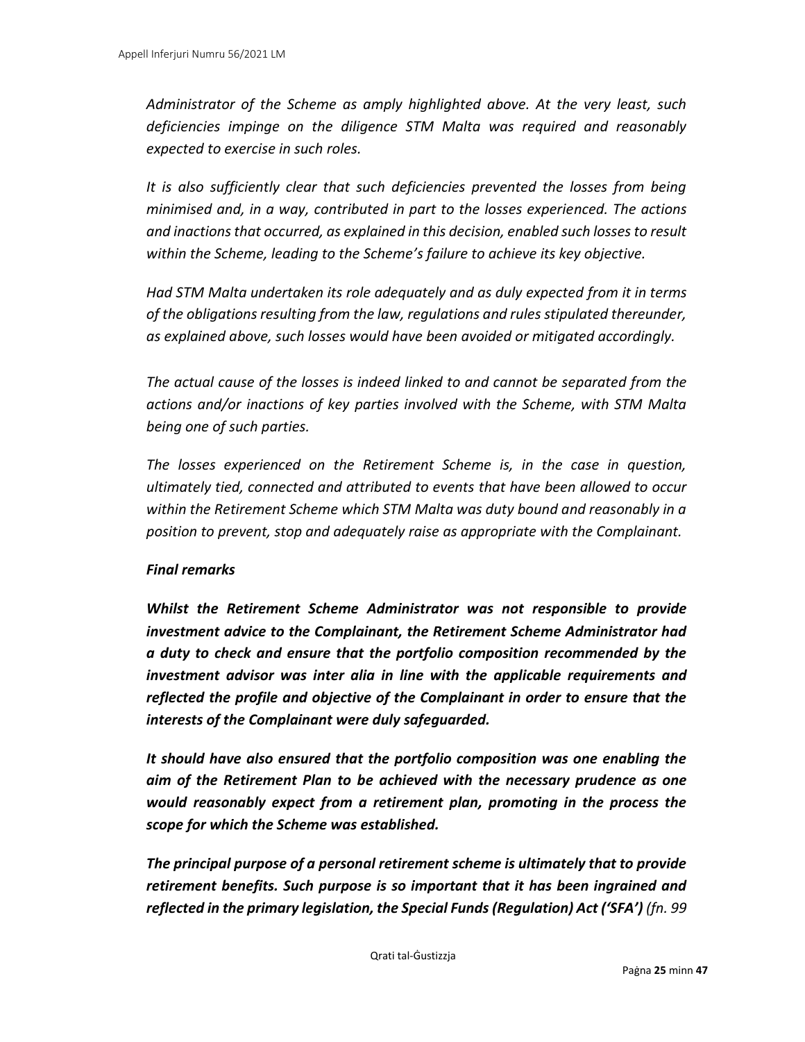*Administrator of the Scheme as amply highlighted above. At the very least, such deficiencies impinge on the diligence STM Malta was required and reasonably expected to exercise in such roles.*

*It is also sufficiently clear that such deficiencies prevented the losses from being minimised and, in a way, contributed in part to the losses experienced. The actions and inactions that occurred, as explained in this decision, enabled such losses to result within the Scheme, leading to the Scheme's failure to achieve its key objective.*

*Had STM Malta undertaken its role adequately and as duly expected from it in terms of the obligations resulting from the law, regulations and rules stipulated thereunder, as explained above, such losses would have been avoided or mitigated accordingly.*

*The actual cause of the losses is indeed linked to and cannot be separated from the actions and/or inactions of key parties involved with the Scheme, with STM Malta being one of such parties.*

*The losses experienced on the Retirement Scheme is, in the case in question, ultimately tied, connected and attributed to events that have been allowed to occur within the Retirement Scheme which STM Malta was duty bound and reasonably in a position to prevent, stop and adequately raise as appropriate with the Complainant.*

***Final remarks***

***Whilst the Retirement Scheme Administrator was not responsible to provide investment advice to the Complainant, the Retirement Scheme Administrator had a duty to check and ensure that the portfolio composition recommended by the investment advisor was inter alia in line with the applicable requirements and reflected the profile and objective of the Complainant in order to ensure that the interests of the Complainant were duly safeguarded.***

***It should have also ensured that the portfolio composition was one enabling the aim of the Retirement Plan to be achieved with the necessary prudence as one would reasonably expect from a retirement plan, promoting in the process the scope for which the Scheme was established.***

***The principal purpose of a personal retirement scheme is ultimately that to provide retirement benefits. Such purpose is so important that it has been ingrained and reflected in the primary legislation, the Special Funds (Regulation) Act ('SFA')*** *(fn. 99*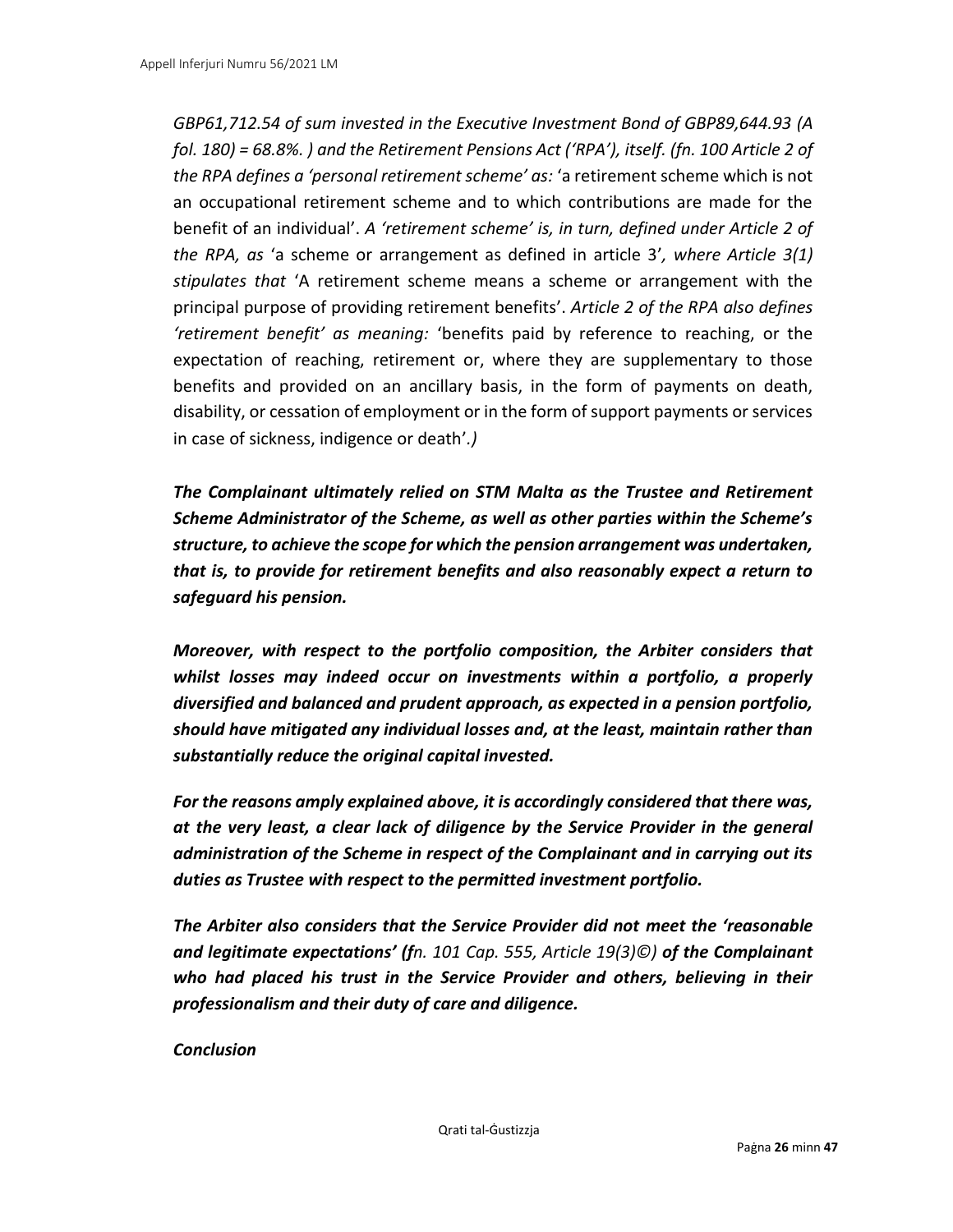*GBP61,712.54 of sum invested in the Executive Investment Bond of GBP89,644.93 (A fol. 180) = 68.8%. ) and the Retirement Pensions Act ('RPA'), itself. (fn. 100 Article 2 of the RPA defines a 'personal retirement scheme' as:* 'a retirement scheme which is not an occupational retirement scheme and to which contributions are made for the benefit of an individual'. *A 'retirement scheme' is, in turn, defined under Article 2 of the RPA, as* 'a scheme or arrangement as defined in article 3'*, where Article 3(1) stipulates that* 'A retirement scheme means a scheme or arrangement with the principal purpose of providing retirement benefits'. *Article 2 of the RPA also defines 'retirement benefit' as meaning:* 'benefits paid by reference to reaching, or the expectation of reaching, retirement or, where they are supplementary to those benefits and provided on an ancillary basis, in the form of payments on death, disability, or cessation of employment or in the form of support payments or services in case of sickness, indigence or death'.*)*

***The Complainant ultimately relied on STM Malta as the Trustee and Retirement Scheme Administrator of the Scheme, as well as other parties within the Scheme's structure, to achieve the scope for which the pension arrangement was undertaken, that is, to provide for retirement benefits and also reasonably expect a return to safeguard his pension.***

***Moreover, with respect to the portfolio composition, the Arbiter considers that whilst losses may indeed occur on investments within a portfolio, a properly diversified and balanced and prudent approach, as expected in a pension portfolio, should have mitigated any individual losses and, at the least, maintain rather than substantially reduce the original capital invested.***

***For the reasons amply explained above, it is accordingly considered that there was, at the very least, a clear lack of diligence by the Service Provider in the general administration of the Scheme in respect of the Complainant and in carrying out its duties as Trustee with respect to the permitted investment portfolio.***

***The Arbiter also considers that the Service Provider did not meet the 'reasonable and legitimate expectations' (f****n. 101 Cap. 555, Article 19(3)©)*** ***of the Complainant who had placed his trust in the Service Provider and others, believing in their professionalism and their duty of care and diligence.***

***Conclusion***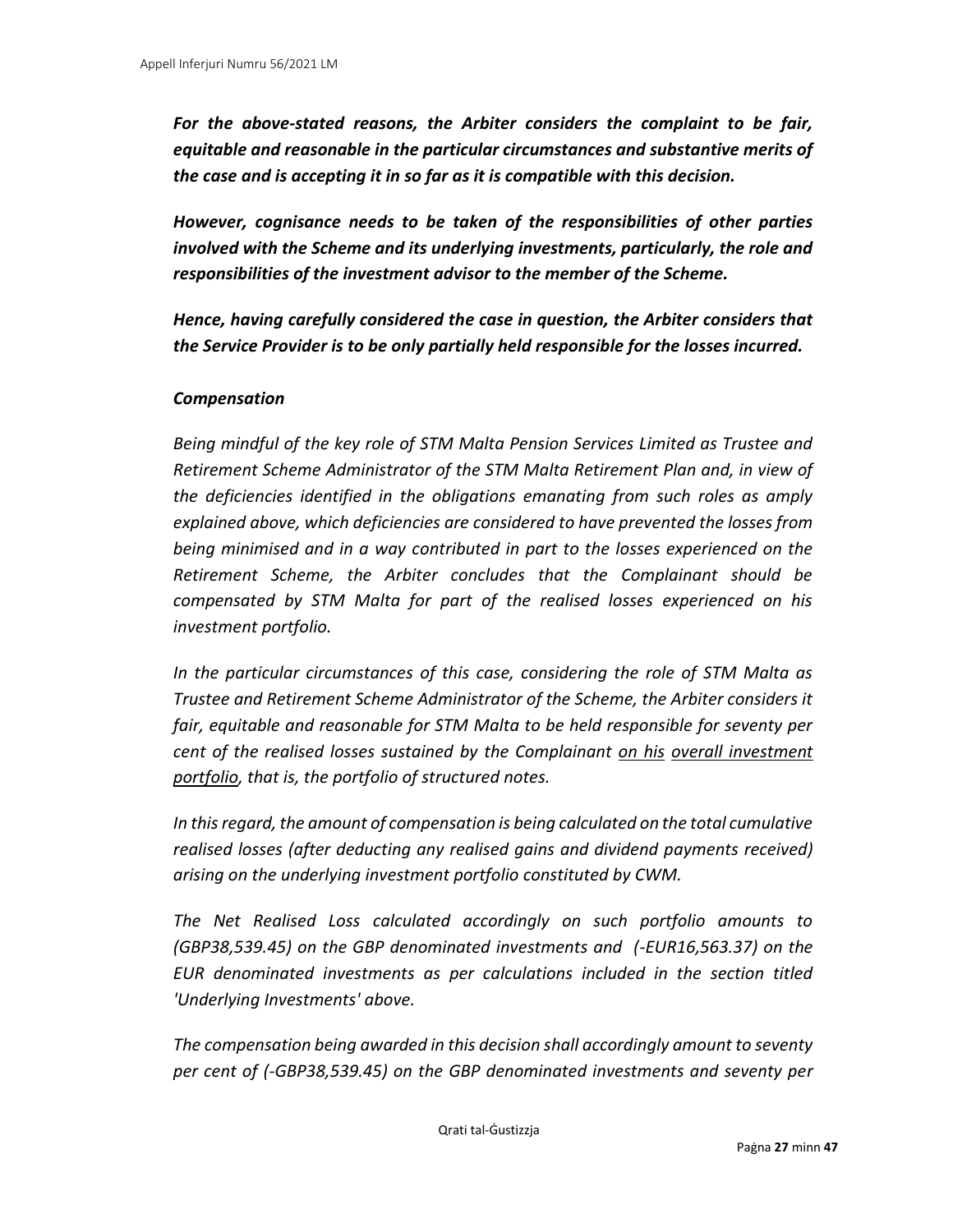***For the above-stated reasons, the Arbiter considers the complaint to be fair, equitable and reasonable in the particular circumstances and substantive merits of the case and is accepting it in so far as it is compatible with this decision.***

***However, cognisance needs to be taken of the responsibilities of other parties involved with the Scheme and its underlying investments, particularly, the role and responsibilities of the investment advisor to the member of the Scheme.***

***Hence, having carefully considered the case in question, the Arbiter considers that the Service Provider is to be only partially held responsible for the losses incurred.***

***Compensation***

*Being mindful of the key role of STM Malta Pension Services Limited as Trustee and Retirement Scheme Administrator of the STM Malta Retirement Plan and, in view of the deficiencies identified in the obligations emanating from such roles as amply explained above, which deficiencies are considered to have prevented the losses from being minimised and in a way contributed in part to the losses experienced on the Retirement Scheme, the Arbiter concludes that the Complainant should be compensated by STM Malta for part of the realised losses experienced on his investment portfolio.*

*In the particular circumstances of this case, considering the role of STM Malta as Trustee and Retirement Scheme Administrator of the Scheme, the Arbiter considers it fair, equitable and reasonable for STM Malta to be held responsible for seventy per cent of the realised losses sustained by the Complainant <u>on his</u> <u>overall investment portfolio</u>, that is, the portfolio of structured notes.*

*In this regard, the amount of compensation is being calculated on the total cumulative realised losses (after deducting any realised gains and dividend payments received) arising on the underlying investment portfolio constituted by CWM.*

*The Net Realised Loss calculated accordingly on such portfolio amounts to (GBP38,539.45) on the GBP denominated investments and (-EUR16,563.37) on the EUR denominated investments as per calculations included in the section titled 'Underlying Investments' above.*

*The compensation being awarded in this decision shall accordingly amount to seventy per cent of (-GBP38,539.45) on the GBP denominated investments and seventy per*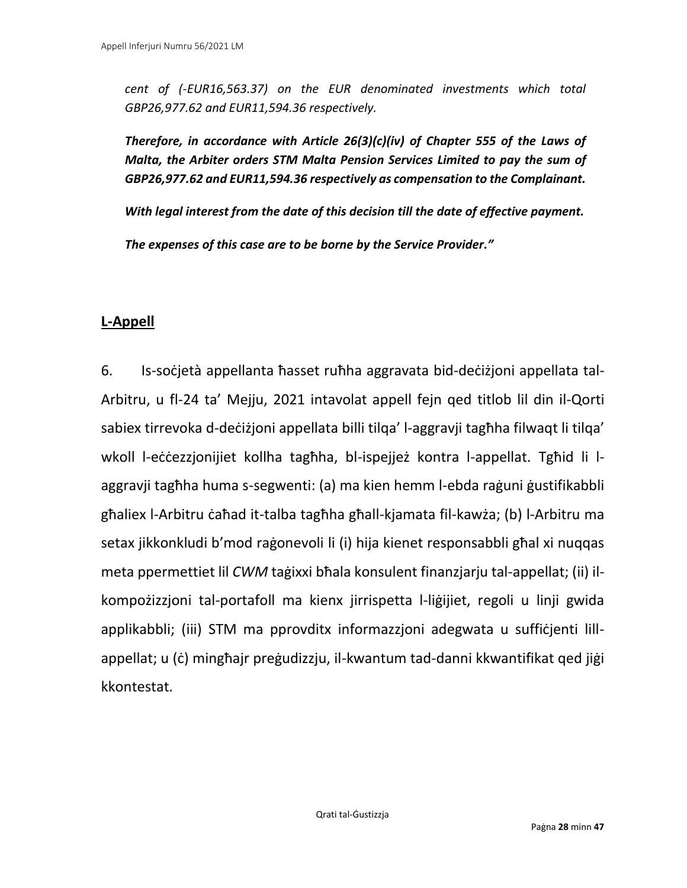*cent of (-EUR16,563.37) on the EUR denominated investments which total GBP26,977.62 and EUR11,594.36 respectively.*

***Therefore, in accordance with Article 26(3)(c)(iv) of Chapter 555 of the Laws of Malta, the Arbiter orders STM Malta Pension Services Limited to pay the sum of GBP26,977.62 and EUR11,594.36 respectively as compensation to the Complainant.***

***With legal interest from the date of this decision till the date of effective payment.***

***The expenses of this case are to be borne by the Service Provider."***

## L-Appell

6. Is-soċjetà appellanta ħasset ruħha aggravata bid-deċiżjoni appellata tal-Arbitru, u fl-24 ta' Mejju, 2021 intavolat appell fejn qed titlob lil din il-Qorti sabiex tirrevoka d-deċiżjoni appellata billi tilqa' l-aggravji tagħha filwaqt li tilqa' wkoll l-eċċezzjonijiet kollha tagħha, bl-ispejjeż kontra l-appellat. Tgħid li l-aggravji tagħha huma s-segwenti: (a) ma kien hemm l-ebda raġuni ġustifikabbli għaliex l-Arbitru ċaħad it-talba tagħha għall-kjamata fil-kawża; (b) l-Arbitru ma setax jikkonkludi b'mod raġonevoli li (i) hija kienet responsabbli għal xi nuqqas meta ppermettiet lil *CWM* taġixxi bħala konsulent finanzjarju tal-appellat; (ii) il-kompożizzjoni tal-portafoll ma kienx jirrispetta l-liġijiet, regoli u linji gwida applikabbli; (iii) STM ma pprovditx informazzjoni adegwata u suffiċjenti lill-appellat; u (ċ) mingħajr preġudizzju, il-kwantum tad-danni kkwantifikat qed jiġi kkontestat.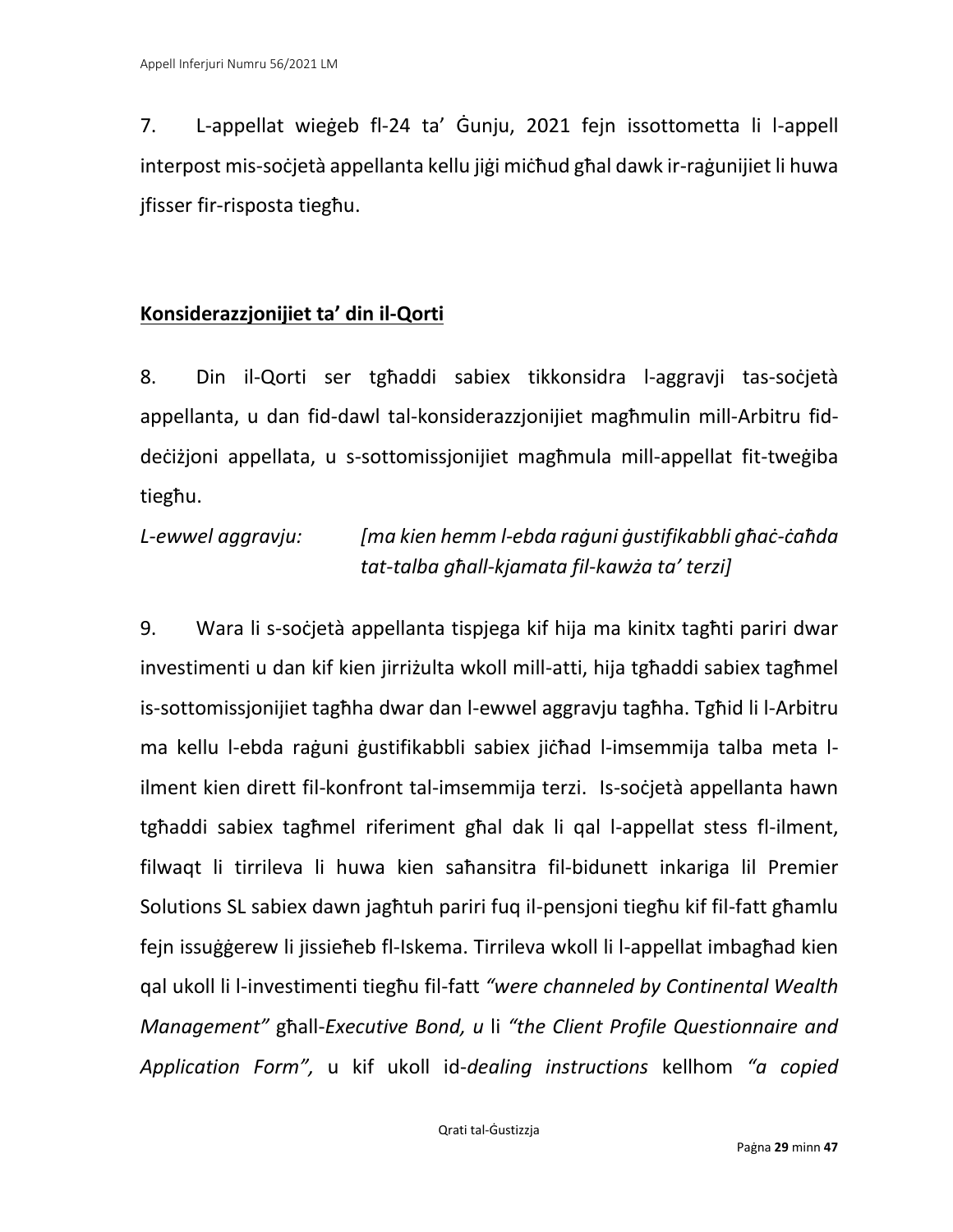7. L-appellat wieġeb fl-24 ta' Ġunju, 2021 fejn issottometta li l-appell interpost mis-soċjetà appellanta kellu jiġi miċħud għal dawk ir-raġunijiet li huwa jfisser fir-risposta tiegħu.

## Konsiderazzjonijiet ta' din il-Qorti

8. Din il-Qorti ser tgħaddi sabiex tikkonsidra l-aggravji tas-soċjetà appellanta, u dan fid-dawl tal-konsiderazzjonijiet magħmulin mill-Arbitru fid-deċiżjoni appellata, u s-sottomissjonijiet magħmula mill-appellat fit-tweġiba tiegħu.

*L-ewwel aggravju:* *[ma kien hemm l-ebda raġuni ġustifikabbli għaċ-ċaħda tat-talba għall-kjamata fil-kawża ta' terzi]*

9. Wara li s-soċjetà appellanta tispjega kif hija ma kinitx tagħti pariri dwar investimenti u dan kif kien jirriżulta wkoll mill-atti, hija tgħaddi sabiex tagħmel is-sottomissjonijiet tagħha dwar dan l-ewwel aggravju tagħha. Tgħid li l-Arbitru ma kellu l-ebda raġuni ġustifikabbli sabiex jiċħad l-imsemmija talba meta l-ilment kien dirett fil-konfront tal-imsemmija terzi. Is-soċjetà appellanta hawn tgħaddi sabiex tagħmel riferiment għal dak li qal l-appellat stess fl-ilment, filwaqt li tirrileva li huwa kien saħansitra fil-bidunett inkariga lil Premier Solutions SL sabiex dawn jagħtuh pariri fuq il-pensjoni tiegħu kif fil-fatt għamlu fejn issuġġerew li jissieħeb fl-Iskema. Tirrileva wkoll li l-appellat imbagħad kien qal ukoll li l-investimenti tiegħu fil-fatt *"were channeled by Continental Wealth Management"* għall-*Executive Bond, u* li *"the Client Profile Questionnaire and Application Form",* u kif ukoll id-*dealing instructions* kellhom *"a copied*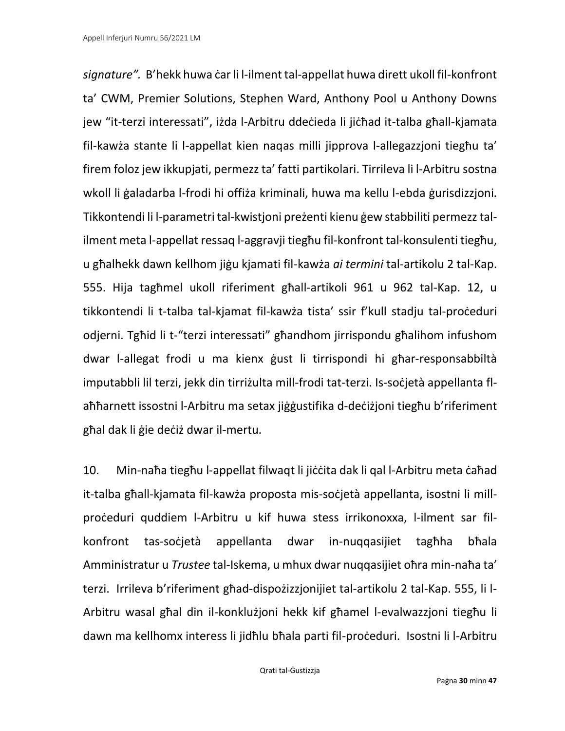*signature".* B'hekk huwa ċar li l-ilment tal-appellat huwa dirett ukoll fil-konfront ta' CWM, Premier Solutions, Stephen Ward, Anthony Pool u Anthony Downs jew "it-terzi interessati", iżda l-Arbitru ddeċieda li jiċħad it-talba għall-kjamata fil-kawża stante li l-appellat kien naqas milli jipprova l-allegazzjoni tiegħu ta' firem foloz jew ikkupjati, permezz ta' fatti partikolari. Tirrileva li l-Arbitru sostna wkoll li ġaladarba l-frodi hi offiża kriminali, huwa ma kellu l-ebda ġurisdizzjoni. Tikkontendi li l-parametri tal-kwistjoni preżenti kienu ġew stabbiliti permezz tal-ilment meta l-appellat ressaq l-aggravji tiegħu fil-konfront tal-konsulenti tiegħu, u għalhekk dawn kellhom jiġu kjamati fil-kawża *ai termini* tal-artikolu 2 tal-Kap. 555. Hija tagħmel ukoll riferiment għall-artikoli 961 u 962 tal-Kap. 12, u tikkontendi li t-talba tal-kjamat fil-kawża tista' ssir f'kull stadju tal-proċeduri odjerni. Tgħid li t-"terzi interessati" għandhom jirrispondu għalihom infushom dwar l-allegat frodi u ma kienx ġust li tirrispondi hi għar-responsabbiltà imputabbli lil terzi, jekk din tirriżulta mill-frodi tat-terzi. Is-soċjetà appellanta fl-aħħarnett issostni l-Arbitru ma setax jiġġustifika d-deċiżjoni tiegħu b'riferiment għal dak li ġie deċiż dwar il-mertu.

10. Min-naħa tiegħu l-appellat filwaqt li jiċċita dak li qal l-Arbitru meta ċaħad it-talba għall-kjamata fil-kawża proposta mis-soċjetà appellanta, isostni li mill-proċeduri quddiem l-Arbitru u kif huwa stess irrikonoxxa, l-ilment sar fil-konfront tas-soċjetà appellanta dwar in-nuqqasijiet tagħha bħala Amministratur u *Trustee* tal-Iskema, u mhux dwar nuqqasijiet oħra min-naħa ta' terzi. Irrileva b'riferiment għad-dispożizzjonijiet tal-artikolu 2 tal-Kap. 555, li l-Arbitru wasal għal din il-konklużjoni hekk kif għamel l-evalwazzjoni tiegħu li dawn ma kellhomx interess li jidħlu bħala parti fil-proċeduri. Isostni li l-Arbitru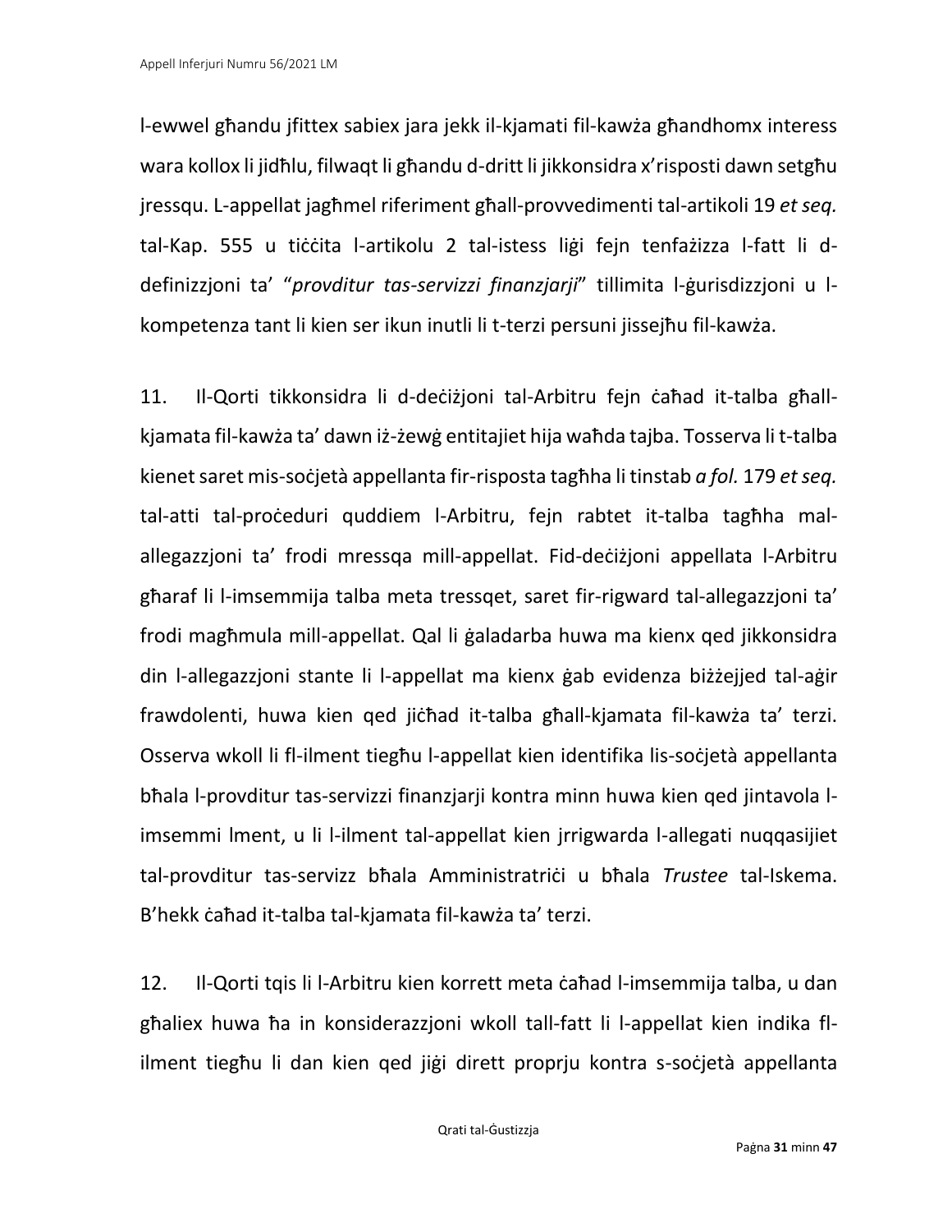l-ewwel għandu jfittex sabiex jara jekk il-kjamati fil-kawża għandhomx interess wara kollox li jidħlu, filwaqt li għandu d-dritt li jikkonsidra x'risposti dawn setgħu jressqu. L-appellat jagħmel riferiment għall-provvedimenti tal-artikoli 19 *et seq.* tal-Kap. 555 u tiċċita l-artikolu 2 tal-istess liġi fejn tenfażizza l-fatt li d-definizzjoni ta' "*provditur tas-servizzi finanzjarji*" tillimita l-ġurisdizzjoni u l-kompetenza tant li kien ser ikun inutli li t-terzi persuni jissejħu fil-kawża.

11. Il-Qorti tikkonsidra li d-deċiżjoni tal-Arbitru fejn ċaħad it-talba għall-kjamata fil-kawża ta' dawn iż-żewġ entitajiet hija waħda tajba. Tosserva li t-talba kienet saret mis-soċjetà appellanta fir-risposta tagħha li tinstab *a fol.* 179 *et seq.* tal-atti tal-proċeduri quddiem l-Arbitru, fejn rabtet it-talba tagħha mal-allegazzjoni ta' frodi mressqa mill-appellat. Fid-deċiżjoni appellata l-Arbitru għaraf li l-imsemmija talba meta tressqet, saret fir-rigward tal-allegazzjoni ta' frodi magħmula mill-appellat. Qal li ġaladarba huwa ma kienx qed jikkonsidra din l-allegazzjoni stante li l-appellat ma kienx ġab evidenza biżżejjed tal-aġir frawdolenti, huwa kien qed jiċħad it-talba għall-kjamata fil-kawża ta' terzi. Osserva wkoll li fl-ilment tiegħu l-appellat kien identifika lis-soċjetà appellanta bħala l-provditur tas-servizzi finanzjarji kontra minn huwa kien qed jintavola l-imsemmi lment, u li l-ilment tal-appellat kien jrrigwarda l-allegati nuqqasijiet tal-provditur tas-servizz bħala Amministratriċi u bħala *Trustee* tal-Iskema. B'hekk ċaħad it-talba tal-kjamata fil-kawża ta' terzi.

12. Il-Qorti tqis li l-Arbitru kien korrett meta ċaħad l-imsemmija talba, u dan għaliex huwa ħa in konsiderazzjoni wkoll tall-fatt li l-appellat kien indika fl-ilment tiegħu li dan kien qed jiġi dirett proprju kontra s-soċjetà appellanta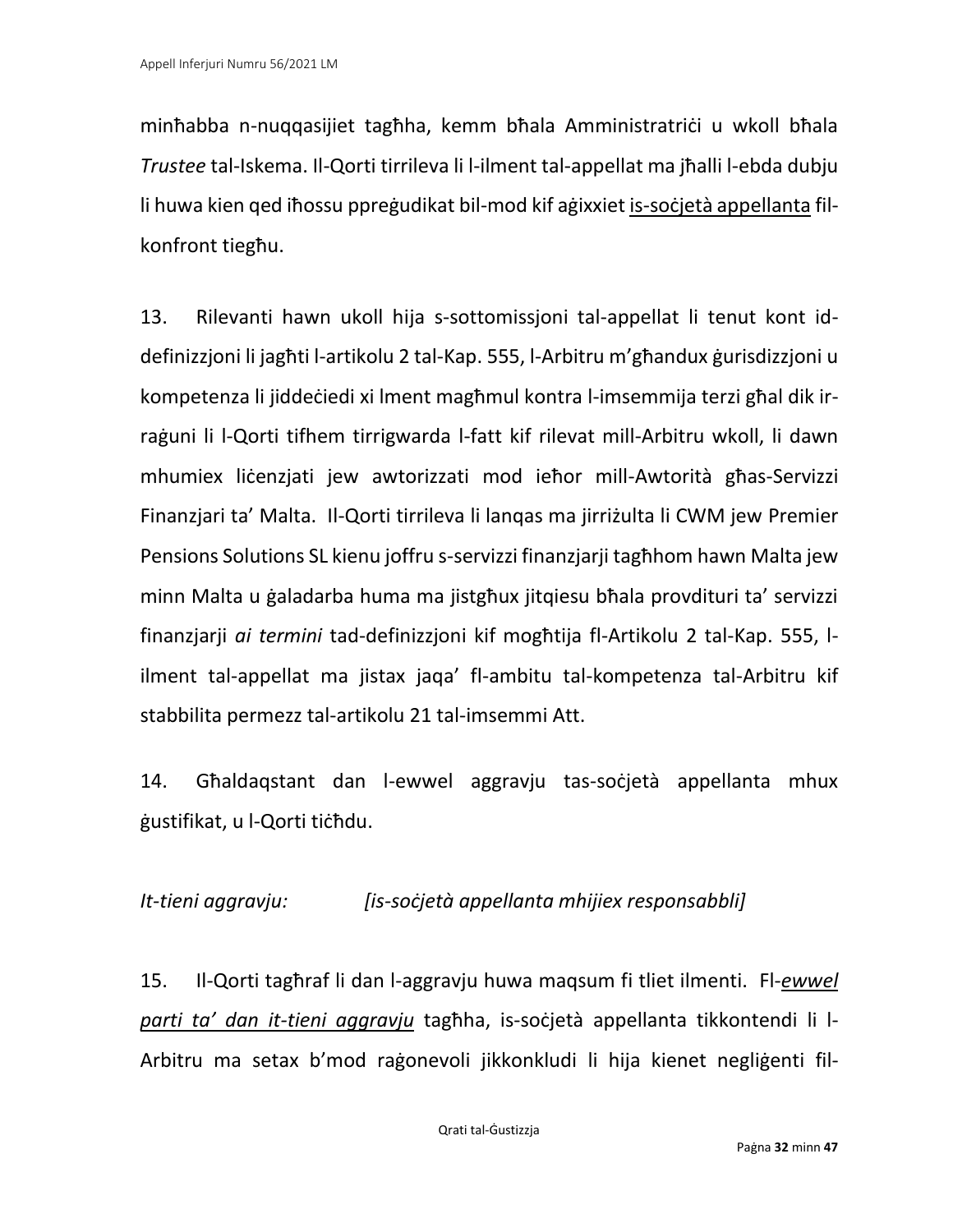minħabba n-nuqqasijiet tagħha, kemm bħala Amministratriċi u wkoll bħala *Trustee* tal-Iskema. Il-Qorti tirrileva li l-ilment tal-appellat ma jħalli l-ebda dubju li huwa kien qed iħossu ppreġudikat bil-mod kif aġixxiet <u>is-soċjetà appellanta</u> fil-konfront tiegħu.

13. Rilevanti hawn ukoll hija s-sottomissjoni tal-appellat li tenut kont id-definizzjoni li jagħti l-artikolu 2 tal-Kap. 555, l-Arbitru m'għandux ġurisdizzjoni u kompetenza li jiddeċiedi xi lment magħmul kontra l-imsemmija terzi għal dik ir-raġuni li l-Qorti tifhem tirrigwarda l-fatt kif rilevat mill-Arbitru wkoll, li dawn mhumiex liċenzjati jew awtorizzati mod ieħor mill-Awtorità għas-Servizzi Finanzjari ta' Malta. Il-Qorti tirrileva li lanqas ma jirriżulta li CWM jew Premier Pensions Solutions SL kienu joffru s-servizzi finanzjarji tagħhom hawn Malta jew minn Malta u ġaladarba huma ma jistgħux jitqiesu bħala provdituri ta' servizzi finanzjarji *ai termini* tad-definizzjoni kif mogħtija fl-Artikolu 2 tal-Kap. 555, l-ilment tal-appellat ma jistax jaqa' fl-ambitu tal-kompetenza tal-Arbitru kif stabbilita permezz tal-artikolu 21 tal-imsemmi Att.

14. Għaldaqstant dan l-ewwel aggravju tas-soċjetà appellanta mhux ġustifikat, u l-Qorti tiċħdu.

*It-tieni aggravju:* *[is-soċjetà appellanta mhijiex responsabbli]*

15. Il-Qorti tagħraf li dan l-aggravju huwa maqsum fi tliet ilmenti. Fl-*<u>ewwel parti ta' dan it-tieni aggravju</u>* tagħha, is-soċjetà appellanta tikkontendi li l-Arbitru ma setax b'mod raġonevoli jikkonkludi li hija kienet negliġenti fil-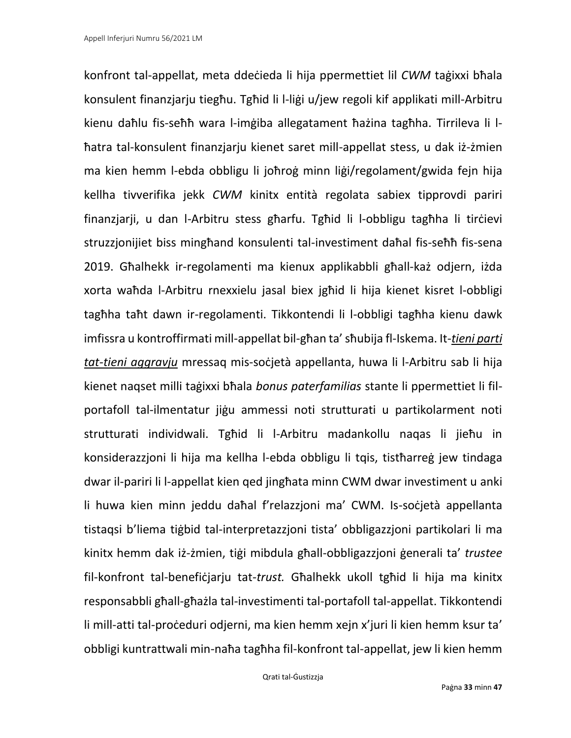konfront tal-appellat, meta ddeċieda li hija ppermettiet lil *CWM* taġixxi bħala konsulent finanzjarju tiegħu. Tgħid li l-liġi u/jew regoli kif applikati mill-Arbitru kienu daħlu fis-seħħ wara l-imġiba allegatament ħażina tagħha. Tirrileva li l-ħatra tal-konsulent finanzjarju kienet saret mill-appellat stess, u dak iż-żmien ma kien hemm l-ebda obbligu li joħroġ minn liġi/regolament/gwida fejn hija kellha tivverifika jekk *CWM* kinitx entità regolata sabiex tipprovdi pariri finanzjarji, u dan l-Arbitru stess għarfu. Tgħid li l-obbligu tagħha li tirċievi struzzjonijiet biss mingħand konsulenti tal-investiment daħal fis-seħħ fis-sena 2019. Għalhekk ir-regolamenti ma kienux applikabbli għall-każ odjern, iżda xorta waħda l-Arbitru rnexxielu jasal biex jgħid li hija kienet kisret l-obbligi tagħha taħt dawn ir-regolamenti. Tikkontendi li l-obbligi tagħha kienu dawk imfissra u kontroffirmati mill-appellat bil-għan ta' sħubija fl-Iskema. It-*<u>tieni parti tat-tieni aggravju</u>* mressaq mis-soċjetà appellanta, huwa li l-Arbitru sab li hija kienet naqset milli taġixxi bħala *bonus paterfamilias* stante li ppermettiet li fil-portafoll tal-ilmentatur jiġu ammessi noti strutturati u partikolarment noti strutturati individwali. Tgħid li l-Arbitru madankollu naqas li jieħu in konsiderazzjoni li hija ma kellha l-ebda obbligu li tqis, tistħarreġ jew tindaga dwar il-pariri li l-appellat kien qed jingħata minn CWM dwar investiment u anki li huwa kien minn jeddu daħal f'relazzjoni ma' CWM. Is-soċjetà appellanta tistaqsi b'liema tiġbid tal-interpretazzjoni tista' obbligazzjoni partikolari li ma kinitx hemm dak iż-żmien, tiġi mibdula għall-obbligazzjoni ġenerali ta' *trustee* fil-konfront tal-benefiċjarju tat-*trust.* Għalhekk ukoll tgħid li hija ma kinitx responsabbli għall-għażla tal-investimenti tal-portafoll tal-appellat. Tikkontendi li mill-atti tal-proċeduri odjerni, ma kien hemm xejn x'juri li kien hemm ksur ta' obbligi kuntrattwali min-naħa tagħha fil-konfront tal-appellat, jew li kien hemm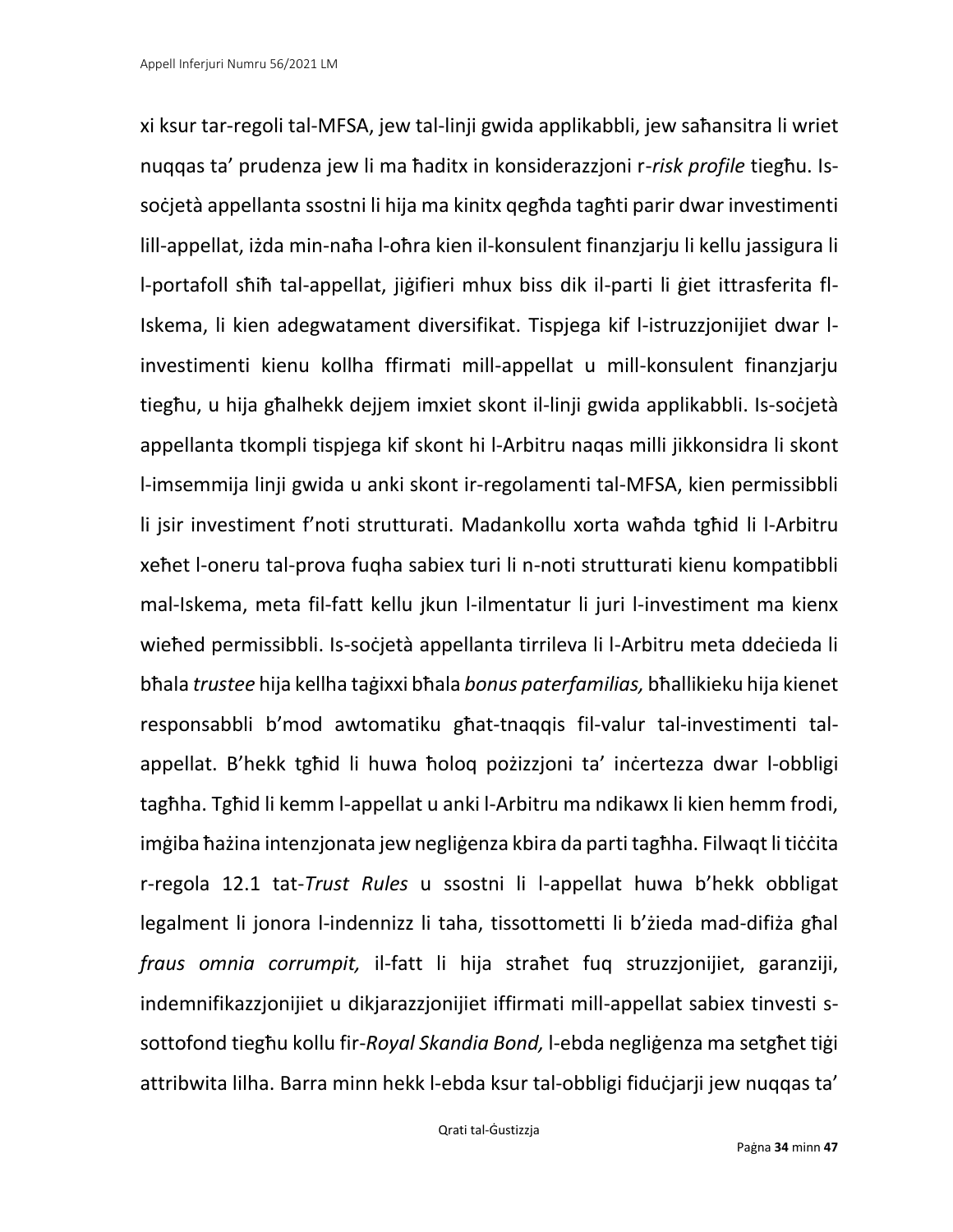xi ksur tar-regoli tal-MFSA, jew tal-linji gwida applikabbli, jew saħansitra li wriet nuqqas ta' prudenza jew li ma ħaditx in konsiderazzjoni r-*risk profile* tiegħu. Is-soċjetà appellanta ssostni li hija ma kinitx qegħda tagħti parir dwar investimenti lill-appellat, iżda min-naħa l-oħra kien il-konsulent finanzjarju li kellu jassigura li l-portafoll sħiħ tal-appellat, jiġifieri mhux biss dik il-parti li ġiet ittrasferita fl-Iskema, li kien adegwatament diversifikat. Tispjega kif l-istruzzjonijiet dwar l-investimenti kienu kollha ffirmati mill-appellat u mill-konsulent finanzjarju tiegħu, u hija għalhekk dejjem imxiet skont il-linji gwida applikabbli. Is-soċjetà appellanta tkompli tispjega kif skont hi l-Arbitru naqas milli jikkonsidra li skont l-imsemmija linji gwida u anki skont ir-regolamenti tal-MFSA, kien permissibbli li jsir investiment f'noti strutturati. Madankollu xorta waħda tgħid li l-Arbitru xeħet l-oneru tal-prova fuqha sabiex turi li n-noti strutturati kienu kompatibbli mal-Iskema, meta fil-fatt kellu jkun l-ilmentatur li juri l-investiment ma kienx wieħed permissibbli. Is-soċjetà appellanta tirrileva li l-Arbitru meta ddeċieda li bħala *trustee* hija kellha taġixxi bħala *bonus paterfamilias,* bħallikieku hija kienet responsabbli b'mod awtomatiku għat-tnaqqis fil-valur tal-investimenti tal-appellat. B'hekk tgħid li huwa ħoloq pożizzjoni ta' inċertezza dwar l-obbligi tagħha. Tgħid li kemm l-appellat u anki l-Arbitru ma ndikawx li kien hemm frodi, imġiba ħażina intenzjonata jew negliġenza kbira da parti tagħha. Filwaqt li tiċċita r-regola 12.1 tat-*Trust Rules* u ssostni li l-appellat huwa b'hekk obbligat legalment li jonora l-indennizz li taha, tissottometti li b'żieda mad-difiża għal *fraus omnia corrumpit,* il-fatt li hija straħet fuq struzzjonijiet, garanziji, indemnifikazzjonijiet u dikjarazzjonijiet iffirmati mill-appellat sabiex tinvesti s-sottofond tiegħu kollu fir-*Royal Skandia Bond,* l-ebda negliġenza ma setgħet tiġi attribwita lilha. Barra minn hekk l-ebda ksur tal-obbligi fiduċjarji jew nuqqas ta'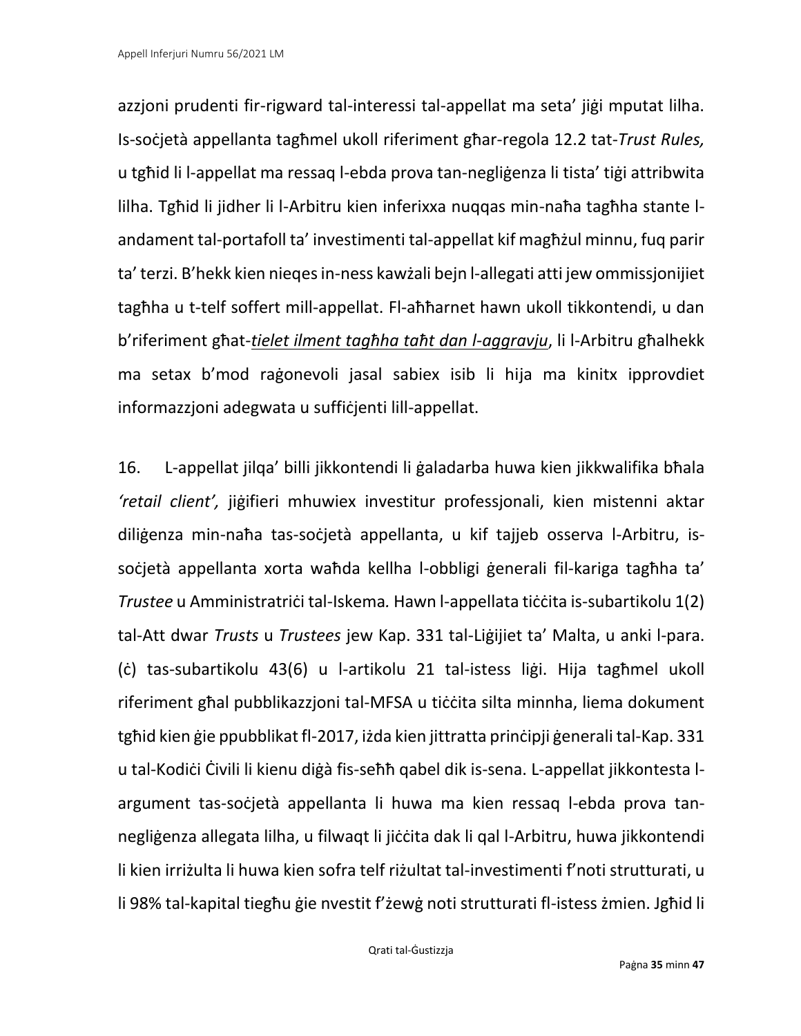azzjoni prudenti fir-rigward tal-interessi tal-appellat ma seta' jiġi mputat lilha. Is-soċjetà appellanta tagħmel ukoll riferiment għar-regola 12.2 tat-*Trust Rules,* u tgħid li l-appellat ma ressaq l-ebda prova tan-negliġenza li tista' tiġi attribwita lilha. Tgħid li jidher li l-Arbitru kien inferixxa nuqqas min-naħa tagħha stante l-andament tal-portafoll ta' investimenti tal-appellat kif magħżul minnu, fuq parir ta' terzi. B'hekk kien nieqes in-ness kawżali bejn l-allegati atti jew ommissjonijiet tagħha u t-telf soffert mill-appellat. Fl-aħħarnet hawn ukoll tikkontendi, u dan b'riferiment għat-*tielet ilment tagħha taħt dan l-aggravju*, li l-Arbitru għalhekk ma setax b'mod raġonevoli jasal sabiex isib li hija ma kinitx ipprovdiet informazzjoni adegwata u suffiċjenti lill-appellat.

16. L-appellat jilqa' billi jikkontendi li ġaladarba huwa kien jikkwalifika bħala *'retail client',* jiġifieri mhuwiex investitur professjonali, kien mistenni aktar diliġenza min-naħa tas-soċjetà appellanta, u kif tajjeb osserva l-Arbitru, is-soċjetà appellanta xorta waħda kellha l-obbligi ġenerali fil-kariga tagħha ta' *Trustee* u Amministratriċi tal-Iskema*.* Hawn l-appellata tiċċita is-subartikolu 1(2) tal-Att dwar *Trusts* u *Trustees* jew Kap. 331 tal-Liġijiet ta' Malta, u anki l-para. (ċ) tas-subartikolu 43(6) u l-artikolu 21 tal-istess liġi. Hija tagħmel ukoll riferiment għal pubblikazzjoni tal-MFSA u tiċċita silta minnha, liema dokument tgħid kien ġie ppubblikat fl-2017, iżda kien jittratta prinċipji ġenerali tal-Kap. 331 u tal-Kodiċi Ċivili li kienu diġà fis-seħħ qabel dik is-sena. L-appellat jikkontesta l-argument tas-soċjetà appellanta li huwa ma kien ressaq l-ebda prova tan-negliġenza allegata lilha, u filwaqt li jiċċita dak li qal l-Arbitru, huwa jikkontendi li kien irriżulta li huwa kien sofra telf riżultat tal-investimenti f'noti strutturati, u li 98% tal-kapital tiegħu ġie nvestit f'żewġ noti strutturati fl-istess żmien. Jgħid li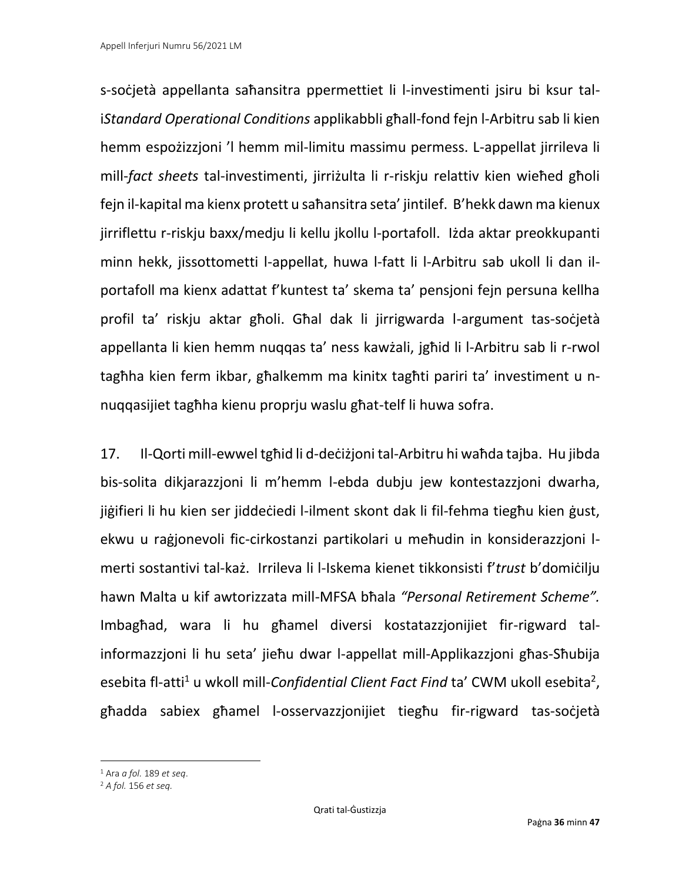s-soċjetà appellanta saħansitra ppermettiet li l-investimenti jsiru bi ksur tal-i*Standard Operational Conditions* applikabbli għall-fond fejn l-Arbitru sab li kien hemm espożizzjoni ’l hemm mil-limitu massimu permess. L-appellat jirrileva li mill-*fact sheets* tal-investimenti, jirriżulta li r-riskju relattiv kien wieħed għoli fejn il-kapital ma kienx protett u saħansitra seta’ jintilef. B’hekk dawn ma kienux jirriflettu r-riskju baxx/medju li kellu jkollu l-portafoll. Iżda aktar preokkupanti minn hekk, jissottometti l-appellat, huwa l-fatt li l-Arbitru sab ukoll li dan il-portafoll ma kienx adattat f’kuntest ta’ skema ta’ pensjoni fejn persuna kellha profil ta’ riskju aktar għoli. Għal dak li jirrigwarda l-argument tas-soċjetà appellanta li kien hemm nuqqas ta’ ness kawżali, jgħid li l-Arbitru sab li r-rwol tagħha kien ferm ikbar, għalkemm ma kinitx tagħti pariri ta’ investiment u n-nuqqasijiet tagħha kienu proprju waslu għat-telf li huwa sofra.

17. Il-Qorti mill-ewwel tgħid li d-deċiżjoni tal-Arbitru hi waħda tajba. Hu jibda bis-solita dikjarazzjoni li m’hemm l-ebda dubju jew kontestazzjoni dwarha, jiġifieri li hu kien ser jiddeċiedi l-ilment skont dak li fil-fehma tiegħu kien ġust, ekwu u raġjonevoli fiċ-ċirkostanzi partikolari u meħudin in konsiderazzjoni l-merti sostantivi tal-każ. Irrileva li l-Iskema kienet tikkonsisti f’*trust* b’domiċilju hawn Malta u kif awtorizzata mill-MFSA bħala *“Personal Retirement Scheme”.* Imbagħad, wara li hu għamel diversi kostatazzjonijiet fir-rigward tal-informazzjoni li hu seta’ jieħu dwar l-appellat mill-Applikazzjoni għas-Sħubija esebita fl-atti[1] u wkoll mill-*Confidential Client Fact Find* ta’ CWM ukoll esebita[2], għadda sabiex għamel l-osservazzjonijiet tiegħu fir-rigward tas-soċjetà

[1] Ara *a fol.* 189 *et seq*.
[2] *A fol.* 156 *et seq.*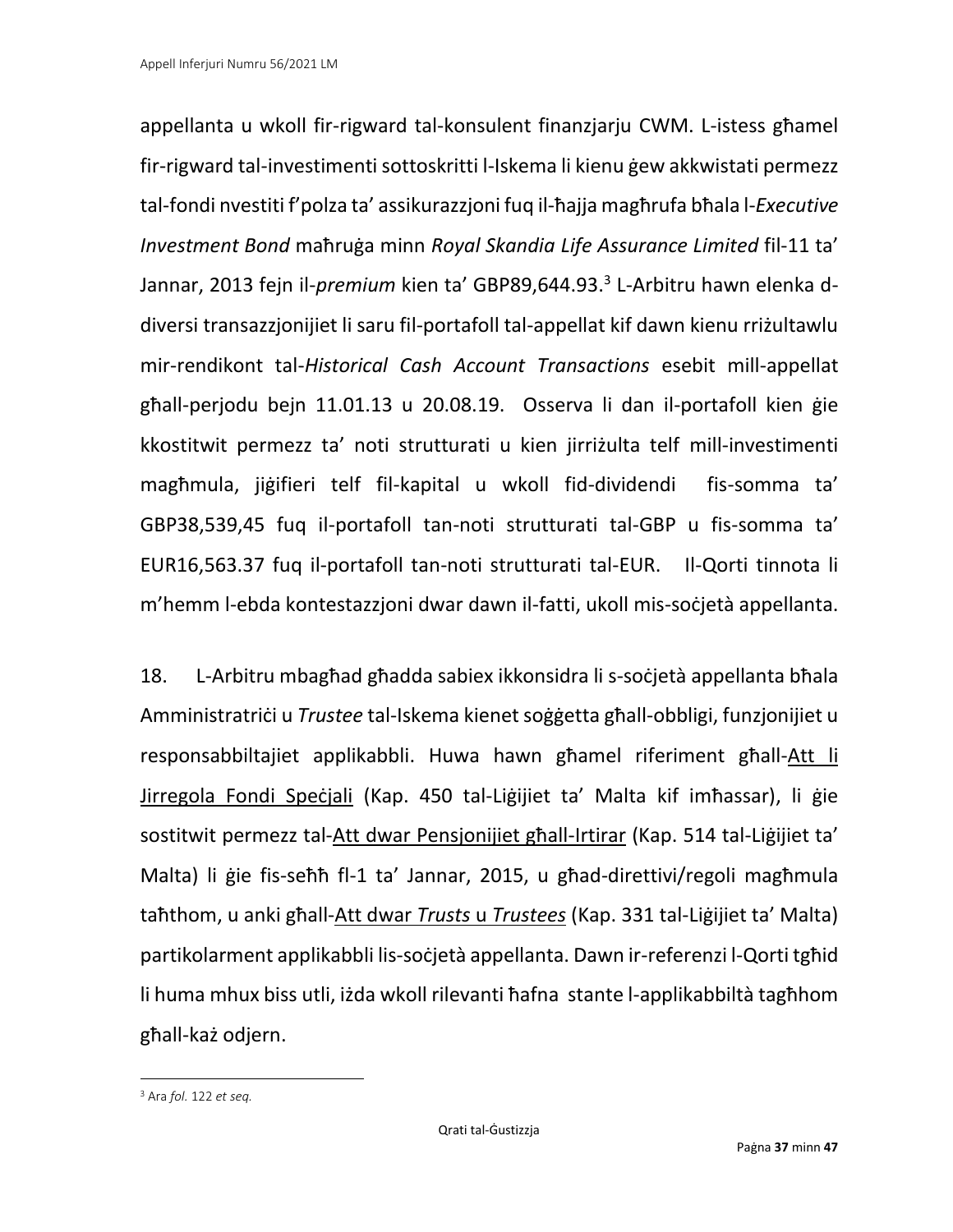appellanta u wkoll fir-rigward tal-konsulent finanzjarju CWM. L-istess għamel fir-rigward tal-investimenti sottoskritti l-Iskema li kienu ġew akkwistati permezz tal-fondi nvestiti f'polza ta' assikurazzjoni fuq il-ħajja magħrufa bħala l-*Executive Investment Bond* maħruġa minn *Royal Skandia Life Assurance Limited* fil-11 ta' Jannar, 2013 fejn il-*premium* kien ta' GBP89,644.93.[3] L-Arbitru hawn elenka d-diversi transazzjonijiet li saru fil-portafoll tal-appellat kif dawn kienu rriżultawlu mir-rendikont tal-*Historical Cash Account Transactions* esebit mill-appellat għall-perjodu bejn 11.01.13 u 20.08.19. Osserva li dan il-portafoll kien ġie kkostitwit permezz ta' noti strutturati u kien jirriżulta telf mill-investimenti magħmula, jiġifieri telf fil-kapital u wkoll fid-dividendi fis-somma ta' GBP38,539,45 fuq il-portafoll tan-noti strutturati tal-GBP u fis-somma ta' EUR16,563.37 fuq il-portafoll tan-noti strutturati tal-EUR. Il-Qorti tinnota li m'hemm l-ebda kontestazzjoni dwar dawn il-fatti, ukoll mis-soċjetà appellanta.

18. L-Arbitru mbagħad għadda sabiex ikkonsidra li s-soċjetà appellanta bħala Amministratriċi u *Trustee* tal-Iskema kienet soġġetta għall-obbligi, funzjonijiet u responsabbiltajiet applikabbli. Huwa hawn għamel riferiment għall-Att li Jirregola Fondi Speċjali (Kap. 450 tal-Liġijiet ta' Malta kif imħassar), li ġie sostitwit permezz tal-Att dwar Pensjonijiet għall-Irtirar (Kap. 514 tal-Liġijiet ta' Malta) li ġie fis-seħħ fl-1 ta' Jannar, 2015, u għad-direttivi/regoli magħmula taħthom, u anki għall-Att dwar *Trusts* u *Trustees* (Kap. 331 tal-Liġijiet ta' Malta) partikolarment applikabbli lis-soċjetà appellanta. Dawn ir-referenzi l-Qorti tgħid li huma mhux biss utli, iżda wkoll rilevanti ħafna stante l-applikabbiltà tagħhom għall-każ odjern.

---

[3] Ara *fol.* 122 *et seq.*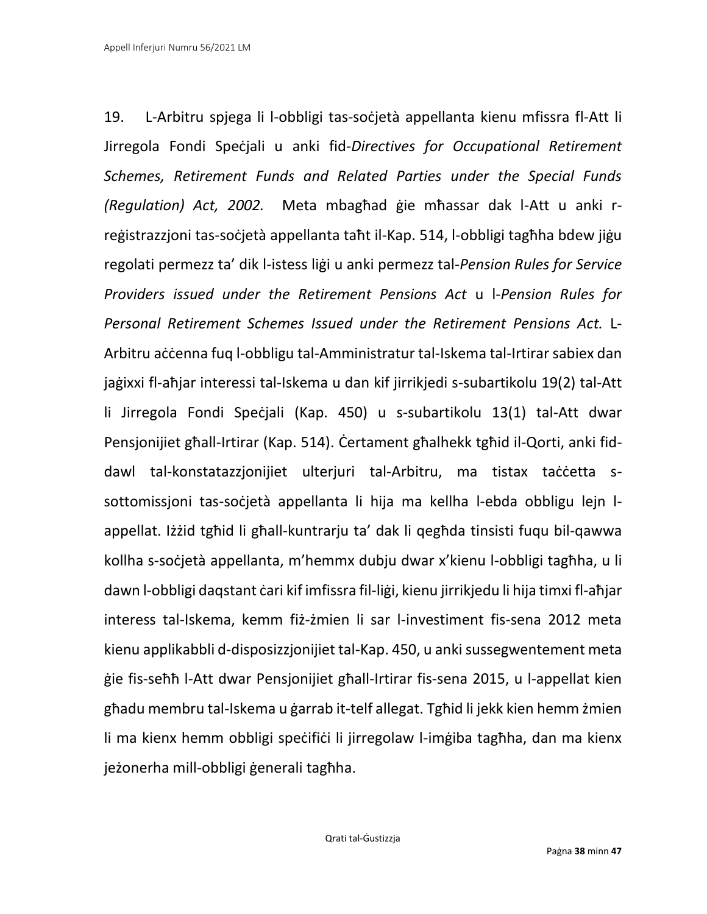19. L-Arbitru spjega li l-obbligi tas-soċjetà appellanta kienu mfissra fl-Att li Jirregola Fondi Speċjali u anki fid-*Directives for Occupational Retirement Schemes, Retirement Funds and Related Parties under the Special Funds (Regulation) Act, 2002.* Meta mbagħad ġie mħassar dak l-Att u anki r-reġistrazzjoni tas-soċjetà appellanta taħt il-Kap. 514, l-obbligi tagħha bdew jiġu regolati permezz ta' dik l-istess liġi u anki permezz tal-*Pension Rules for Service Providers issued under the Retirement Pensions Act* u l-*Pension Rules for Personal Retirement Schemes Issued under the Retirement Pensions Act.* L-Arbitru aċċenna fuq l-obbligu tal-Amministratur tal-Iskema tal-Irtirar sabiex dan jaġixxi fl-aħjar interessi tal-Iskema u dan kif jirrikjedi s-subartikolu 19(2) tal-Att li Jirregola Fondi Speċjali (Kap. 450) u s-subartikolu 13(1) tal-Att dwar Pensjonijiet għall-Irtirar (Kap. 514). Ċertament għalhekk tgħid il-Qorti, anki fid-dawl tal-konstatazzjonijiet ulterjuri tal-Arbitru, ma tistax taċċetta s-sottomissjoni tas-soċjetà appellanta li hija ma kellha l-ebda obbligu lejn l-appellat. Iżżid tgħid li għall-kuntrarju ta' dak li qegħda tinsisti fuqu bil-qawwa kollha s-soċjetà appellanta, m'hemmx dubju dwar x'kienu l-obbligi tagħha, u li dawn l-obbligi daqstant ċari kif imfissra fil-liġi, kienu jirrikjedu li hija timxi fl-aħjar interess tal-Iskema, kemm fiż-żmien li sar l-investiment fis-sena 2012 meta kienu applikabbli d-disposizzjonijiet tal-Kap. 450, u anki sussegwentement meta ġie fis-seħħ l-Att dwar Pensjonijiet għall-Irtirar fis-sena 2015, u l-appellat kien għadu membru tal-Iskema u ġarrab it-telf allegat. Tgħid li jekk kien hemm żmien li ma kienx hemm obbligi speċifiċi li jirregolaw l-imġiba tagħha, dan ma kienx jeżonerha mill-obbligi ġenerali tagħha.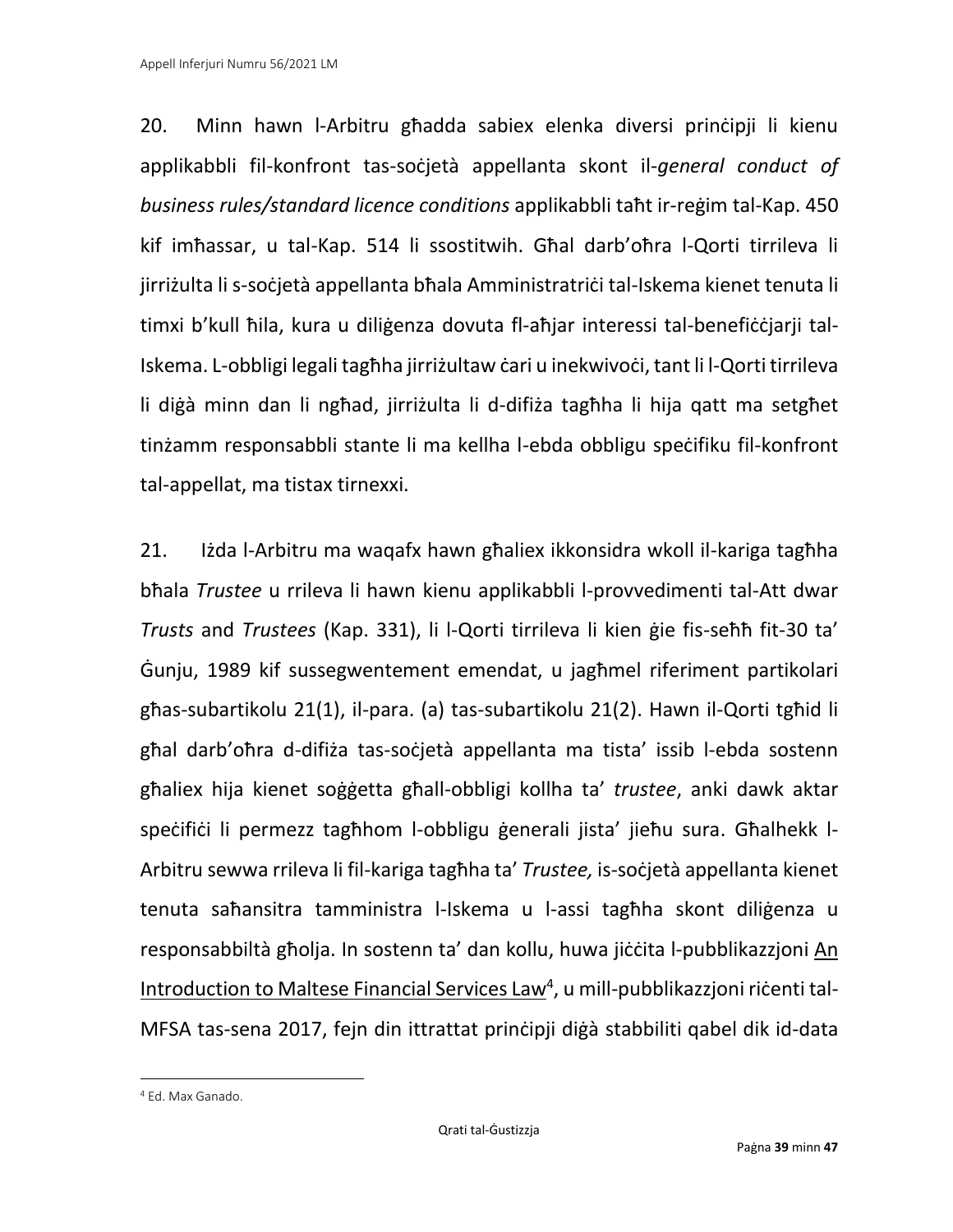20. Minn hawn l-Arbitru għadda sabiex elenka diversi prinċipji li kienu applikabbli fil-konfront tas-soċjetà appellanta skont il-*general conduct of business rules/standard licence conditions* applikabbli taħt ir-reġim tal-Kap. 450 kif imħassar, u tal-Kap. 514 li ssostitwih. Għal darb'oħra l-Qorti tirrileva li jirriżulta li s-soċjetà appellanta bħala Amministratriċi tal-Iskema kienet tenuta li timxi b'kull ħila, kura u diliġenza dovuta fl-aħjar interessi tal-benefiċċjarji tal-Iskema. L-obbligi legali tagħha jirriżultaw ċari u inekwivoċi, tant li l-Qorti tirrileva li diġà minn dan li ngħad, jirriżulta li d-difiża tagħha li hija qatt ma setgħet tinżamm responsabbli stante li ma kellha l-ebda obbligu speċifiku fil-konfront tal-appellat, ma tistax tirnexxi.

21. Iżda l-Arbitru ma waqafx hawn għaliex ikkonsidra wkoll il-kariga tagħha bħala *Trustee* u rrileva li hawn kienu applikabbli l-provvedimenti tal-Att dwar *Trusts* and *Trustees* (Kap. 331), li l-Qorti tirrileva li kien ġie fis-seħħ fit-30 ta' Ġunju, 1989 kif sussegwentement emendat, u jagħmel riferiment partikolari għas-subartikolu 21(1), il-para. (a) tas-subartikolu 21(2). Hawn il-Qorti tgħid li għal darb'oħra d-difiża tas-soċjetà appellanta ma tista' issib l-ebda sostenn għaliex hija kienet soġġetta għall-obbligi kollha ta' *trustee*, anki dawk aktar speċifiċi li permezz tagħhom l-obbligu ġenerali jista' jieħu sura. Għalhekk l-Arbitru sewwa rrileva li fil-kariga tagħha ta' *Trustee,* is-soċjetà appellanta kienet tenuta saħansitra tamministra l-Iskema u l-assi tagħha skont diliġenza u responsabbiltà għolja. In sostenn ta' dan kollu, huwa jiċċita l-pubblikazzjoni An Introduction to Maltese Financial Services Law[4], u mill-pubblikazzjoni riċenti tal-MFSA tas-sena 2017, fejn din ittrattat prinċipji diġà stabbiliti qabel dik id-data

---

[4] Ed. Max Ganado.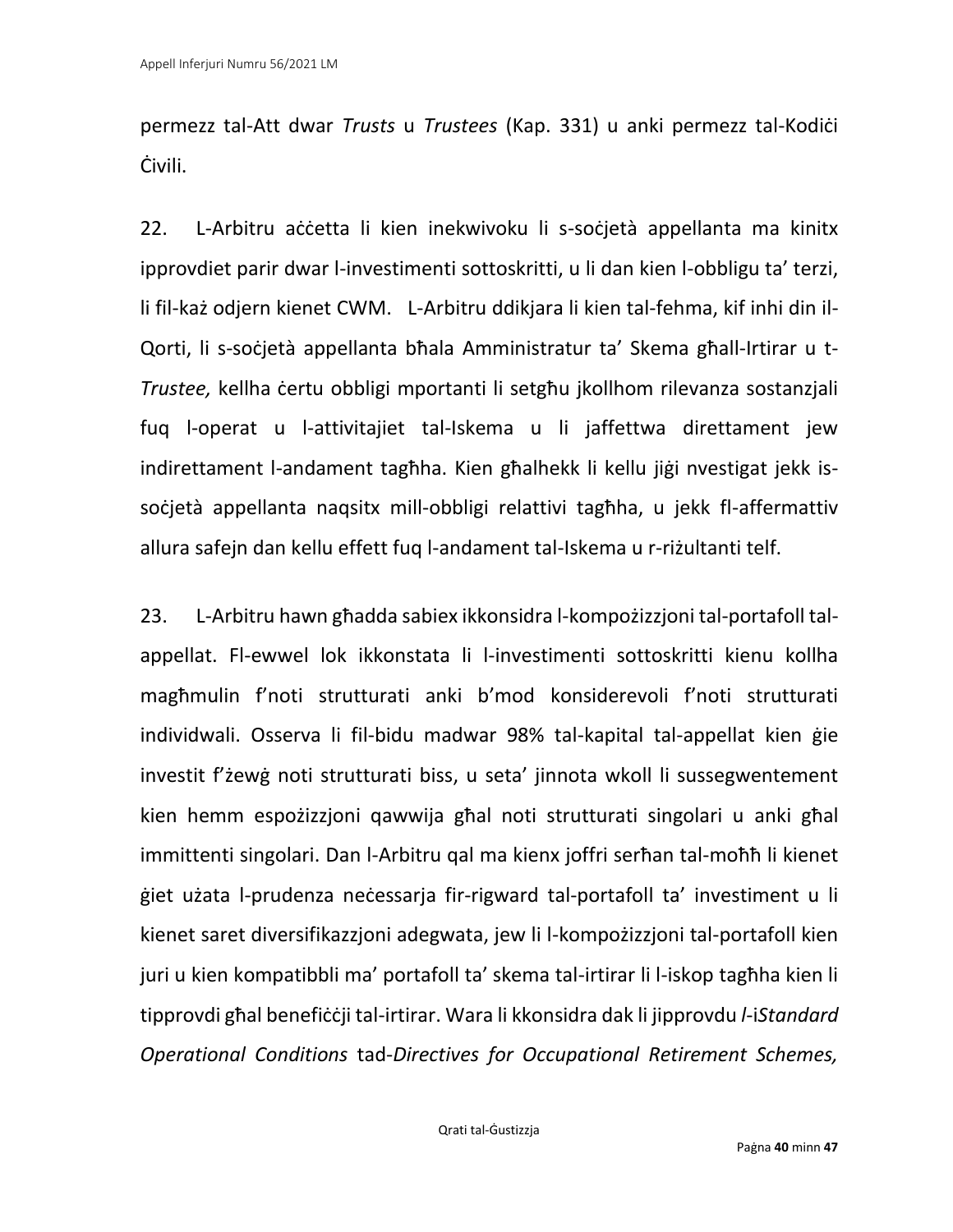permezz tal-Att dwar *Trusts* u *Trustees* (Kap. 331) u anki permezz tal-Kodiċi Ċivili.

22. L-Arbitru aċċetta li kien inekwivoku li s-soċjetà appellanta ma kinitx ipprovdiet parir dwar l-investimenti sottoskritti, u li dan kien l-obbligu ta' terzi, li fil-każ odjern kienet CWM. L-Arbitru ddikjara li kien tal-fehma, kif inhi din il-Qorti, li s-soċjetà appellanta bħala Amministratur ta' Skema għall-Irtirar u t-*Trustee,* kellha ċertu obbligi mportanti li setgħu jkollhom rilevanza sostanzjali fuq l-operat u l-attivitajiet tal-Iskema u li jaffettwa direttament jew indirettament l-andament tagħha. Kien għalhekk li kellu jiġi nvestigat jekk is-soċjetà appellanta naqsitx mill-obbligi relattivi tagħha, u jekk fl-affermattiv allura safejn dan kellu effett fuq l-andament tal-Iskema u r-riżultanti telf.

23. L-Arbitru hawn għadda sabiex ikkonsidra l-kompożizzjoni tal-portafoll tal-appellat. Fl-ewwel lok ikkonstata li l-investimenti sottoskritti kienu kollha magħmulin f'noti strutturati anki b'mod konsiderevoli f'noti strutturati individwali. Osserva li fil-bidu madwar 98% tal-kapital tal-appellat kien ġie investit f'żewġ noti strutturati biss, u seta' jinnota wkoll li sussegwentement kien hemm espożizzjoni qawwija għal noti strutturati singolari u anki għal immittenti singolari. Dan l-Arbitru qal ma kienx joffri serħan tal-moħħ li kienet ġiet użata l-prudenza neċessarja fir-rigward tal-portafoll ta' investiment u li kienet saret diversifikazzjoni adegwata, jew li l-kompożizzjoni tal-portafoll kien juri u kien kompatibbli ma' portafoll ta' skema tal-irtirar li l-iskop tagħha kien li tipprovdi għal benefiċċji tal-irtirar. Wara li kkonsidra dak li jipprovdu *l-iStandard Operational Conditions* tad-*Directives for Occupational Retirement Schemes,*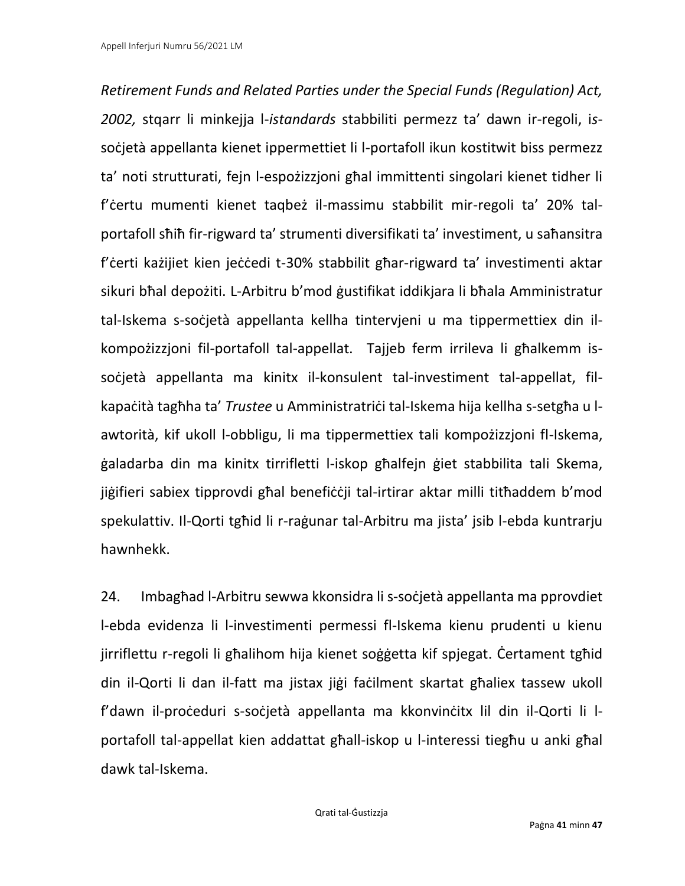*Retirement Funds and Related Parties under the Special Funds (Regulation) Act, 2002,* stqarr li minkejja l-*istandards* stabbiliti permezz ta' dawn ir-regoli, is-soċjetà appellanta kienet ippermettiet li l-portafoll ikun kostitwit biss permezz ta' noti strutturati, fejn l-espożizzjoni għal immittenti singolari kienet tidher li f'ċertu mumenti kienet taqbeż il-massimu stabbilit mir-regoli ta' 20% tal-portafoll sħiħ fir-rigward ta' strumenti diversifikati ta' investiment, u saħansitra f'ċerti każijiet kien jeċċedi t-30% stabbilit għar-rigward ta' investimenti aktar sikuri bħal depożiti. L-Arbitru b'mod ġustifikat iddikjara li bħala Amministratur tal-Iskema s-soċjetà appellanta kellha tintervjeni u ma tippermettiex din il-kompożizzjoni fil-portafoll tal-appellat. Tajjeb ferm irrileva li għalkemm is-soċjetà appellanta ma kinitx il-konsulent tal-investiment tal-appellat, fil-kapaċità tagħha ta' *Trustee* u Amministratriċi tal-Iskema hija kellha s-setgħa u l-awtorità, kif ukoll l-obbligu, li ma tippermettiex tali kompożizzjoni fl-Iskema, ġaladarba din ma kinitx tirrifletti l-iskop għalfejn ġiet stabbilita tali Skema, jiġifieri sabiex tipprovdi għal benefiċċji tal-irtirar aktar milli titħaddem b'mod spekulattiv. Il-Qorti tgħid li r-raġunar tal-Arbitru ma jista' jsib l-ebda kuntrarju hawnhekk.

24. Imbagħad l-Arbitru sewwa kkonsidra li s-soċjetà appellanta ma pprovdiet l-ebda evidenza li l-investimenti permessi fl-Iskema kienu prudenti u kienu jirriflettu r-regoli li għalihom hija kienet soġġetta kif spjegat. Ċertament tgħid din il-Qorti li dan il-fatt ma jistax jiġi faċilment skartat għaliex tassew ukoll f'dawn il-proċeduri s-soċjetà appellanta ma kkonvinċitx lil din il-Qorti li l-portafoll tal-appellat kien addattat għall-iskop u l-interessi tiegħu u anki għal dawk tal-Iskema.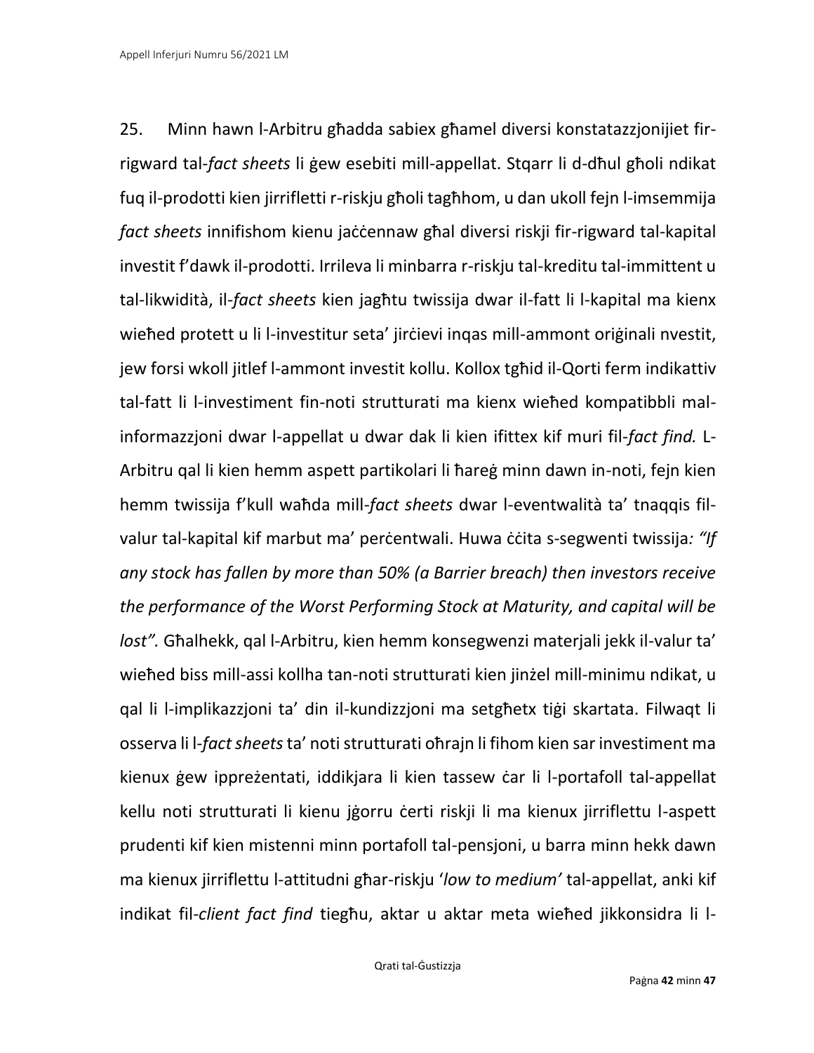25. Minn hawn l-Arbitru għadda sabiex għamel diversi konstatazzjonijiet fir-rigward tal-*fact sheets* li ġew esebiti mill-appellat. Stqarr li d-dħul għoli ndikat fuq il-prodotti kien jirrifletti r-riskju għoli tagħhom, u dan ukoll fejn l-imsemmija *fact sheets* innifishom kienu jaċċennaw għal diversi riskji fir-rigward tal-kapital investit f'dawk il-prodotti. Irrileva li minbarra r-riskju tal-kreditu tal-immittent u tal-likwidità, il-*fact sheets* kien jagħtu twissija dwar il-fatt li l-kapital ma kienx wieħed protett u li l-investitur seta' jirċievi inqas mill-ammont oriġinali nvestit, jew forsi wkoll jitlef l-ammont investit kollu. Kollox tgħid il-Qorti ferm indikattiv tal-fatt li l-investiment fin-noti strutturati ma kienx wieħed kompatibbli mal-informazzjoni dwar l-appellat u dwar dak li kien ifittex kif muri fil-*fact find.* L-Arbitru qal li kien hemm aspett partikolari li ħareġ minn dawn in-noti, fejn kien hemm twissija f'kull waħda mill-*fact sheets* dwar l-eventwalità ta' tnaqqis fil-valur tal-kapital kif marbut ma' perċentwali. Huwa ċċita s-segwenti twissija*: "If any stock has fallen by more than 50% (a Barrier breach) then investors receive the performance of the Worst Performing Stock at Maturity, and capital will be lost".* Għalhekk, qal l-Arbitru, kien hemm konsegwenzi materjali jekk il-valur ta' wieħed biss mill-assi kollha tan-noti strutturati kien jinżel mill-minimu ndikat, u qal li l-implikazzjoni ta' din il-kundizzjoni ma setgħetx tiġi skartata. Filwaqt li osserva li l-*fact sheets* ta' noti strutturati oħrajn li fihom kien sar investiment ma kienux ġew ippreżentati, iddikjara li kien tassew ċar li l-portafoll tal-appellat kellu noti strutturati li kienu jġorru ċerti riskji li ma kienux jirriflettu l-aspett prudenti kif kien mistenni minn portafoll tal-pensjoni, u barra minn hekk dawn ma kienux jirriflettu l-attitudni għar-riskju '*low to medium'* tal-appellat, anki kif indikat fil-*client fact find* tiegħu, aktar u aktar meta wieħed jikkonsidra li l-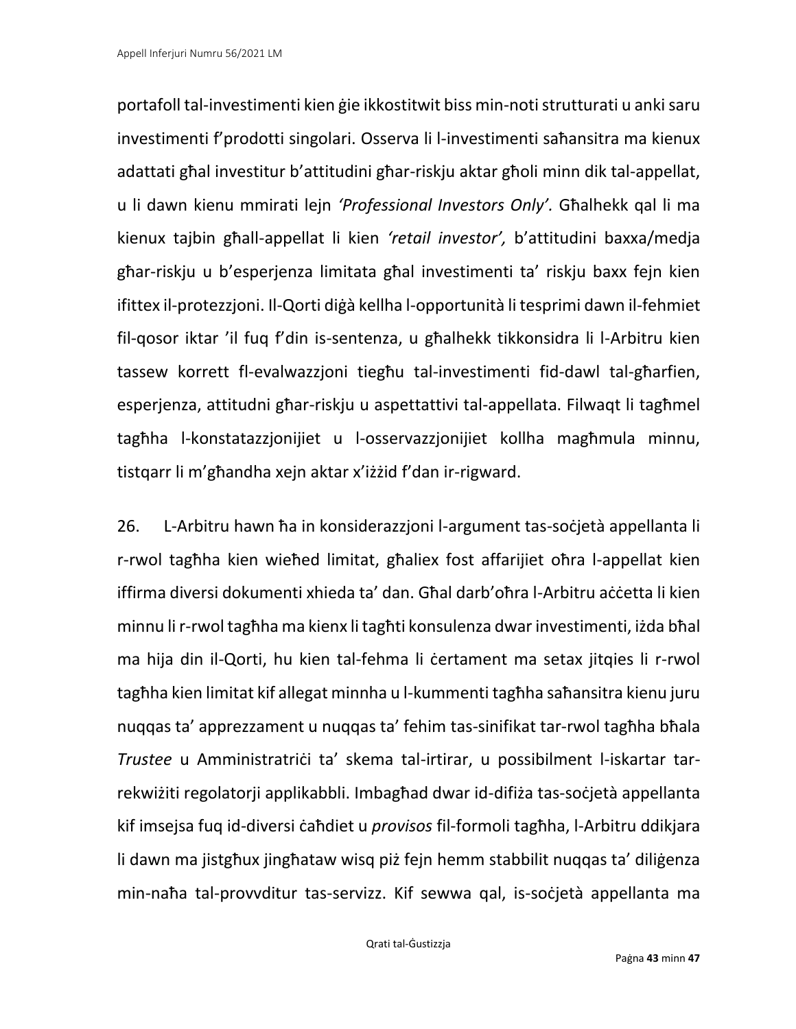portafoll tal-investimenti kien ġie ikkostitwit biss min-noti strutturati u anki saru investimenti f'prodotti singolari. Osserva li l-investimenti saħansitra ma kienux adattati għal investitur b'attitudini għar-riskju aktar għoli minn dik tal-appellat, u li dawn kienu mmirati lejn *'Professional Investors Only'*. Għalhekk qal li ma kienux tajbin għall-appellat li kien *'retail investor',* b'attitudini baxxa/medja għar-riskju u b'esperjenza limitata għal investimenti ta' riskju baxx fejn kien ifittex il-protezzjoni. Il-Qorti diġà kellha l-opportunità li tesprimi dawn il-fehmiet fil-qosor iktar 'il fuq f'din is-sentenza, u għalhekk tikkonsidra li l-Arbitru kien tassew korrett fl-evalwazzjoni tiegħu tal-investimenti fid-dawl tal-għarfien, esperjenza, attitudni għar-riskju u aspettattivi tal-appellata. Filwaqt li tagħmel tagħha l-konstatazzjonijiet u l-osservazzjonijiet kollha magħmula minnu, tistqarr li m'għandha xejn aktar x'iżżid f'dan ir-rigward.

26. L-Arbitru hawn ħa in konsiderazzjoni l-argument tas-soċjetà appellanta li r-rwol tagħha kien wieħed limitat, għaliex fost affarijiet oħra l-appellat kien iffirma diversi dokumenti xhieda ta' dan. Għal darb'oħra l-Arbitru aċċetta li kien minnu li r-rwol tagħha ma kienx li tagħti konsulenza dwar investimenti, iżda bħal ma hija din il-Qorti, hu kien tal-fehma li ċertament ma setax jitqies li r-rwol tagħha kien limitat kif allegat minnha u l-kummenti tagħha saħansitra kienu juru nuqqas ta' apprezzament u nuqqas ta' fehim tas-sinifikat tar-rwol tagħha bħala *Trustee* u Amministratriċi ta' skema tal-irtirar, u possibilment l-iskartar tar-rekwiżiti regolatorji applikabbli. Imbagħad dwar id-difiża tas-soċjetà appellanta kif imsejsa fuq id-diversi ċaħdiet u *provisos* fil-formoli tagħha, l-Arbitru ddikjara li dawn ma jistgħux jingħataw wisq piż fejn hemm stabbilit nuqqas ta' diliġenza min-naħa tal-provvditur tas-servizz. Kif sewwa qal, is-soċjetà appellanta ma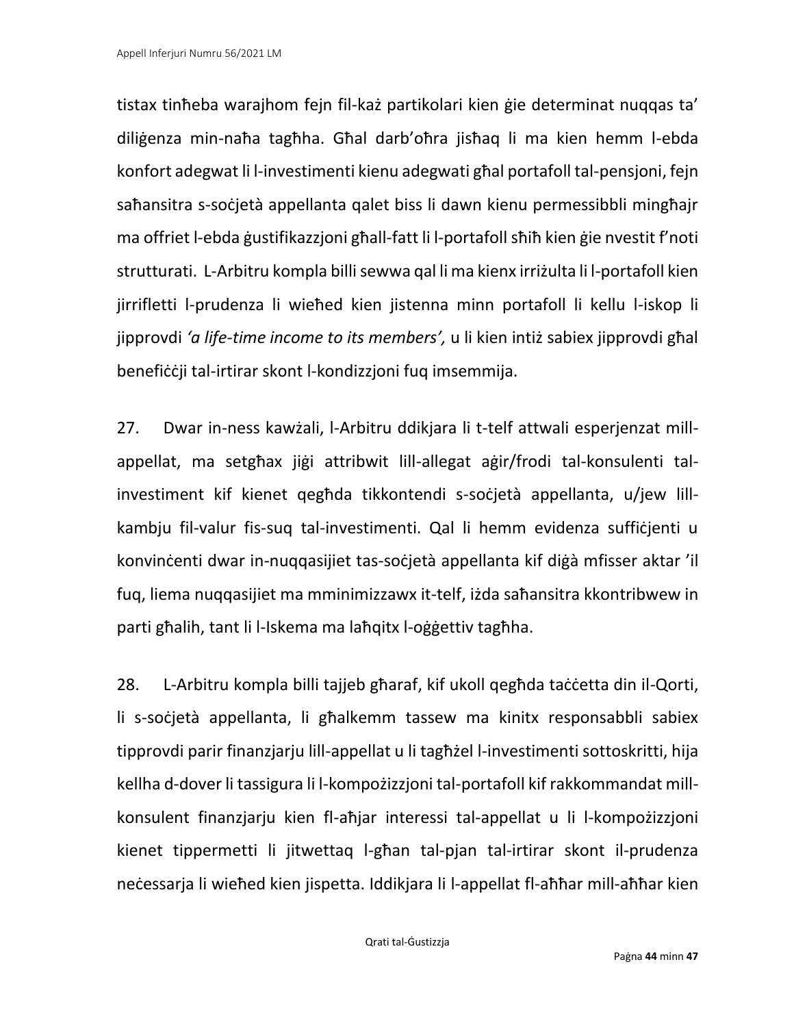tistax tinħeba warajhom fejn fil-każ partikolari kien ġie determinat nuqqas ta' diliġenza min-naħa tagħha. Għal darb'oħra jisħaq li ma kien hemm l-ebda konfort adegwat li l-investimenti kienu adegwati għal portafoll tal-pensjoni, fejn saħansitra s-soċjetà appellanta qalet biss li dawn kienu permessibbli mingħajr ma offriet l-ebda ġustifikazzjoni għall-fatt li l-portafoll sħiħ kien ġie nvestit f'noti strutturati. L-Arbitru kompla billi sewwa qal li ma kienx irriżulta li l-portafoll kien jirrifletti l-prudenza li wieħed kien jistenna minn portafoll li kellu l-iskop li jipprovdi *'a life-time income to its members',* u li kien intiż sabiex jipprovdi għal benefiċċji tal-irtirar skont l-kondizzjoni fuq imsemmija.

27. Dwar in-ness kawżali, l-Arbitru ddikjara li t-telf attwali esperjenzat mill-appellat, ma setgħax jiġi attribwit lill-allegat aġir/frodi tal-konsulenti tal-investiment kif kienet qegħda tikkontendi s-soċjetà appellanta, u/jew lill-kambju fil-valur fis-suq tal-investimenti. Qal li hemm evidenza suffiċjenti u konvinċenti dwar in-nuqqasijiet tas-soċjetà appellanta kif diġà mfisser aktar 'il fuq, liema nuqqasijiet ma mminimizzawx it-telf, iżda saħansitra kkontribwew in parti għalih, tant li l-Iskema ma laħqitx l-oġġettiv tagħha.

28. L-Arbitru kompla billi tajjeb għaraf, kif ukoll qegħda taċċetta din il-Qorti, li s-soċjetà appellanta, li għalkemm tassew ma kinitx responsabbli sabiex tipprovdi parir finanzjarju lill-appellat u li tagħżel l-investimenti sottoskritti, hija kellha d-dover li tassigura li l-kompożizzjoni tal-portafoll kif rakkommandat mill-konsulent finanzjarju kien fl-aħjar interessi tal-appellat u li l-kompożizzjoni kienet tippermetti li jitwettaq l-għan tal-pjan tal-irtirar skont il-prudenza neċessarja li wieħed kien jispetta. Iddikjara li l-appellat fl-aħħar mill-aħħar kien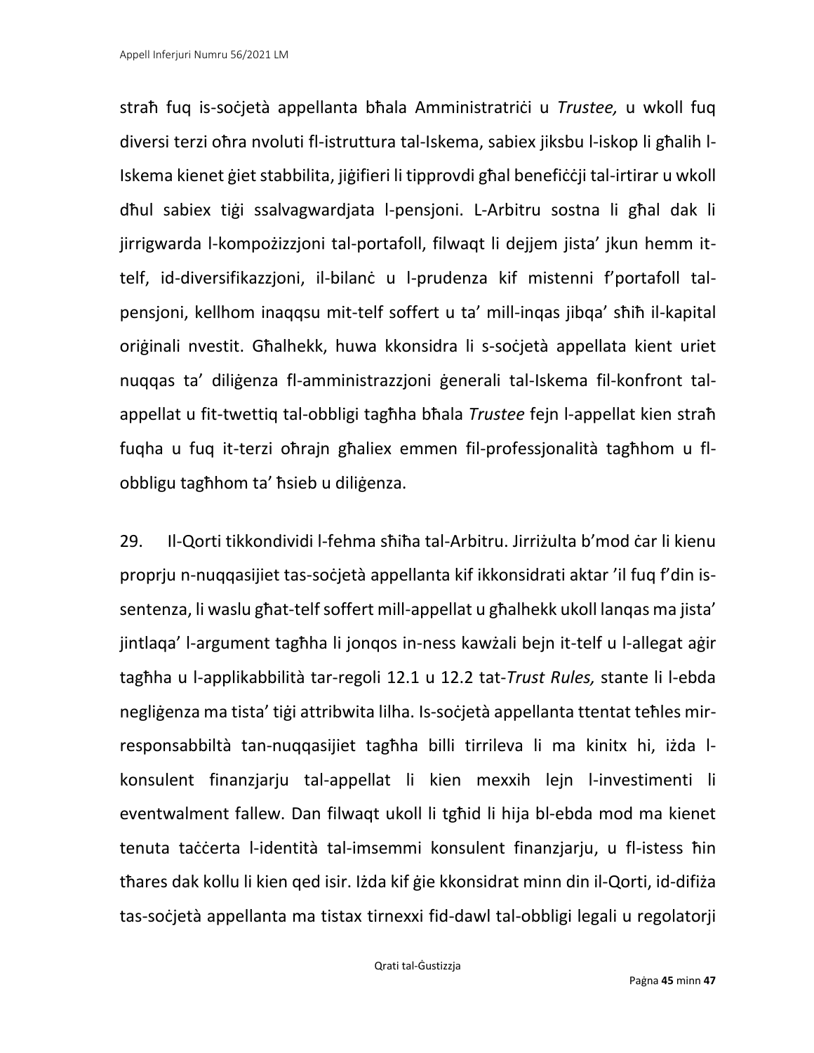straħ fuq is-soċjetà appellanta bħala Amministratriċi u *Trustee,* u wkoll fuq diversi terzi oħra nvoluti fl-istruttura tal-Iskema, sabiex jiksbu l-iskop li għalih l-Iskema kienet ġiet stabbilita, jiġifieri li tipprovdi għal benefiċċji tal-irtirar u wkoll dħul sabiex tiġi ssalvagwardjata l-pensjoni. L-Arbitru sostna li għal dak li jirrigwarda l-kompożizzjoni tal-portafoll, filwaqt li dejjem jista' jkun hemm it-telf, id-diversifikazzjoni, il-bilanċ u l-prudenza kif mistenni f'portafoll tal-pensjoni, kellhom inaqqsu mit-telf soffert u ta' mill-inqas jibqa' sħiħ il-kapital oriġinali nvestit. Għalhekk, huwa kkonsidra li s-soċjetà appellata kient uriet nuqqas ta' diliġenza fl-amministrazzjoni ġenerali tal-Iskema fil-konfront tal-appellat u fit-twettiq tal-obbligi tagħha bħala *Trustee* fejn l-appellat kien straħ fuqha u fuq it-terzi oħrajn għaliex emmen fil-professjonalità tagħhom u fl-obbligu tagħhom ta' ħsieb u diliġenza.

29. Il-Qorti tikkondividi l-fehma sħiħa tal-Arbitru. Jirriżulta b'mod ċar li kienu proprju n-nuqqasijiet tas-soċjetà appellanta kif ikkonsidrati aktar 'il fuq f'din is-sentenza, li waslu għat-telf soffert mill-appellat u għalhekk ukoll lanqas ma jista' jintlaqa' l-argument tagħha li jonqos in-ness kawżali bejn it-telf u l-allegat aġir tagħha u l-applikabbilità tar-regoli 12.1 u 12.2 tat-*Trust Rules,* stante li l-ebda negliġenza ma tista' tiġi attribwita lilha. Is-soċjetà appellanta ttentat teħles mir-responsabbiltà tan-nuqqasijiet tagħha billi tirrileva li ma kinitx hi, iżda l-konsulent finanzjarju tal-appellat li kien mexxih lejn l-investimenti li eventwalment fallew. Dan filwaqt ukoll li tgħid li hija bl-ebda mod ma kienet tenuta taċċerta l-identità tal-imsemmi konsulent finanzjarju, u fl-istess ħin tħares dak kollu li kien qed isir. Iżda kif ġie kkonsidrat minn din il-Qorti, id-difiża tas-soċjetà appellanta ma tistax tirnexxi fid-dawl tal-obbligi legali u regolatorji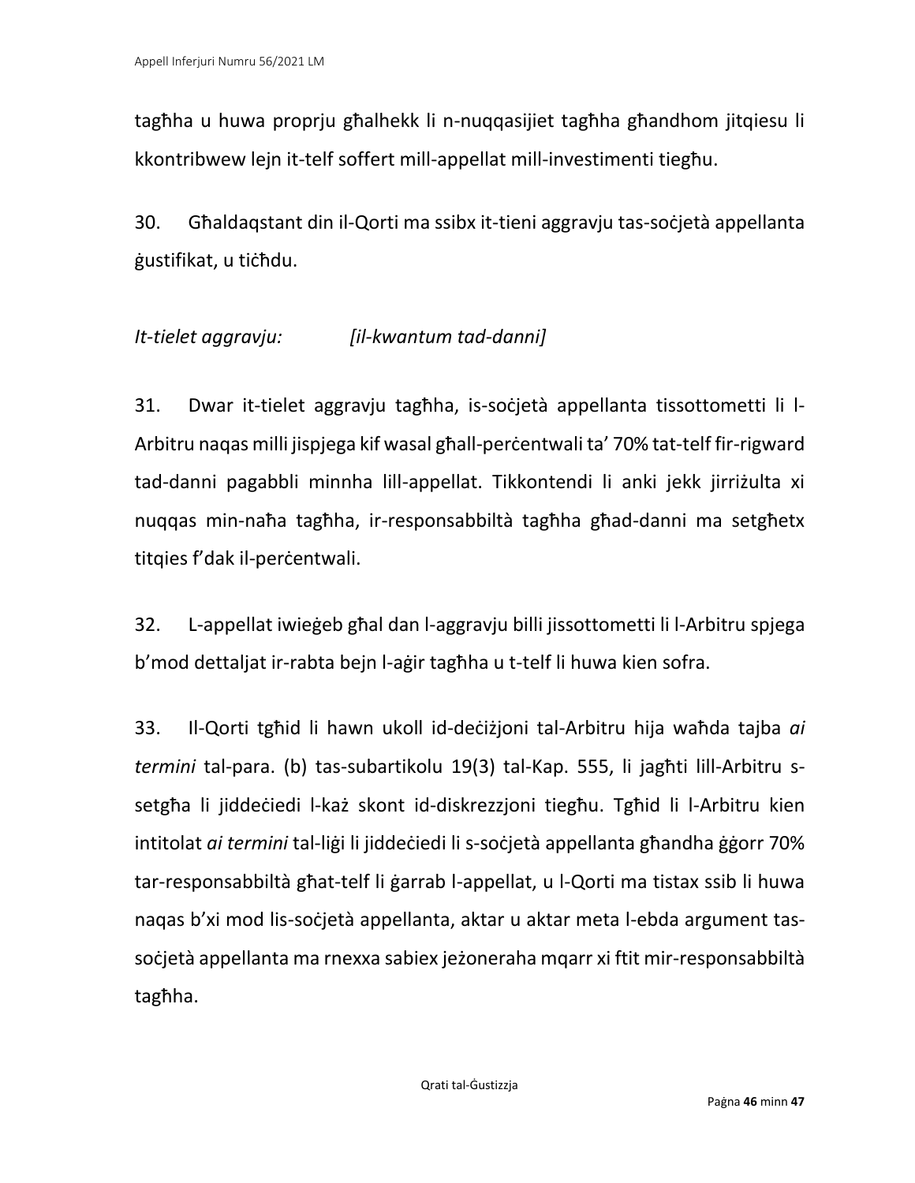tagħha u huwa proprju għalhekk li n-nuqqasijiet tagħha għandhom jitqiesu li kkontribwew lejn it-telf soffert mill-appellat mill-investimenti tiegħu.

30. Għaldaqstant din il-Qorti ma ssibx it-tieni aggravju tas-soċjetà appellanta ġustifikat, u tiċħdu.

*It-tielet aggravju:* *[il-kwantum tad-danni]*

31. Dwar it-tielet aggravju tagħha, is-soċjetà appellanta tissottometti li l-Arbitru naqas milli jispjega kif wasal għall-perċentwali ta' 70% tat-telf fir-rigward tad-danni pagabbli minnha lill-appellat. Tikkontendi li anki jekk jirriżulta xi nuqqas min-naħa tagħha, ir-responsabbiltà tagħha għad-danni ma setgħetx titqies f'dak il-perċentwali.

32. L-appellat iwieġeb għal dan l-aggravju billi jissottometti li l-Arbitru spjega b'mod dettaljat ir-rabta bejn l-aġir tagħha u t-telf li huwa kien sofra.

33. Il-Qorti tgħid li hawn ukoll id-deċiżjoni tal-Arbitru hija waħda tajba *ai termini* tal-para. (b) tas-subartikolu 19(3) tal-Kap. 555, li jagħti lill-Arbitru s-setgħa li jiddeċiedi l-każ skont id-diskrezzjoni tiegħu. Tgħid li l-Arbitru kien intitolat *ai termini* tal-liġi li jiddeċiedi li s-soċjetà appellanta għandha ġġorr 70% tar-responsabbiltà għat-telf li ġarrab l-appellat, u l-Qorti ma tistax ssib li huwa naqas b'xi mod lis-soċjetà appellanta, aktar u aktar meta l-ebda argument tas-soċjetà appellanta ma rnexxa sabiex jeżoneraha mqarr xi ftit mir-responsabbiltà tagħha.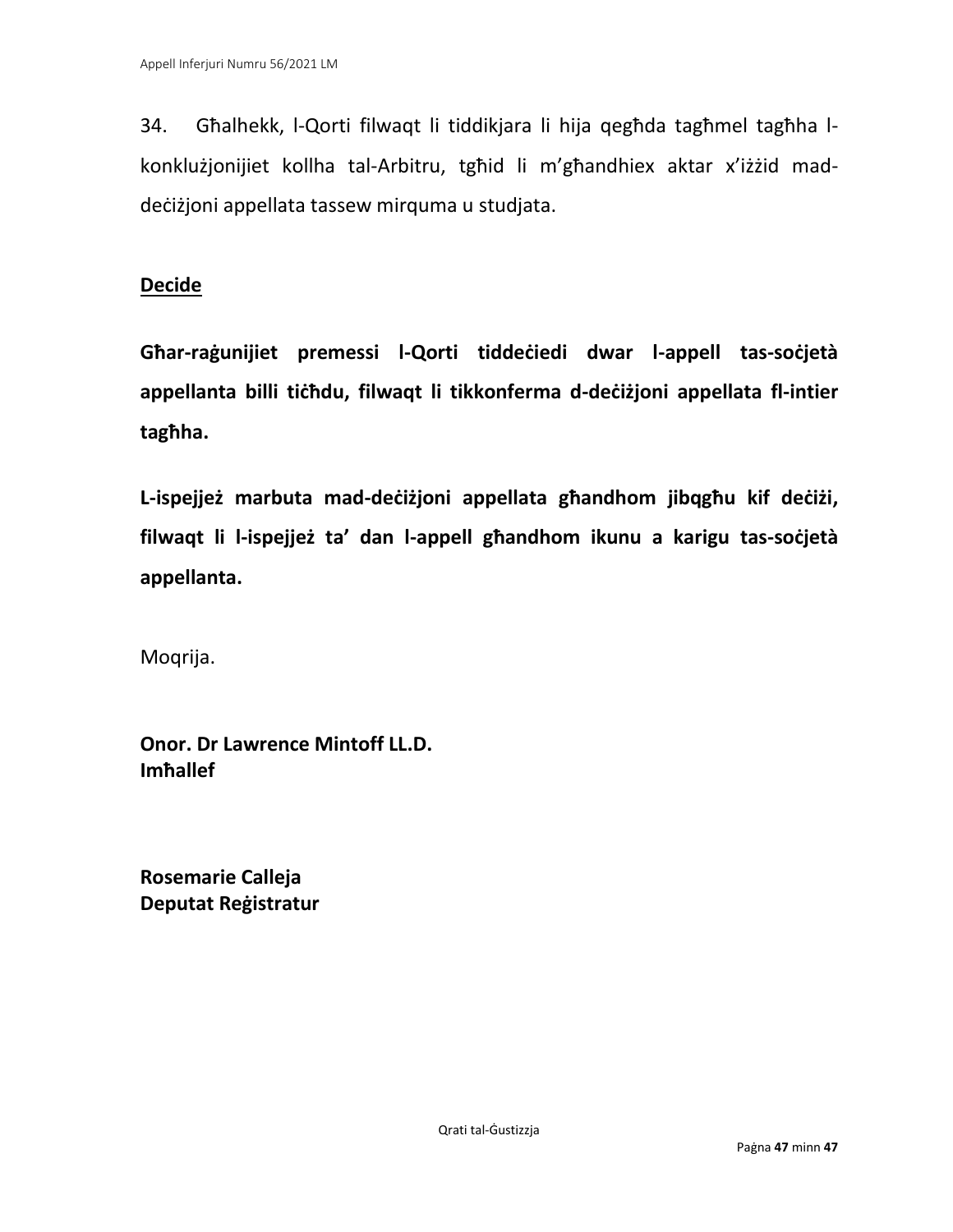34. Għalhekk, l-Qorti filwaqt li tiddikjara li hija qegħda tagħmel tagħha l-konklużjonijiet kollha tal-Arbitru, tgħid li m'għandhiex aktar x'iżżid mad-deċiżjoni appellata tassew mirquma u studjata.

**<u>Decide</u>**

**Għar-raġunijiet premessi l-Qorti tiddeċiedi dwar l-appell tas-soċjetà appellanta billi tiċħdu, filwaqt li tikkonferma d-deċiżjoni appellata fl-intier tagħha.**

**L-ispejjeż marbuta mad-deċiżjoni appellata għandhom jibqgħu kif deċiżi, filwaqt li l-ispejjeż ta' dan l-appell għandhom ikunu a karigu tas-soċjetà appellanta.**

Moqrija.

**Onor. Dr Lawrence Mintoff LL.D.**
**Imħallef**

**Rosemarie Calleja**
**Deputat Reġistratur**